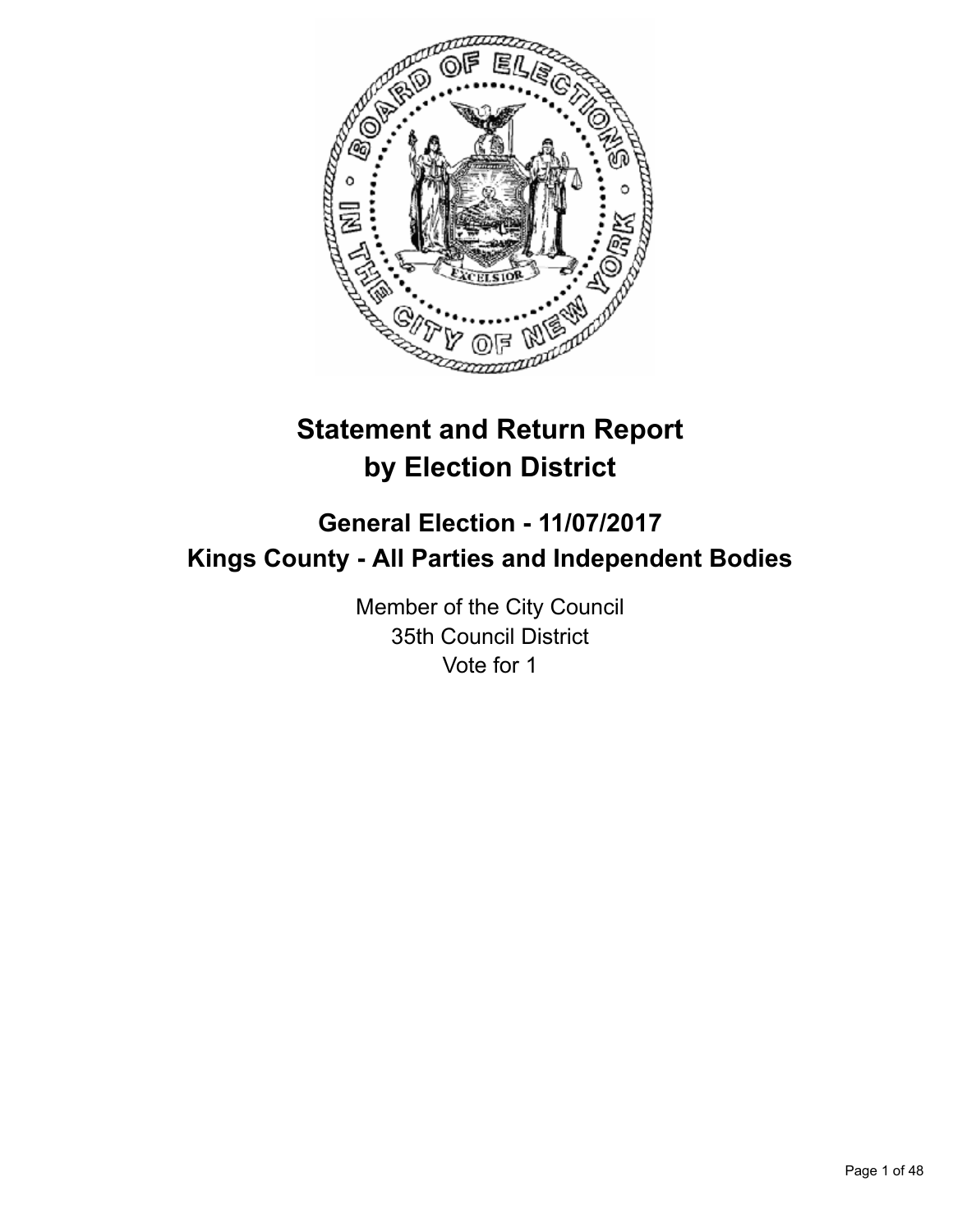# Statement and Return Report by Election District

## General Election - 11/07/2017
## Kings County - All Parties and Independent Bodies

Member of the City Council
35th Council District
Vote for 1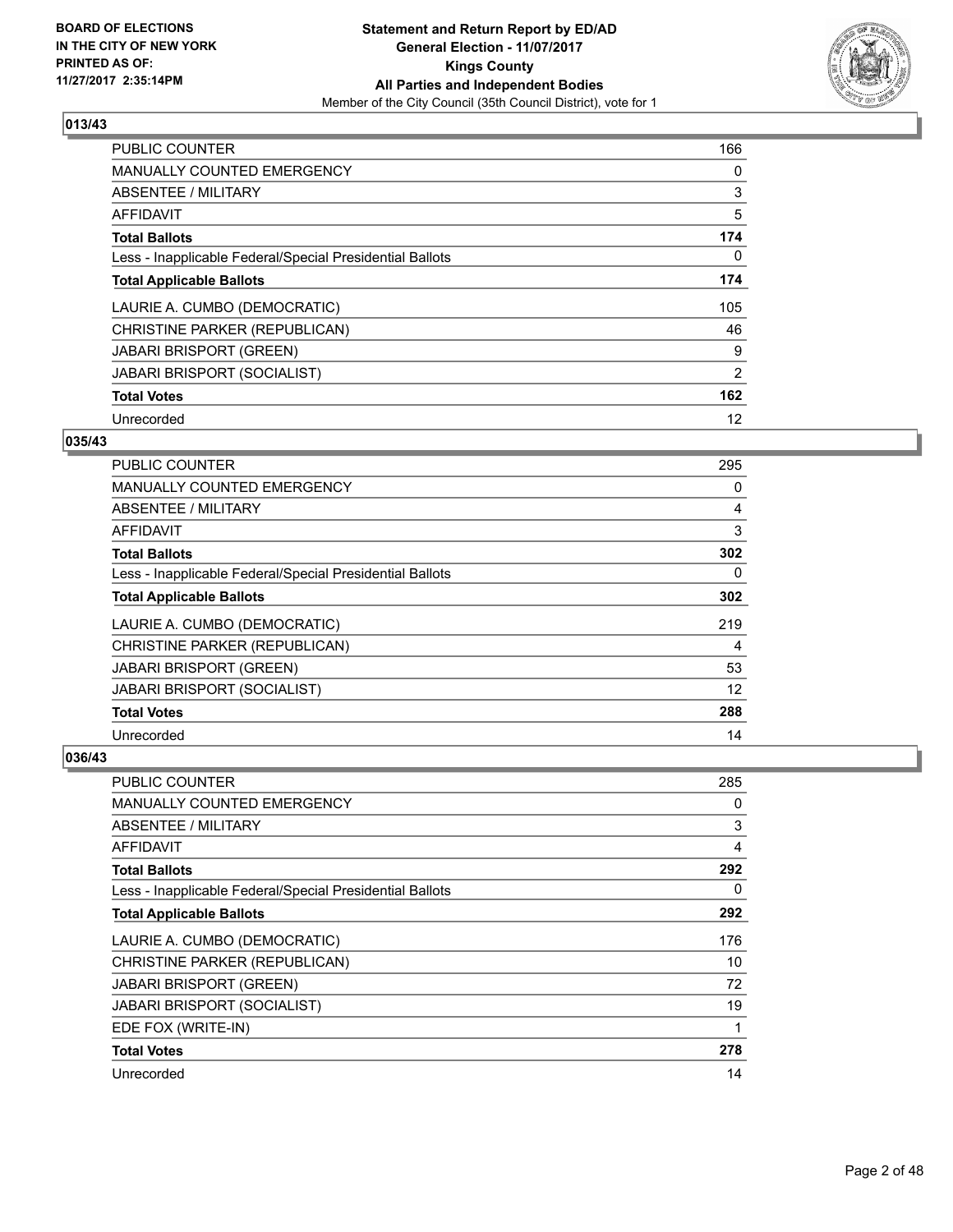## 013/43

| | |
|---|---|
| PUBLIC COUNTER | 166 |
| MANUALLY COUNTED EMERGENCY | 0 |
| ABSENTEE / MILITARY | 3 |
| AFFIDAVIT | 5 |
| **Total Ballots** | **174** |
| Less - Inapplicable Federal/Special Presidential Ballots | 0 |
| **Total Applicable Ballots** | **174** |
| LAURIE A. CUMBO (DEMOCRATIC) | 105 |
| CHRISTINE PARKER (REPUBLICAN) | 46 |
| JABARI BRISPORT (GREEN) | 9 |
| JABARI BRISPORT (SOCIALIST) | 2 |
| **Total Votes** | **162** |
| Unrecorded | 12 |

## 035/43

| | |
|---|---|
| PUBLIC COUNTER | 295 |
| MANUALLY COUNTED EMERGENCY | 0 |
| ABSENTEE / MILITARY | 4 |
| AFFIDAVIT | 3 |
| **Total Ballots** | **302** |
| Less - Inapplicable Federal/Special Presidential Ballots | 0 |
| **Total Applicable Ballots** | **302** |
| LAURIE A. CUMBO (DEMOCRATIC) | 219 |
| CHRISTINE PARKER (REPUBLICAN) | 4 |
| JABARI BRISPORT (GREEN) | 53 |
| JABARI BRISPORT (SOCIALIST) | 12 |
| **Total Votes** | **288** |
| Unrecorded | 14 |

## 036/43

| | |
|---|---|
| PUBLIC COUNTER | 285 |
| MANUALLY COUNTED EMERGENCY | 0 |
| ABSENTEE / MILITARY | 3 |
| AFFIDAVIT | 4 |
| **Total Ballots** | **292** |
| Less - Inapplicable Federal/Special Presidential Ballots | 0 |
| **Total Applicable Ballots** | **292** |
| LAURIE A. CUMBO (DEMOCRATIC) | 176 |
| CHRISTINE PARKER (REPUBLICAN) | 10 |
| JABARI BRISPORT (GREEN) | 72 |
| JABARI BRISPORT (SOCIALIST) | 19 |
| EDE FOX (WRITE-IN) | 1 |
| **Total Votes** | **278** |
| Unrecorded | 14 |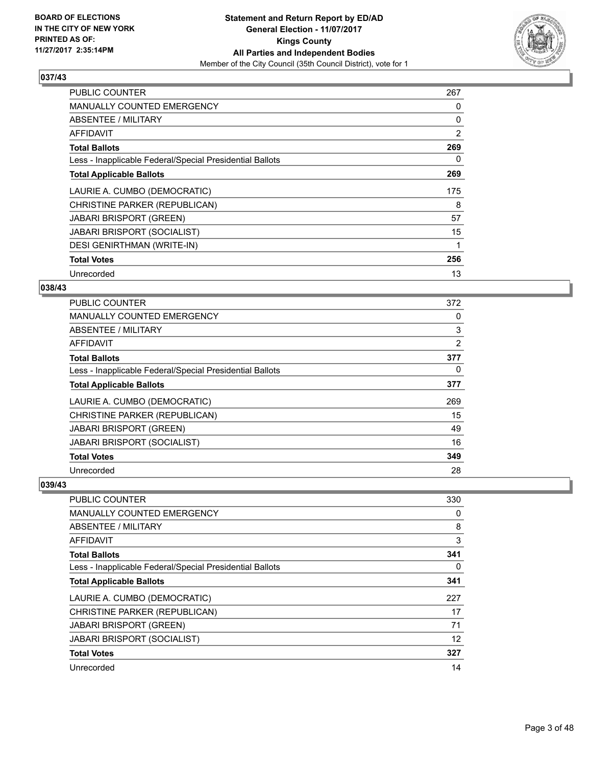## 037/43

| | |
|---|---|
| PUBLIC COUNTER | 267 |
| MANUALLY COUNTED EMERGENCY | 0 |
| ABSENTEE / MILITARY | 0 |
| AFFIDAVIT | 2 |
| **Total Ballots** | **269** |
| Less - Inapplicable Federal/Special Presidential Ballots | 0 |
| **Total Applicable Ballots** | **269** |
| LAURIE A. CUMBO (DEMOCRATIC) | 175 |
| CHRISTINE PARKER (REPUBLICAN) | 8 |
| JABARI BRISPORT (GREEN) | 57 |
| JABARI BRISPORT (SOCIALIST) | 15 |
| DESI GENIRTHMAN (WRITE-IN) | 1 |
| **Total Votes** | **256** |
| Unrecorded | 13 |

## 038/43

| | |
|---|---|
| PUBLIC COUNTER | 372 |
| MANUALLY COUNTED EMERGENCY | 0 |
| ABSENTEE / MILITARY | 3 |
| AFFIDAVIT | 2 |
| **Total Ballots** | **377** |
| Less - Inapplicable Federal/Special Presidential Ballots | 0 |
| **Total Applicable Ballots** | **377** |
| LAURIE A. CUMBO (DEMOCRATIC) | 269 |
| CHRISTINE PARKER (REPUBLICAN) | 15 |
| JABARI BRISPORT (GREEN) | 49 |
| JABARI BRISPORT (SOCIALIST) | 16 |
| **Total Votes** | **349** |
| Unrecorded | 28 |

## 039/43

| | |
|---|---|
| PUBLIC COUNTER | 330 |
| MANUALLY COUNTED EMERGENCY | 0 |
| ABSENTEE / MILITARY | 8 |
| AFFIDAVIT | 3 |
| **Total Ballots** | **341** |
| Less - Inapplicable Federal/Special Presidential Ballots | 0 |
| **Total Applicable Ballots** | **341** |
| LAURIE A. CUMBO (DEMOCRATIC) | 227 |
| CHRISTINE PARKER (REPUBLICAN) | 17 |
| JABARI BRISPORT (GREEN) | 71 |
| JABARI BRISPORT (SOCIALIST) | 12 |
| **Total Votes** | **327** |
| Unrecorded | 14 |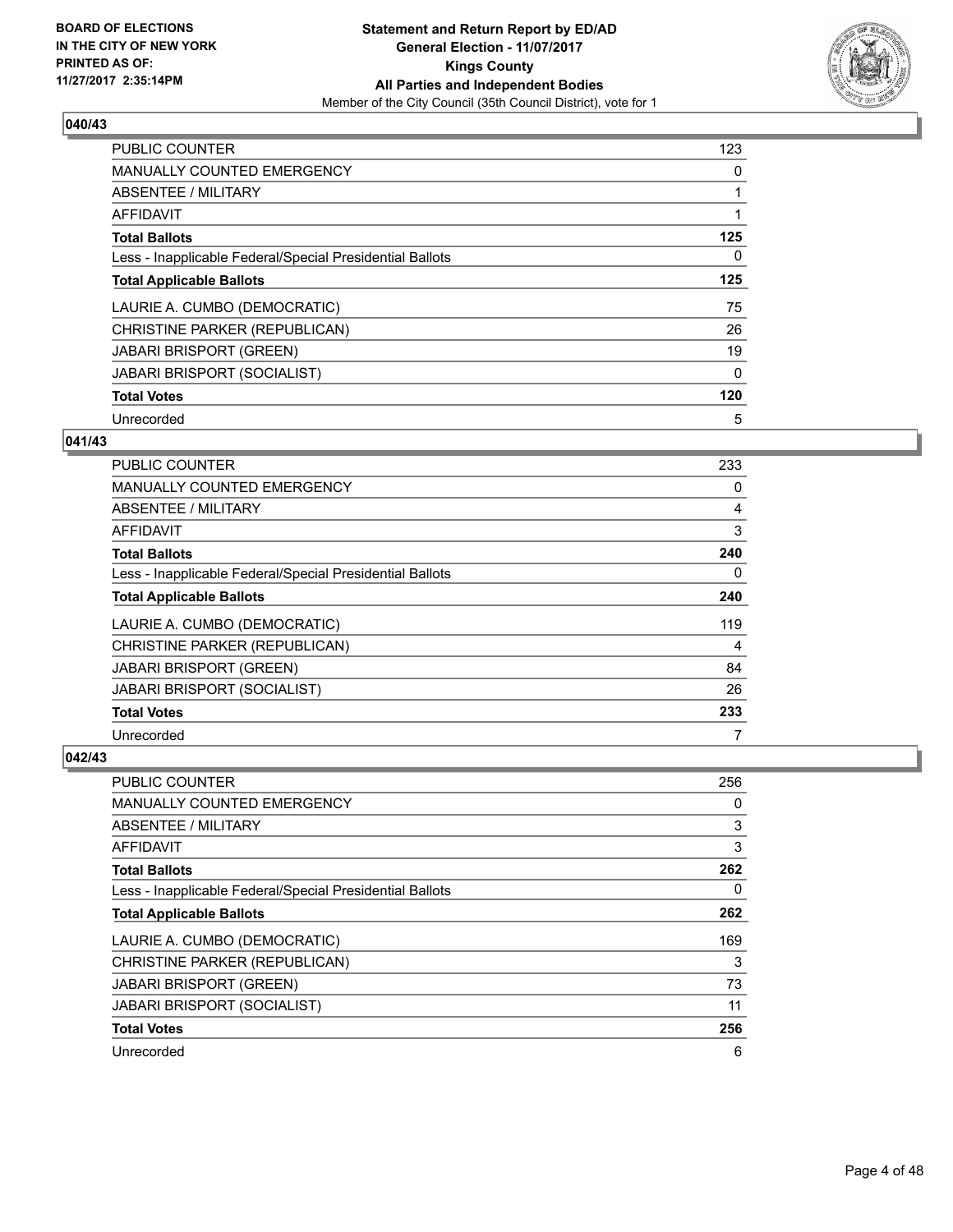**BOARD OF ELECTIONS IN THE CITY OF NEW YORK PRINTED AS OF: 11/27/2017 2:35:14PM**

**Statement and Return Report by ED/AD**
**General Election - 11/07/2017**
**Kings County**
**All Parties and Independent Bodies**
Member of the City Council (35th Council District), vote for 1

### 040/43

| | |
|---|---|
| PUBLIC COUNTER | 123 |
| MANUALLY COUNTED EMERGENCY | 0 |
| ABSENTEE / MILITARY | 1 |
| AFFIDAVIT | 1 |
| **Total Ballots** | **125** |
| Less - Inapplicable Federal/Special Presidential Ballots | 0 |
| **Total Applicable Ballots** | **125** |
| LAURIE A. CUMBO (DEMOCRATIC) | 75 |
| CHRISTINE PARKER (REPUBLICAN) | 26 |
| JABARI BRISPORT (GREEN) | 19 |
| JABARI BRISPORT (SOCIALIST) | 0 |
| **Total Votes** | **120** |
| Unrecorded | 5 |

### 041/43

| | |
|---|---|
| PUBLIC COUNTER | 233 |
| MANUALLY COUNTED EMERGENCY | 0 |
| ABSENTEE / MILITARY | 4 |
| AFFIDAVIT | 3 |
| **Total Ballots** | **240** |
| Less - Inapplicable Federal/Special Presidential Ballots | 0 |
| **Total Applicable Ballots** | **240** |
| LAURIE A. CUMBO (DEMOCRATIC) | 119 |
| CHRISTINE PARKER (REPUBLICAN) | 4 |
| JABARI BRISPORT (GREEN) | 84 |
| JABARI BRISPORT (SOCIALIST) | 26 |
| **Total Votes** | **233** |
| Unrecorded | 7 |

### 042/43

| | |
|---|---|
| PUBLIC COUNTER | 256 |
| MANUALLY COUNTED EMERGENCY | 0 |
| ABSENTEE / MILITARY | 3 |
| AFFIDAVIT | 3 |
| **Total Ballots** | **262** |
| Less - Inapplicable Federal/Special Presidential Ballots | 0 |
| **Total Applicable Ballots** | **262** |
| LAURIE A. CUMBO (DEMOCRATIC) | 169 |
| CHRISTINE PARKER (REPUBLICAN) | 3 |
| JABARI BRISPORT (GREEN) | 73 |
| JABARI BRISPORT (SOCIALIST) | 11 |
| **Total Votes** | **256** |
| Unrecorded | 6 |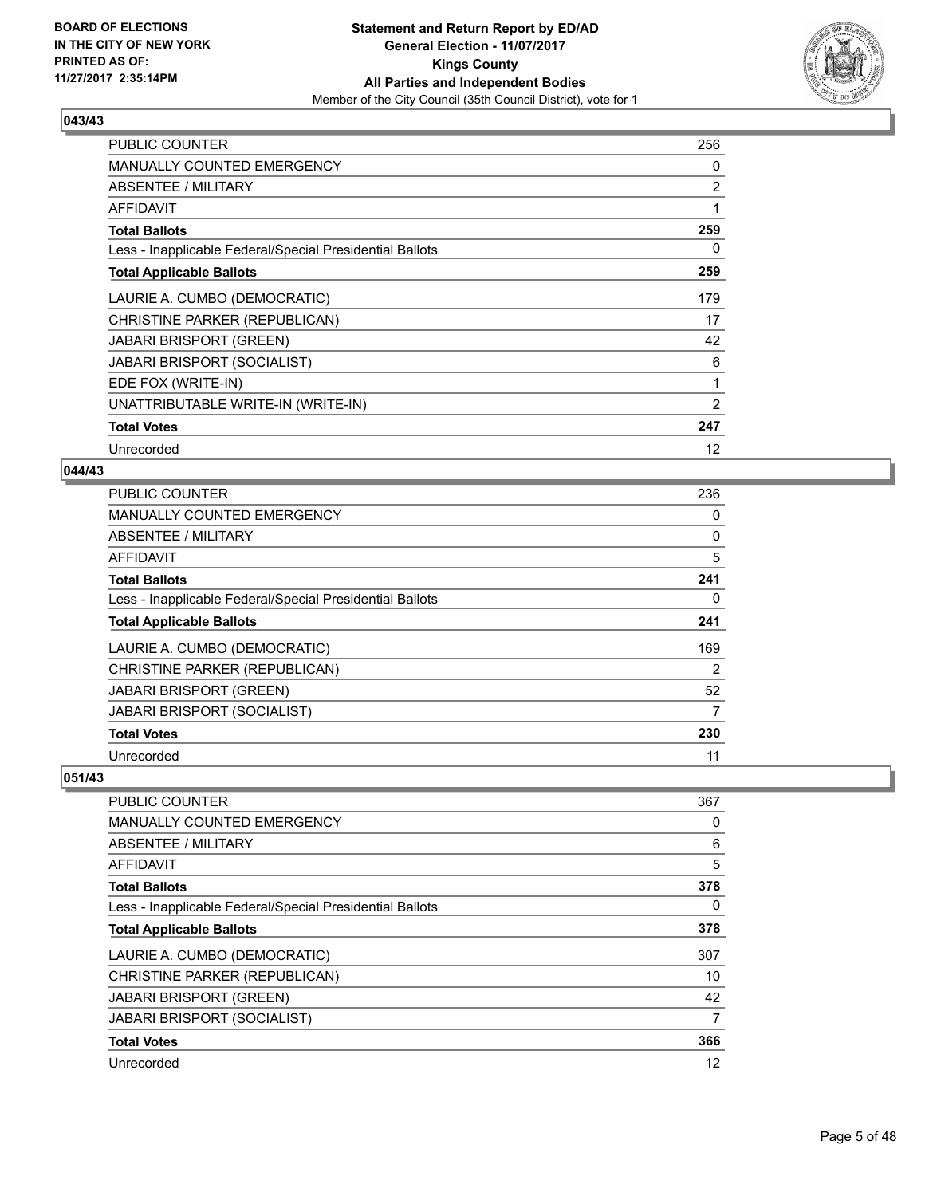BOARD OF ELECTIONS
IN THE CITY OF NEW YORK
PRINTED AS OF:
11/27/2017 2:35:14PM

**Statement and Return Report by ED/AD**
**General Election - 11/07/2017**
**Kings County**
**All Parties and Independent Bodies**
Member of the City Council (35th Council District), vote for 1

### 043/43

| | |
|---|---|
| PUBLIC COUNTER | 256 |
| MANUALLY COUNTED EMERGENCY | 0 |
| ABSENTEE / MILITARY | 2 |
| AFFIDAVIT | 1 |
| **Total Ballots** | **259** |
| Less - Inapplicable Federal/Special Presidential Ballots | 0 |
| **Total Applicable Ballots** | **259** |
| LAURIE A. CUMBO (DEMOCRATIC) | 179 |
| CHRISTINE PARKER (REPUBLICAN) | 17 |
| JABARI BRISPORT (GREEN) | 42 |
| JABARI BRISPORT (SOCIALIST) | 6 |
| EDE FOX (WRITE-IN) | 1 |
| UNATTRIBUTABLE WRITE-IN (WRITE-IN) | 2 |
| **Total Votes** | **247** |
| Unrecorded | 12 |

### 044/43

| | |
|---|---|
| PUBLIC COUNTER | 236 |
| MANUALLY COUNTED EMERGENCY | 0 |
| ABSENTEE / MILITARY | 0 |
| AFFIDAVIT | 5 |
| **Total Ballots** | **241** |
| Less - Inapplicable Federal/Special Presidential Ballots | 0 |
| **Total Applicable Ballots** | **241** |
| LAURIE A. CUMBO (DEMOCRATIC) | 169 |
| CHRISTINE PARKER (REPUBLICAN) | 2 |
| JABARI BRISPORT (GREEN) | 52 |
| JABARI BRISPORT (SOCIALIST) | 7 |
| **Total Votes** | **230** |
| Unrecorded | 11 |

### 051/43

| | |
|---|---|
| PUBLIC COUNTER | 367 |
| MANUALLY COUNTED EMERGENCY | 0 |
| ABSENTEE / MILITARY | 6 |
| AFFIDAVIT | 5 |
| **Total Ballots** | **378** |
| Less - Inapplicable Federal/Special Presidential Ballots | 0 |
| **Total Applicable Ballots** | **378** |
| LAURIE A. CUMBO (DEMOCRATIC) | 307 |
| CHRISTINE PARKER (REPUBLICAN) | 10 |
| JABARI BRISPORT (GREEN) | 42 |
| JABARI BRISPORT (SOCIALIST) | 7 |
| **Total Votes** | **366** |
| Unrecorded | 12 |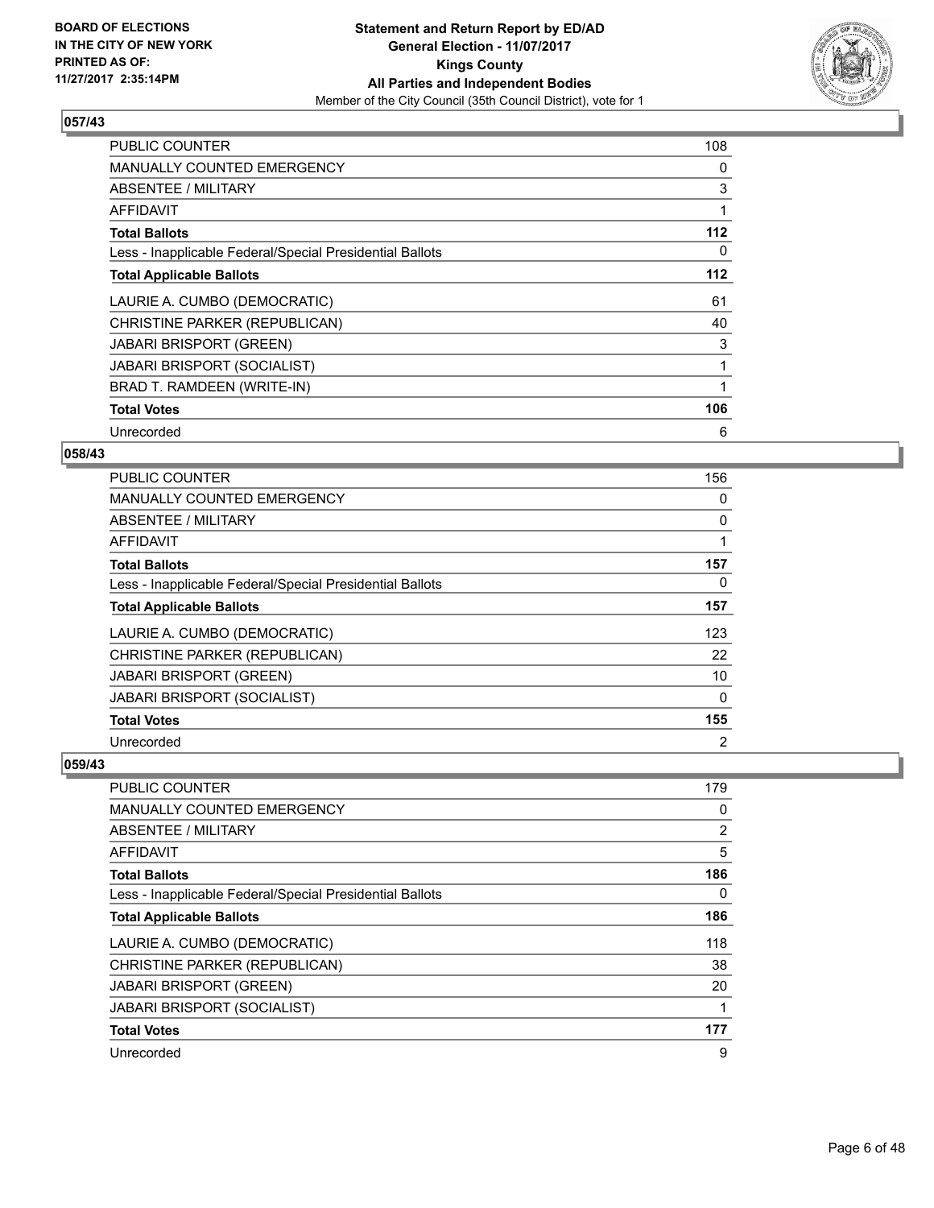**BOARD OF ELECTIONS IN THE CITY OF NEW YORK PRINTED AS OF: 11/27/2017 2:35:14PM**

**Statement and Return Report by ED/AD**
**General Election - 11/07/2017**
**Kings County**
**All Parties and Independent Bodies**
Member of the City Council (35th Council District), vote for 1

### 057/43

| | |
|---|---|
| PUBLIC COUNTER | 108 |
| MANUALLY COUNTED EMERGENCY | 0 |
| ABSENTEE / MILITARY | 3 |
| AFFIDAVIT | 1 |
| **Total Ballots** | **112** |
| Less - Inapplicable Federal/Special Presidential Ballots | 0 |
| **Total Applicable Ballots** | **112** |
| LAURIE A. CUMBO (DEMOCRATIC) | 61 |
| CHRISTINE PARKER (REPUBLICAN) | 40 |
| JABARI BRISPORT (GREEN) | 3 |
| JABARI BRISPORT (SOCIALIST) | 1 |
| BRAD T. RAMDEEN (WRITE-IN) | 1 |
| **Total Votes** | **106** |
| Unrecorded | 6 |

### 058/43

| | |
|---|---|
| PUBLIC COUNTER | 156 |
| MANUALLY COUNTED EMERGENCY | 0 |
| ABSENTEE / MILITARY | 0 |
| AFFIDAVIT | 1 |
| **Total Ballots** | **157** |
| Less - Inapplicable Federal/Special Presidential Ballots | 0 |
| **Total Applicable Ballots** | **157** |
| LAURIE A. CUMBO (DEMOCRATIC) | 123 |
| CHRISTINE PARKER (REPUBLICAN) | 22 |
| JABARI BRISPORT (GREEN) | 10 |
| JABARI BRISPORT (SOCIALIST) | 0 |
| **Total Votes** | **155** |
| Unrecorded | 2 |

### 059/43

| | |
|---|---|
| PUBLIC COUNTER | 179 |
| MANUALLY COUNTED EMERGENCY | 0 |
| ABSENTEE / MILITARY | 2 |
| AFFIDAVIT | 5 |
| **Total Ballots** | **186** |
| Less - Inapplicable Federal/Special Presidential Ballots | 0 |
| **Total Applicable Ballots** | **186** |
| LAURIE A. CUMBO (DEMOCRATIC) | 118 |
| CHRISTINE PARKER (REPUBLICAN) | 38 |
| JABARI BRISPORT (GREEN) | 20 |
| JABARI BRISPORT (SOCIALIST) | 1 |
| **Total Votes** | **177** |
| Unrecorded | 9 |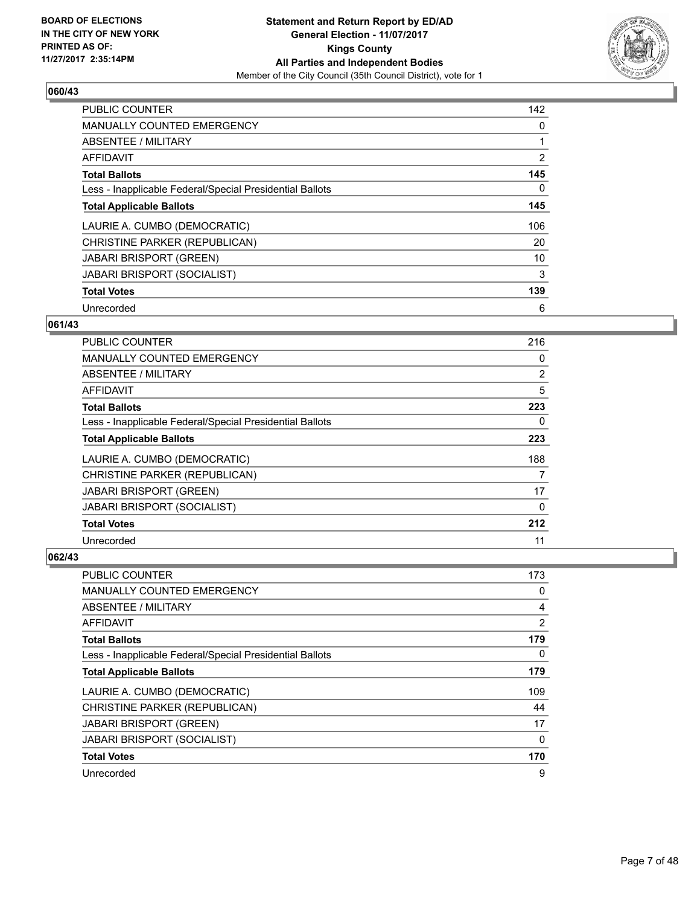**BOARD OF ELECTIONS IN THE CITY OF NEW YORK PRINTED AS OF: 11/27/2017 2:35:14PM**

**Statement and Return Report by ED/AD General Election - 11/07/2017 Kings County All Parties and Independent Bodies**

Member of the City Council (35th Council District), vote for 1

### 060/43

| | |
|---|---|
| PUBLIC COUNTER | 142 |
| MANUALLY COUNTED EMERGENCY | 0 |
| ABSENTEE / MILITARY | 1 |
| AFFIDAVIT | 2 |
| **Total Ballots** | **145** |
| Less - Inapplicable Federal/Special Presidential Ballots | 0 |
| **Total Applicable Ballots** | **145** |
| LAURIE A. CUMBO (DEMOCRATIC) | 106 |
| CHRISTINE PARKER (REPUBLICAN) | 20 |
| JABARI BRISPORT (GREEN) | 10 |
| JABARI BRISPORT (SOCIALIST) | 3 |
| **Total Votes** | **139** |
| Unrecorded | 6 |

### 061/43

| | |
|---|---|
| PUBLIC COUNTER | 216 |
| MANUALLY COUNTED EMERGENCY | 0 |
| ABSENTEE / MILITARY | 2 |
| AFFIDAVIT | 5 |
| **Total Ballots** | **223** |
| Less - Inapplicable Federal/Special Presidential Ballots | 0 |
| **Total Applicable Ballots** | **223** |
| LAURIE A. CUMBO (DEMOCRATIC) | 188 |
| CHRISTINE PARKER (REPUBLICAN) | 7 |
| JABARI BRISPORT (GREEN) | 17 |
| JABARI BRISPORT (SOCIALIST) | 0 |
| **Total Votes** | **212** |
| Unrecorded | 11 |

### 062/43

| | |
|---|---|
| PUBLIC COUNTER | 173 |
| MANUALLY COUNTED EMERGENCY | 0 |
| ABSENTEE / MILITARY | 4 |
| AFFIDAVIT | 2 |
| **Total Ballots** | **179** |
| Less - Inapplicable Federal/Special Presidential Ballots | 0 |
| **Total Applicable Ballots** | **179** |
| LAURIE A. CUMBO (DEMOCRATIC) | 109 |
| CHRISTINE PARKER (REPUBLICAN) | 44 |
| JABARI BRISPORT (GREEN) | 17 |
| JABARI BRISPORT (SOCIALIST) | 0 |
| **Total Votes** | **170** |
| Unrecorded | 9 |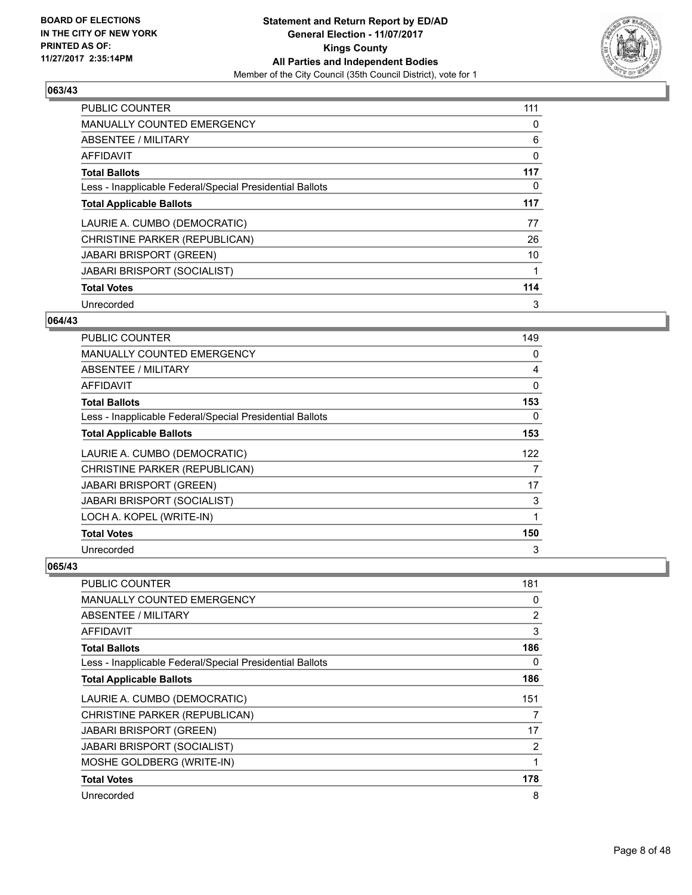### 063/43

| | |
|---|---|
| PUBLIC COUNTER | 111 |
| MANUALLY COUNTED EMERGENCY | 0 |
| ABSENTEE / MILITARY | 6 |
| AFFIDAVIT | 0 |
| **Total Ballots** | **117** |
| Less - Inapplicable Federal/Special Presidential Ballots | 0 |
| **Total Applicable Ballots** | **117** |
| LAURIE A. CUMBO (DEMOCRATIC) | 77 |
| CHRISTINE PARKER (REPUBLICAN) | 26 |
| JABARI BRISPORT (GREEN) | 10 |
| JABARI BRISPORT (SOCIALIST) | 1 |
| **Total Votes** | **114** |
| Unrecorded | 3 |

### 064/43

| | |
|---|---|
| PUBLIC COUNTER | 149 |
| MANUALLY COUNTED EMERGENCY | 0 |
| ABSENTEE / MILITARY | 4 |
| AFFIDAVIT | 0 |
| **Total Ballots** | **153** |
| Less - Inapplicable Federal/Special Presidential Ballots | 0 |
| **Total Applicable Ballots** | **153** |
| LAURIE A. CUMBO (DEMOCRATIC) | 122 |
| CHRISTINE PARKER (REPUBLICAN) | 7 |
| JABARI BRISPORT (GREEN) | 17 |
| JABARI BRISPORT (SOCIALIST) | 3 |
| LOCH A. KOPEL (WRITE-IN) | 1 |
| **Total Votes** | **150** |
| Unrecorded | 3 |

### 065/43

| | |
|---|---|
| PUBLIC COUNTER | 181 |
| MANUALLY COUNTED EMERGENCY | 0 |
| ABSENTEE / MILITARY | 2 |
| AFFIDAVIT | 3 |
| **Total Ballots** | **186** |
| Less - Inapplicable Federal/Special Presidential Ballots | 0 |
| **Total Applicable Ballots** | **186** |
| LAURIE A. CUMBO (DEMOCRATIC) | 151 |
| CHRISTINE PARKER (REPUBLICAN) | 7 |
| JABARI BRISPORT (GREEN) | 17 |
| JABARI BRISPORT (SOCIALIST) | 2 |
| MOSHE GOLDBERG (WRITE-IN) | 1 |
| **Total Votes** | **178** |
| Unrecorded | 8 |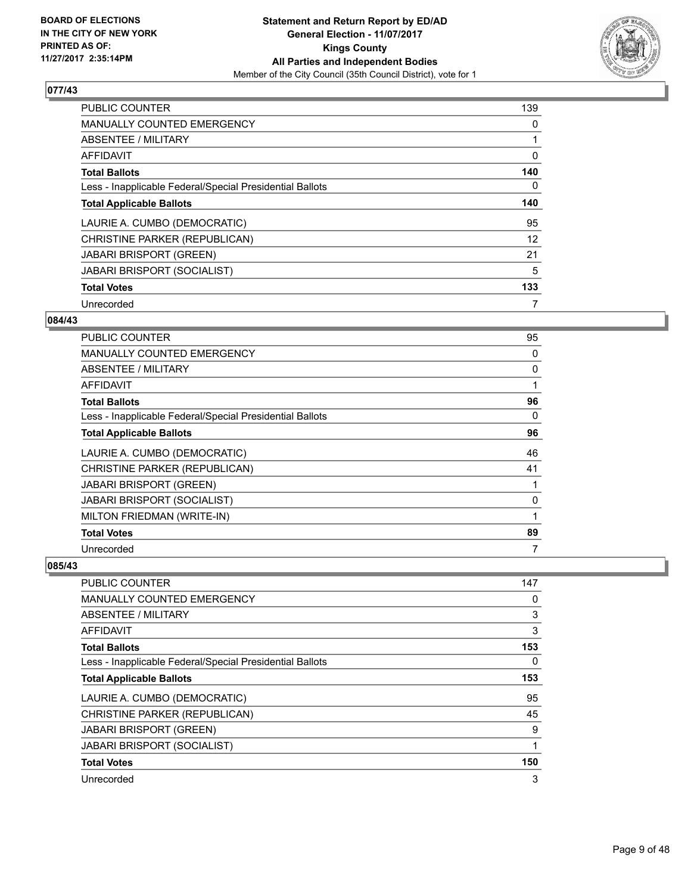## 077/43

| | |
|---|---|
| PUBLIC COUNTER | 139 |
| MANUALLY COUNTED EMERGENCY | 0 |
| ABSENTEE / MILITARY | 1 |
| AFFIDAVIT | 0 |
| **Total Ballots** | **140** |
| Less - Inapplicable Federal/Special Presidential Ballots | 0 |
| **Total Applicable Ballots** | **140** |
| LAURIE A. CUMBO (DEMOCRATIC) | 95 |
| CHRISTINE PARKER (REPUBLICAN) | 12 |
| JABARI BRISPORT (GREEN) | 21 |
| JABARI BRISPORT (SOCIALIST) | 5 |
| **Total Votes** | **133** |
| Unrecorded | 7 |

## 084/43

| | |
|---|---|
| PUBLIC COUNTER | 95 |
| MANUALLY COUNTED EMERGENCY | 0 |
| ABSENTEE / MILITARY | 0 |
| AFFIDAVIT | 1 |
| **Total Ballots** | **96** |
| Less - Inapplicable Federal/Special Presidential Ballots | 0 |
| **Total Applicable Ballots** | **96** |
| LAURIE A. CUMBO (DEMOCRATIC) | 46 |
| CHRISTINE PARKER (REPUBLICAN) | 41 |
| JABARI BRISPORT (GREEN) | 1 |
| JABARI BRISPORT (SOCIALIST) | 0 |
| MILTON FRIEDMAN (WRITE-IN) | 1 |
| **Total Votes** | **89** |
| Unrecorded | 7 |

## 085/43

| | |
|---|---|
| PUBLIC COUNTER | 147 |
| MANUALLY COUNTED EMERGENCY | 0 |
| ABSENTEE / MILITARY | 3 |
| AFFIDAVIT | 3 |
| **Total Ballots** | **153** |
| Less - Inapplicable Federal/Special Presidential Ballots | 0 |
| **Total Applicable Ballots** | **153** |
| LAURIE A. CUMBO (DEMOCRATIC) | 95 |
| CHRISTINE PARKER (REPUBLICAN) | 45 |
| JABARI BRISPORT (GREEN) | 9 |
| JABARI BRISPORT (SOCIALIST) | 1 |
| **Total Votes** | **150** |
| Unrecorded | 3 |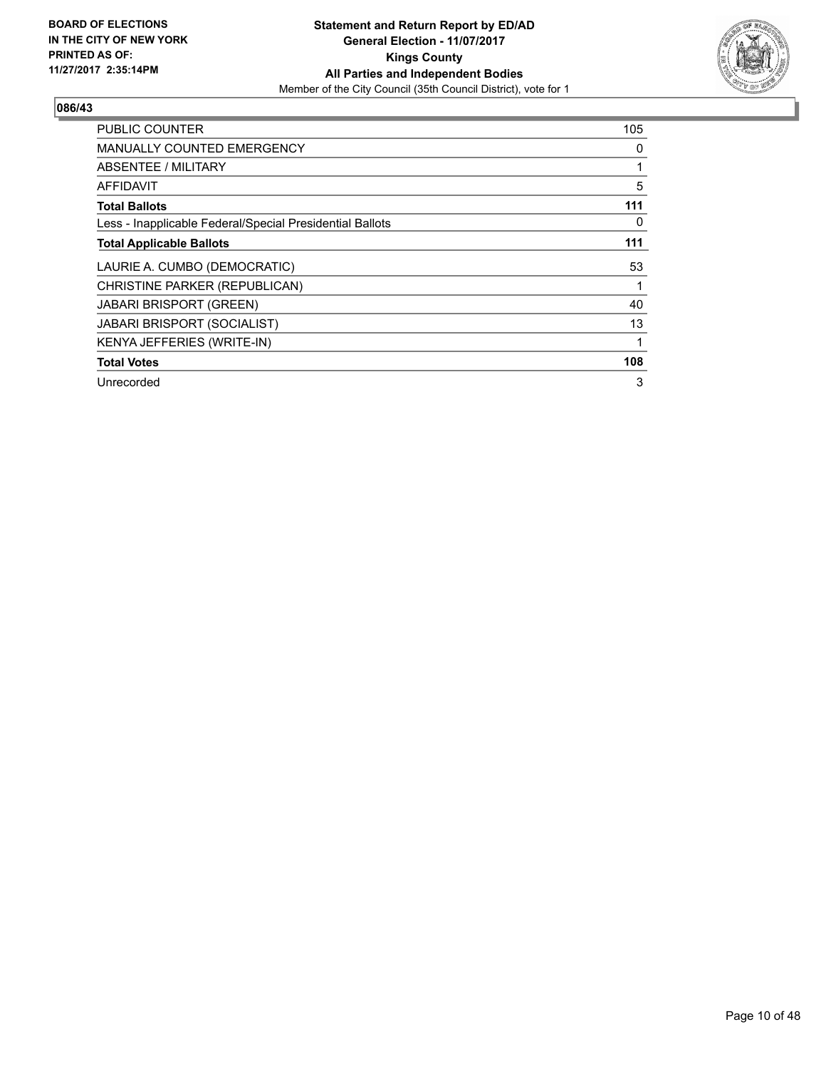**BOARD OF ELECTIONS IN THE CITY OF NEW YORK PRINTED AS OF: 11/27/2017 2:35:14PM**

**Statement and Return Report by ED/AD**
**General Election - 11/07/2017**
**Kings County**
**All Parties and Independent Bodies**
Member of the City Council (35th Council District), vote for 1

## 086/43

| | |
|---|---|
| PUBLIC COUNTER | 105 |
| MANUALLY COUNTED EMERGENCY | 0 |
| ABSENTEE / MILITARY | 1 |
| AFFIDAVIT | 5 |
| **Total Ballots** | **111** |
| Less - Inapplicable Federal/Special Presidential Ballots | 0 |
| **Total Applicable Ballots** | **111** |
| LAURIE A. CUMBO (DEMOCRATIC) | 53 |
| CHRISTINE PARKER (REPUBLICAN) | 1 |
| JABARI BRISPORT (GREEN) | 40 |
| JABARI BRISPORT (SOCIALIST) | 13 |
| KENYA JEFFERIES (WRITE-IN) | 1 |
| **Total Votes** | **108** |
| Unrecorded | 3 |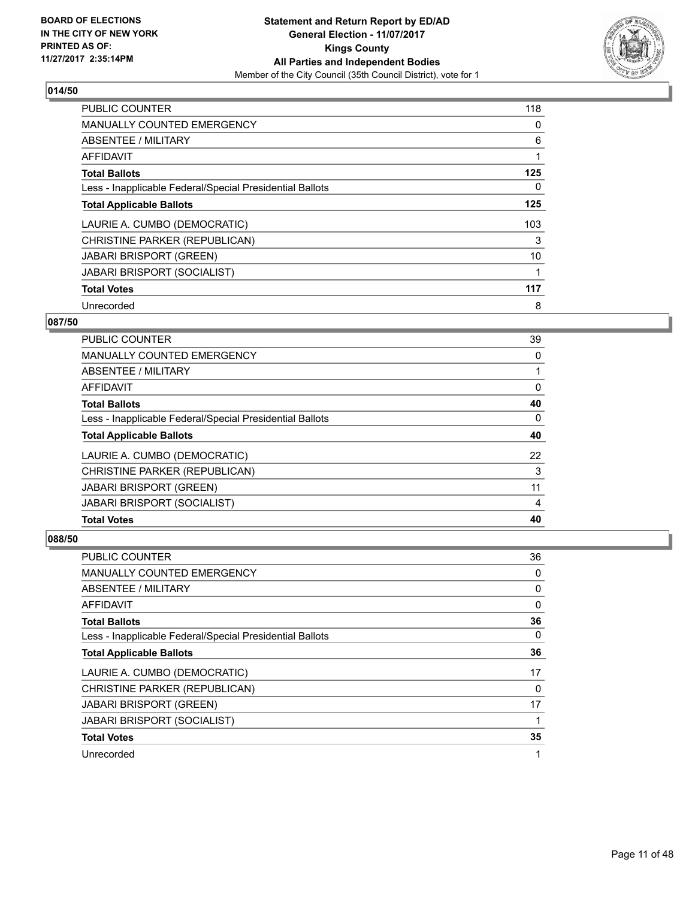BOARD OF ELECTIONS
IN THE CITY OF NEW YORK
PRINTED AS OF:
11/27/2017 2:35:14PM

**Statement and Return Report by ED/AD**
**General Election - 11/07/2017**
**Kings County**
**All Parties and Independent Bodies**
Member of the City Council (35th Council District), vote for 1

### 014/50

| | |
|---|---|
| PUBLIC COUNTER | 118 |
| MANUALLY COUNTED EMERGENCY | 0 |
| ABSENTEE / MILITARY | 6 |
| AFFIDAVIT | 1 |
| **Total Ballots** | **125** |
| Less - Inapplicable Federal/Special Presidential Ballots | 0 |
| **Total Applicable Ballots** | **125** |
| LAURIE A. CUMBO (DEMOCRATIC) | 103 |
| CHRISTINE PARKER (REPUBLICAN) | 3 |
| JABARI BRISPORT (GREEN) | 10 |
| JABARI BRISPORT (SOCIALIST) | 1 |
| **Total Votes** | **117** |
| Unrecorded | 8 |

### 087/50

| | |
|---|---|
| PUBLIC COUNTER | 39 |
| MANUALLY COUNTED EMERGENCY | 0 |
| ABSENTEE / MILITARY | 1 |
| AFFIDAVIT | 0 |
| **Total Ballots** | **40** |
| Less - Inapplicable Federal/Special Presidential Ballots | 0 |
| **Total Applicable Ballots** | **40** |
| LAURIE A. CUMBO (DEMOCRATIC) | 22 |
| CHRISTINE PARKER (REPUBLICAN) | 3 |
| JABARI BRISPORT (GREEN) | 11 |
| JABARI BRISPORT (SOCIALIST) | 4 |
| **Total Votes** | **40** |

### 088/50

| | |
|---|---|
| PUBLIC COUNTER | 36 |
| MANUALLY COUNTED EMERGENCY | 0 |
| ABSENTEE / MILITARY | 0 |
| AFFIDAVIT | 0 |
| **Total Ballots** | **36** |
| Less - Inapplicable Federal/Special Presidential Ballots | 0 |
| **Total Applicable Ballots** | **36** |
| LAURIE A. CUMBO (DEMOCRATIC) | 17 |
| CHRISTINE PARKER (REPUBLICAN) | 0 |
| JABARI BRISPORT (GREEN) | 17 |
| JABARI BRISPORT (SOCIALIST) | 1 |
| **Total Votes** | **35** |
| Unrecorded | 1 |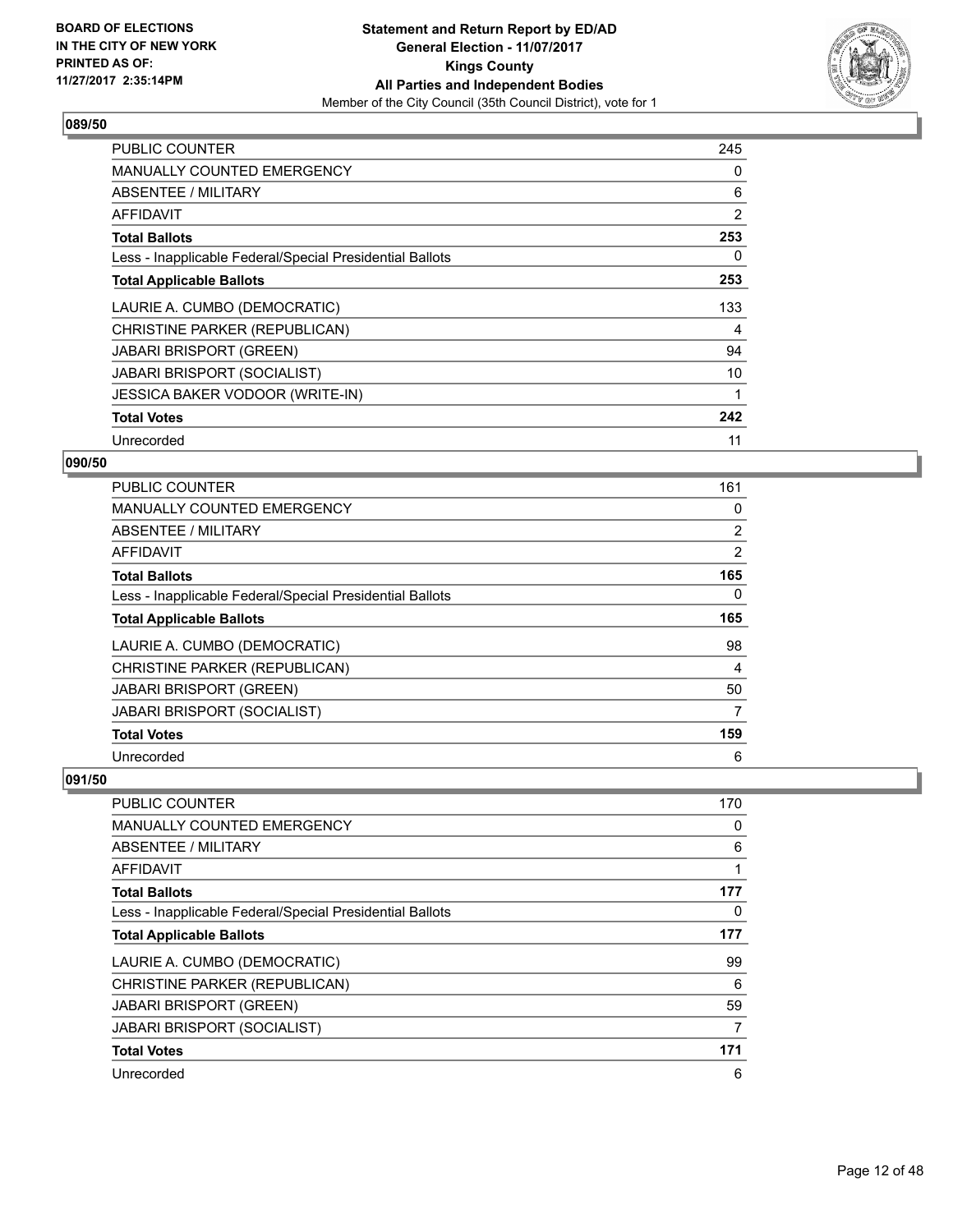## 089/50

| | |
|---|---|
| PUBLIC COUNTER | 245 |
| MANUALLY COUNTED EMERGENCY | 0 |
| ABSENTEE / MILITARY | 6 |
| AFFIDAVIT | 2 |
| **Total Ballots** | **253** |
| Less - Inapplicable Federal/Special Presidential Ballots | 0 |
| **Total Applicable Ballots** | **253** |
| LAURIE A. CUMBO (DEMOCRATIC) | 133 |
| CHRISTINE PARKER (REPUBLICAN) | 4 |
| JABARI BRISPORT (GREEN) | 94 |
| JABARI BRISPORT (SOCIALIST) | 10 |
| JESSICA BAKER VODOOR (WRITE-IN) | 1 |
| **Total Votes** | **242** |
| Unrecorded | 11 |

## 090/50

| | |
|---|---|
| PUBLIC COUNTER | 161 |
| MANUALLY COUNTED EMERGENCY | 0 |
| ABSENTEE / MILITARY | 2 |
| AFFIDAVIT | 2 |
| **Total Ballots** | **165** |
| Less - Inapplicable Federal/Special Presidential Ballots | 0 |
| **Total Applicable Ballots** | **165** |
| LAURIE A. CUMBO (DEMOCRATIC) | 98 |
| CHRISTINE PARKER (REPUBLICAN) | 4 |
| JABARI BRISPORT (GREEN) | 50 |
| JABARI BRISPORT (SOCIALIST) | 7 |
| **Total Votes** | **159** |
| Unrecorded | 6 |

## 091/50

| | |
|---|---|
| PUBLIC COUNTER | 170 |
| MANUALLY COUNTED EMERGENCY | 0 |
| ABSENTEE / MILITARY | 6 |
| AFFIDAVIT | 1 |
| **Total Ballots** | **177** |
| Less - Inapplicable Federal/Special Presidential Ballots | 0 |
| **Total Applicable Ballots** | **177** |
| LAURIE A. CUMBO (DEMOCRATIC) | 99 |
| CHRISTINE PARKER (REPUBLICAN) | 6 |
| JABARI BRISPORT (GREEN) | 59 |
| JABARI BRISPORT (SOCIALIST) | 7 |
| **Total Votes** | **171** |
| Unrecorded | 6 |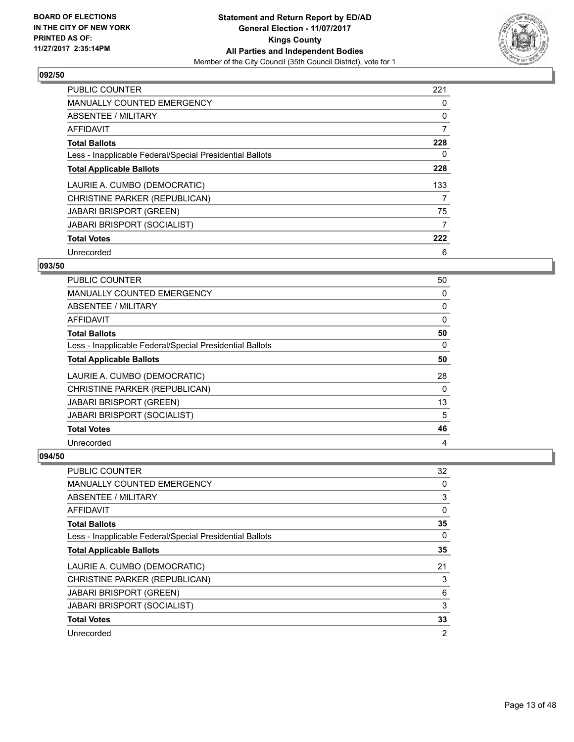**Statement and Return Report by ED/AD**
**General Election - 11/07/2017**
**Kings County**
**All Parties and Independent Bodies**
Member of the City Council (35th Council District), vote for 1

BOARD OF ELECTIONS
IN THE CITY OF NEW YORK
PRINTED AS OF:
11/27/2017 2:35:14PM

### 092/50

| | |
|---|---|
| PUBLIC COUNTER | 221 |
| MANUALLY COUNTED EMERGENCY | 0 |
| ABSENTEE / MILITARY | 0 |
| AFFIDAVIT | 7 |
| **Total Ballots** | **228** |
| Less - Inapplicable Federal/Special Presidential Ballots | 0 |
| **Total Applicable Ballots** | **228** |
| LAURIE A. CUMBO (DEMOCRATIC) | 133 |
| CHRISTINE PARKER (REPUBLICAN) | 7 |
| JABARI BRISPORT (GREEN) | 75 |
| JABARI BRISPORT (SOCIALIST) | 7 |
| **Total Votes** | **222** |
| Unrecorded | 6 |

### 093/50

| | |
|---|---|
| PUBLIC COUNTER | 50 |
| MANUALLY COUNTED EMERGENCY | 0 |
| ABSENTEE / MILITARY | 0 |
| AFFIDAVIT | 0 |
| **Total Ballots** | **50** |
| Less - Inapplicable Federal/Special Presidential Ballots | 0 |
| **Total Applicable Ballots** | **50** |
| LAURIE A. CUMBO (DEMOCRATIC) | 28 |
| CHRISTINE PARKER (REPUBLICAN) | 0 |
| JABARI BRISPORT (GREEN) | 13 |
| JABARI BRISPORT (SOCIALIST) | 5 |
| **Total Votes** | **46** |
| Unrecorded | 4 |

### 094/50

| | |
|---|---|
| PUBLIC COUNTER | 32 |
| MANUALLY COUNTED EMERGENCY | 0 |
| ABSENTEE / MILITARY | 3 |
| AFFIDAVIT | 0 |
| **Total Ballots** | **35** |
| Less - Inapplicable Federal/Special Presidential Ballots | 0 |
| **Total Applicable Ballots** | **35** |
| LAURIE A. CUMBO (DEMOCRATIC) | 21 |
| CHRISTINE PARKER (REPUBLICAN) | 3 |
| JABARI BRISPORT (GREEN) | 6 |
| JABARI BRISPORT (SOCIALIST) | 3 |
| **Total Votes** | **33** |
| Unrecorded | 2 |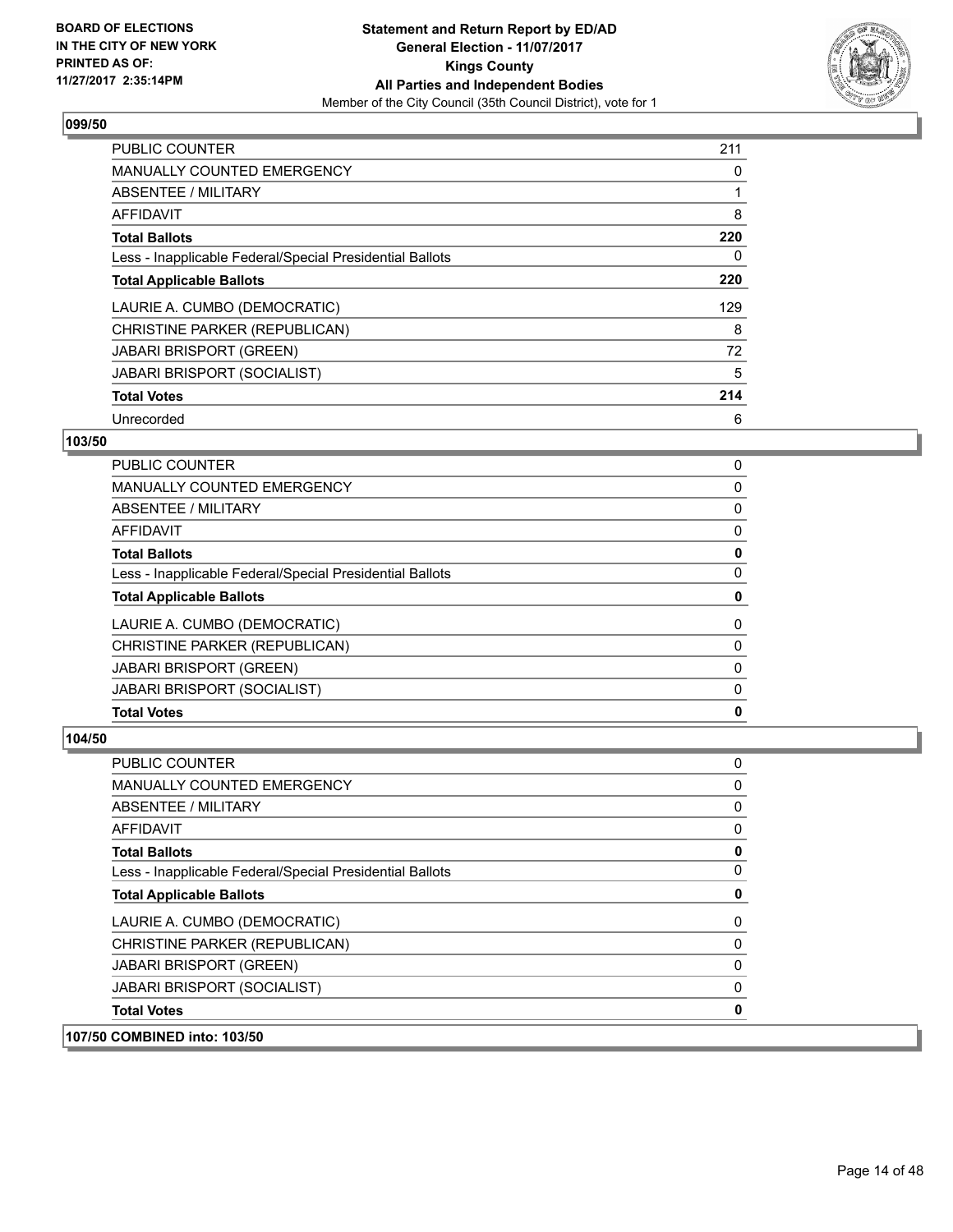## 099/50

| | |
|---|---|
| PUBLIC COUNTER | 211 |
| MANUALLY COUNTED EMERGENCY | 0 |
| ABSENTEE / MILITARY | 1 |
| AFFIDAVIT | 8 |
| **Total Ballots** | **220** |
| Less - Inapplicable Federal/Special Presidential Ballots | 0 |
| **Total Applicable Ballots** | **220** |
| LAURIE A. CUMBO (DEMOCRATIC) | 129 |
| CHRISTINE PARKER (REPUBLICAN) | 8 |
| JABARI BRISPORT (GREEN) | 72 |
| JABARI BRISPORT (SOCIALIST) | 5 |
| **Total Votes** | **214** |
| Unrecorded | 6 |

## 103/50

| | |
|---|---|
| PUBLIC COUNTER | 0 |
| MANUALLY COUNTED EMERGENCY | 0 |
| ABSENTEE / MILITARY | 0 |
| AFFIDAVIT | 0 |
| **Total Ballots** | **0** |
| Less - Inapplicable Federal/Special Presidential Ballots | 0 |
| **Total Applicable Ballots** | **0** |
| LAURIE A. CUMBO (DEMOCRATIC) | 0 |
| CHRISTINE PARKER (REPUBLICAN) | 0 |
| JABARI BRISPORT (GREEN) | 0 |
| JABARI BRISPORT (SOCIALIST) | 0 |
| **Total Votes** | **0** |

## 104/50

| | |
|---|---|
| PUBLIC COUNTER | 0 |
| MANUALLY COUNTED EMERGENCY | 0 |
| ABSENTEE / MILITARY | 0 |
| AFFIDAVIT | 0 |
| **Total Ballots** | **0** |
| Less - Inapplicable Federal/Special Presidential Ballots | 0 |
| **Total Applicable Ballots** | **0** |
| LAURIE A. CUMBO (DEMOCRATIC) | 0 |
| CHRISTINE PARKER (REPUBLICAN) | 0 |
| JABARI BRISPORT (GREEN) | 0 |
| JABARI BRISPORT (SOCIALIST) | 0 |
| **Total Votes** | **0** |

## 107/50 COMBINED into: 103/50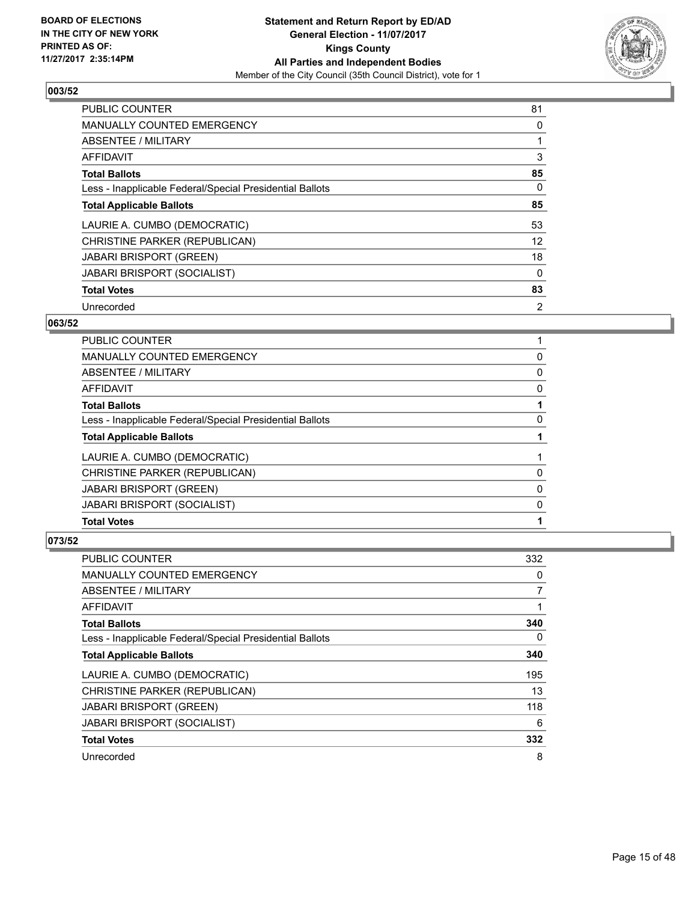**Statement and Return Report by ED/AD**
**General Election - 11/07/2017**
**Kings County**
**All Parties and Independent Bodies**
Member of the City Council (35th Council District), vote for 1

BOARD OF ELECTIONS IN THE CITY OF NEW YORK PRINTED AS OF: 11/27/2017 2:35:14PM

## 003/52

| | |
|---|---|
| PUBLIC COUNTER | 81 |
| MANUALLY COUNTED EMERGENCY | 0 |
| ABSENTEE / MILITARY | 1 |
| AFFIDAVIT | 3 |
| **Total Ballots** | **85** |
| Less - Inapplicable Federal/Special Presidential Ballots | 0 |
| **Total Applicable Ballots** | **85** |
| LAURIE A. CUMBO (DEMOCRATIC) | 53 |
| CHRISTINE PARKER (REPUBLICAN) | 12 |
| JABARI BRISPORT (GREEN) | 18 |
| JABARI BRISPORT (SOCIALIST) | 0 |
| **Total Votes** | **83** |
| Unrecorded | 2 |

## 063/52

| | |
|---|---|
| PUBLIC COUNTER | 1 |
| MANUALLY COUNTED EMERGENCY | 0 |
| ABSENTEE / MILITARY | 0 |
| AFFIDAVIT | 0 |
| **Total Ballots** | **1** |
| Less - Inapplicable Federal/Special Presidential Ballots | 0 |
| **Total Applicable Ballots** | **1** |
| LAURIE A. CUMBO (DEMOCRATIC) | 1 |
| CHRISTINE PARKER (REPUBLICAN) | 0 |
| JABARI BRISPORT (GREEN) | 0 |
| JABARI BRISPORT (SOCIALIST) | 0 |
| **Total Votes** | **1** |

## 073/52

| | |
|---|---|
| PUBLIC COUNTER | 332 |
| MANUALLY COUNTED EMERGENCY | 0 |
| ABSENTEE / MILITARY | 7 |
| AFFIDAVIT | 1 |
| **Total Ballots** | **340** |
| Less - Inapplicable Federal/Special Presidential Ballots | 0 |
| **Total Applicable Ballots** | **340** |
| LAURIE A. CUMBO (DEMOCRATIC) | 195 |
| CHRISTINE PARKER (REPUBLICAN) | 13 |
| JABARI BRISPORT (GREEN) | 118 |
| JABARI BRISPORT (SOCIALIST) | 6 |
| **Total Votes** | **332** |
| Unrecorded | 8 |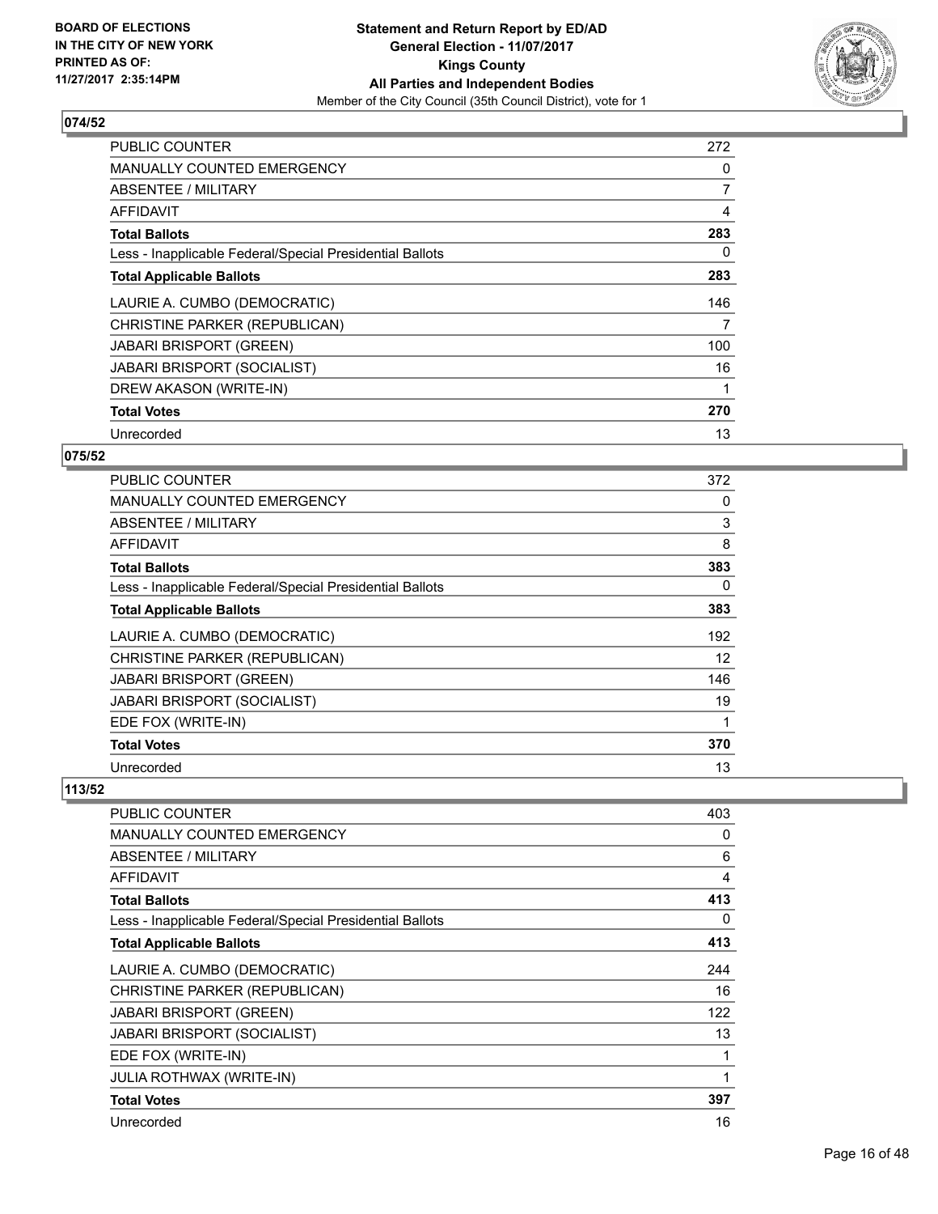**BOARD OF ELECTIONS IN THE CITY OF NEW YORK PRINTED AS OF: 11/27/2017 2:35:14PM**

**Statement and Return Report by ED/AD General Election - 11/07/2017 Kings County All Parties and Independent Bodies**
Member of the City Council (35th Council District), vote for 1

## 074/52

| | |
|---|---|
| PUBLIC COUNTER | 272 |
| MANUALLY COUNTED EMERGENCY | 0 |
| ABSENTEE / MILITARY | 7 |
| AFFIDAVIT | 4 |
| **Total Ballots** | **283** |
| Less - Inapplicable Federal/Special Presidential Ballots | 0 |
| **Total Applicable Ballots** | **283** |
| LAURIE A. CUMBO (DEMOCRATIC) | 146 |
| CHRISTINE PARKER (REPUBLICAN) | 7 |
| JABARI BRISPORT (GREEN) | 100 |
| JABARI BRISPORT (SOCIALIST) | 16 |
| DREW AKASON (WRITE-IN) | 1 |
| **Total Votes** | **270** |
| Unrecorded | 13 |

## 075/52

| | |
|---|---|
| PUBLIC COUNTER | 372 |
| MANUALLY COUNTED EMERGENCY | 0 |
| ABSENTEE / MILITARY | 3 |
| AFFIDAVIT | 8 |
| **Total Ballots** | **383** |
| Less - Inapplicable Federal/Special Presidential Ballots | 0 |
| **Total Applicable Ballots** | **383** |
| LAURIE A. CUMBO (DEMOCRATIC) | 192 |
| CHRISTINE PARKER (REPUBLICAN) | 12 |
| JABARI BRISPORT (GREEN) | 146 |
| JABARI BRISPORT (SOCIALIST) | 19 |
| EDE FOX (WRITE-IN) | 1 |
| **Total Votes** | **370** |
| Unrecorded | 13 |

## 113/52

| | |
|---|---|
| PUBLIC COUNTER | 403 |
| MANUALLY COUNTED EMERGENCY | 0 |
| ABSENTEE / MILITARY | 6 |
| AFFIDAVIT | 4 |
| **Total Ballots** | **413** |
| Less - Inapplicable Federal/Special Presidential Ballots | 0 |
| **Total Applicable Ballots** | **413** |
| LAURIE A. CUMBO (DEMOCRATIC) | 244 |
| CHRISTINE PARKER (REPUBLICAN) | 16 |
| JABARI BRISPORT (GREEN) | 122 |
| JABARI BRISPORT (SOCIALIST) | 13 |
| EDE FOX (WRITE-IN) | 1 |
| JULIA ROTHWAX (WRITE-IN) | 1 |
| **Total Votes** | **397** |
| Unrecorded | 16 |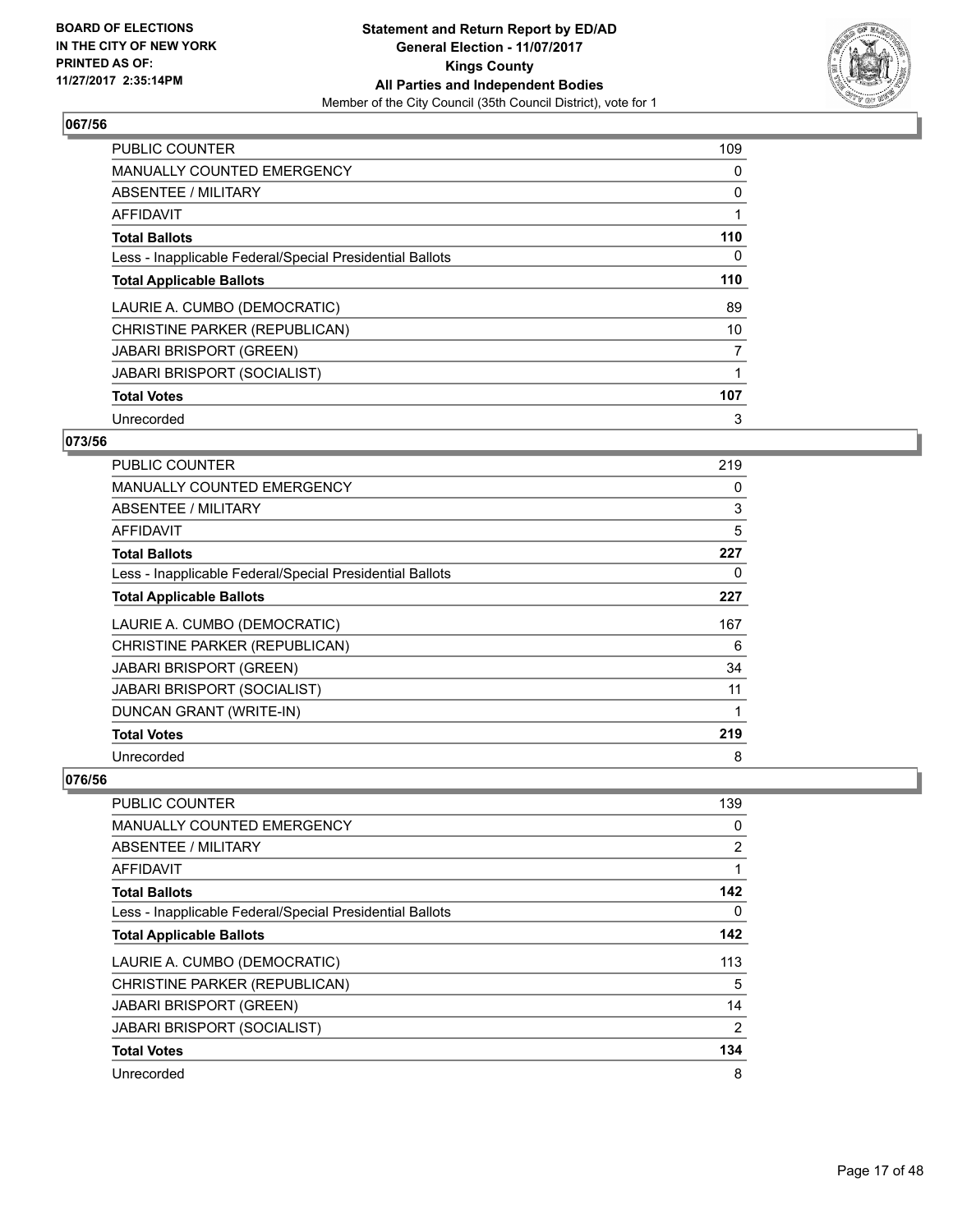## 067/56

| | |
|---|---|
| PUBLIC COUNTER | 109 |
| MANUALLY COUNTED EMERGENCY | 0 |
| ABSENTEE / MILITARY | 0 |
| AFFIDAVIT | 1 |
| **Total Ballots** | **110** |
| Less - Inapplicable Federal/Special Presidential Ballots | 0 |
| **Total Applicable Ballots** | **110** |
| LAURIE A. CUMBO (DEMOCRATIC) | 89 |
| CHRISTINE PARKER (REPUBLICAN) | 10 |
| JABARI BRISPORT (GREEN) | 7 |
| JABARI BRISPORT (SOCIALIST) | 1 |
| **Total Votes** | **107** |
| Unrecorded | 3 |

## 073/56

| | |
|---|---|
| PUBLIC COUNTER | 219 |
| MANUALLY COUNTED EMERGENCY | 0 |
| ABSENTEE / MILITARY | 3 |
| AFFIDAVIT | 5 |
| **Total Ballots** | **227** |
| Less - Inapplicable Federal/Special Presidential Ballots | 0 |
| **Total Applicable Ballots** | **227** |
| LAURIE A. CUMBO (DEMOCRATIC) | 167 |
| CHRISTINE PARKER (REPUBLICAN) | 6 |
| JABARI BRISPORT (GREEN) | 34 |
| JABARI BRISPORT (SOCIALIST) | 11 |
| DUNCAN GRANT (WRITE-IN) | 1 |
| **Total Votes** | **219** |
| Unrecorded | 8 |

## 076/56

| | |
|---|---|
| PUBLIC COUNTER | 139 |
| MANUALLY COUNTED EMERGENCY | 0 |
| ABSENTEE / MILITARY | 2 |
| AFFIDAVIT | 1 |
| **Total Ballots** | **142** |
| Less - Inapplicable Federal/Special Presidential Ballots | 0 |
| **Total Applicable Ballots** | **142** |
| LAURIE A. CUMBO (DEMOCRATIC) | 113 |
| CHRISTINE PARKER (REPUBLICAN) | 5 |
| JABARI BRISPORT (GREEN) | 14 |
| JABARI BRISPORT (SOCIALIST) | 2 |
| **Total Votes** | **134** |
| Unrecorded | 8 |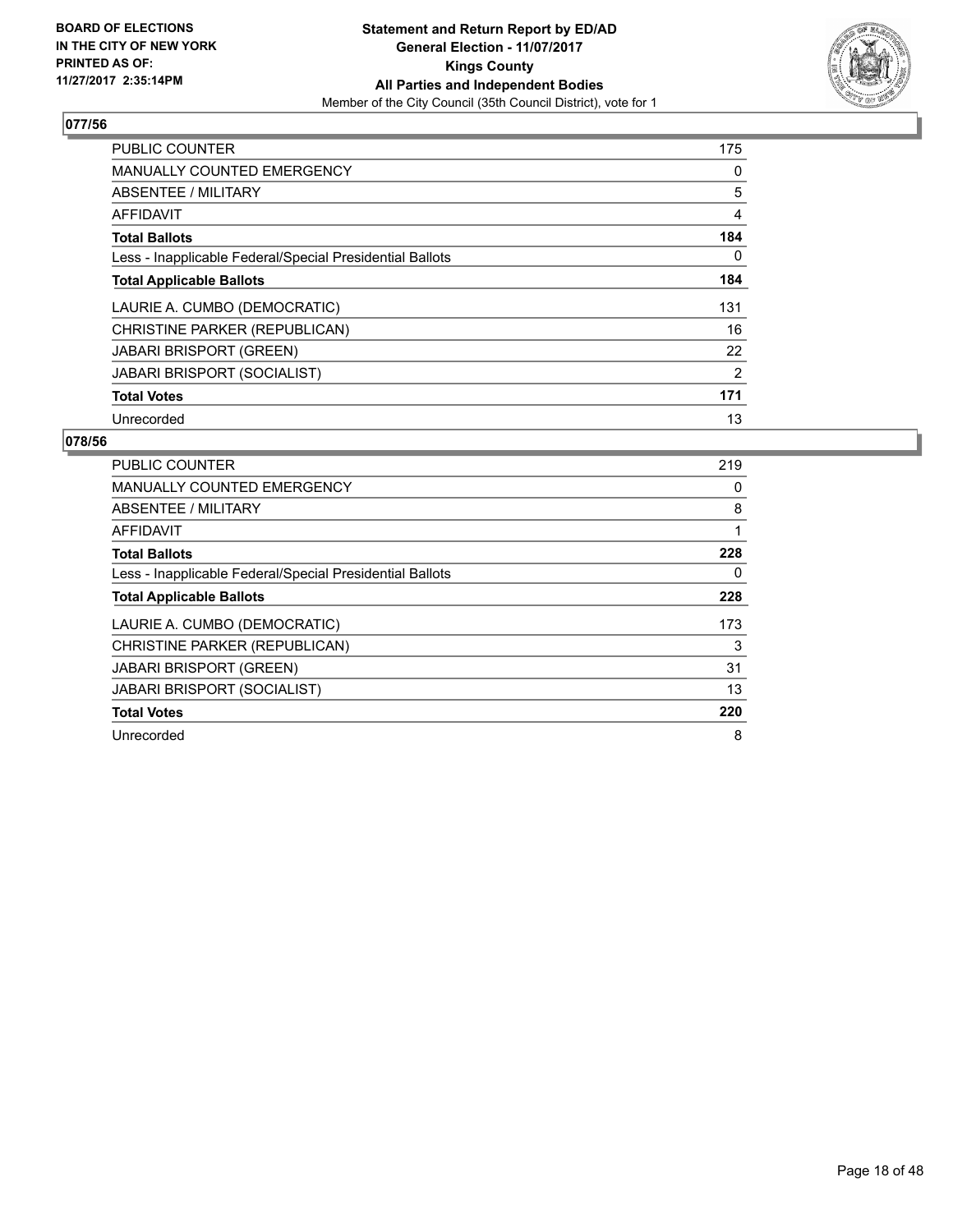BOARD OF ELECTIONS
IN THE CITY OF NEW YORK
PRINTED AS OF:
11/27/2017 2:35:14PM

**Statement and Return Report by ED/AD**
**General Election - 11/07/2017**
**Kings County**
**All Parties and Independent Bodies**
Member of the City Council (35th Council District), vote for 1

## 077/56

| | |
|---|---|
| PUBLIC COUNTER | 175 |
| MANUALLY COUNTED EMERGENCY | 0 |
| ABSENTEE / MILITARY | 5 |
| AFFIDAVIT | 4 |
| **Total Ballots** | **184** |
| Less - Inapplicable Federal/Special Presidential Ballots | 0 |
| **Total Applicable Ballots** | **184** |
| LAURIE A. CUMBO (DEMOCRATIC) | 131 |
| CHRISTINE PARKER (REPUBLICAN) | 16 |
| JABARI BRISPORT (GREEN) | 22 |
| JABARI BRISPORT (SOCIALIST) | 2 |
| **Total Votes** | **171** |
| Unrecorded | 13 |

## 078/56

| | |
|---|---|
| PUBLIC COUNTER | 219 |
| MANUALLY COUNTED EMERGENCY | 0 |
| ABSENTEE / MILITARY | 8 |
| AFFIDAVIT | 1 |
| **Total Ballots** | **228** |
| Less - Inapplicable Federal/Special Presidential Ballots | 0 |
| **Total Applicable Ballots** | **228** |
| LAURIE A. CUMBO (DEMOCRATIC) | 173 |
| CHRISTINE PARKER (REPUBLICAN) | 3 |
| JABARI BRISPORT (GREEN) | 31 |
| JABARI BRISPORT (SOCIALIST) | 13 |
| **Total Votes** | **220** |
| Unrecorded | 8 |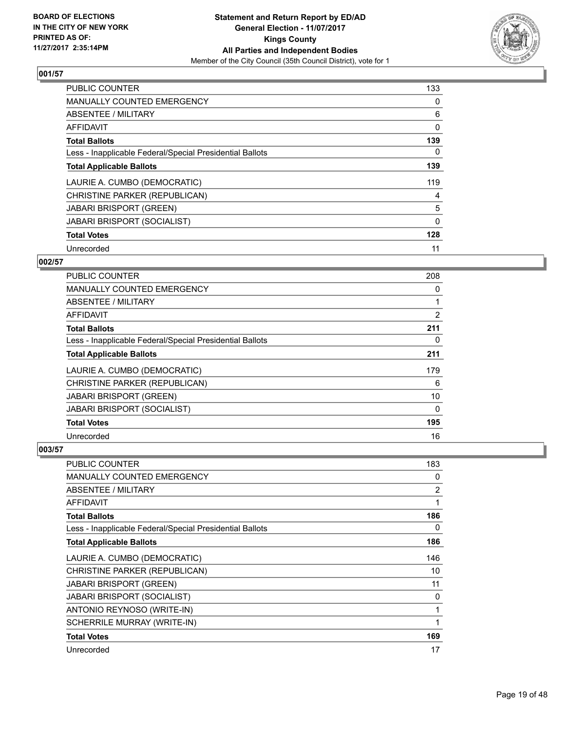BOARD OF ELECTIONS
IN THE CITY OF NEW YORK
PRINTED AS OF:
11/27/2017 2:35:14PM

**Statement and Return Report by ED/AD**
**General Election - 11/07/2017**
**Kings County**
**All Parties and Independent Bodies**
Member of the City Council (35th Council District), vote for 1

### 001/57

| | |
|---|---|
| PUBLIC COUNTER | 133 |
| MANUALLY COUNTED EMERGENCY | 0 |
| ABSENTEE / MILITARY | 6 |
| AFFIDAVIT | 0 |
| **Total Ballots** | **139** |
| Less - Inapplicable Federal/Special Presidential Ballots | 0 |
| **Total Applicable Ballots** | **139** |
| LAURIE A. CUMBO (DEMOCRATIC) | 119 |
| CHRISTINE PARKER (REPUBLICAN) | 4 |
| JABARI BRISPORT (GREEN) | 5 |
| JABARI BRISPORT (SOCIALIST) | 0 |
| **Total Votes** | **128** |
| Unrecorded | 11 |

### 002/57

| | |
|---|---|
| PUBLIC COUNTER | 208 |
| MANUALLY COUNTED EMERGENCY | 0 |
| ABSENTEE / MILITARY | 1 |
| AFFIDAVIT | 2 |
| **Total Ballots** | **211** |
| Less - Inapplicable Federal/Special Presidential Ballots | 0 |
| **Total Applicable Ballots** | **211** |
| LAURIE A. CUMBO (DEMOCRATIC) | 179 |
| CHRISTINE PARKER (REPUBLICAN) | 6 |
| JABARI BRISPORT (GREEN) | 10 |
| JABARI BRISPORT (SOCIALIST) | 0 |
| **Total Votes** | **195** |
| Unrecorded | 16 |

### 003/57

| | |
|---|---|
| PUBLIC COUNTER | 183 |
| MANUALLY COUNTED EMERGENCY | 0 |
| ABSENTEE / MILITARY | 2 |
| AFFIDAVIT | 1 |
| **Total Ballots** | **186** |
| Less - Inapplicable Federal/Special Presidential Ballots | 0 |
| **Total Applicable Ballots** | **186** |
| LAURIE A. CUMBO (DEMOCRATIC) | 146 |
| CHRISTINE PARKER (REPUBLICAN) | 10 |
| JABARI BRISPORT (GREEN) | 11 |
| JABARI BRISPORT (SOCIALIST) | 0 |
| ANTONIO REYNOSO (WRITE-IN) | 1 |
| SCHERRILE MURRAY (WRITE-IN) | 1 |
| **Total Votes** | **169** |
| Unrecorded | 17 |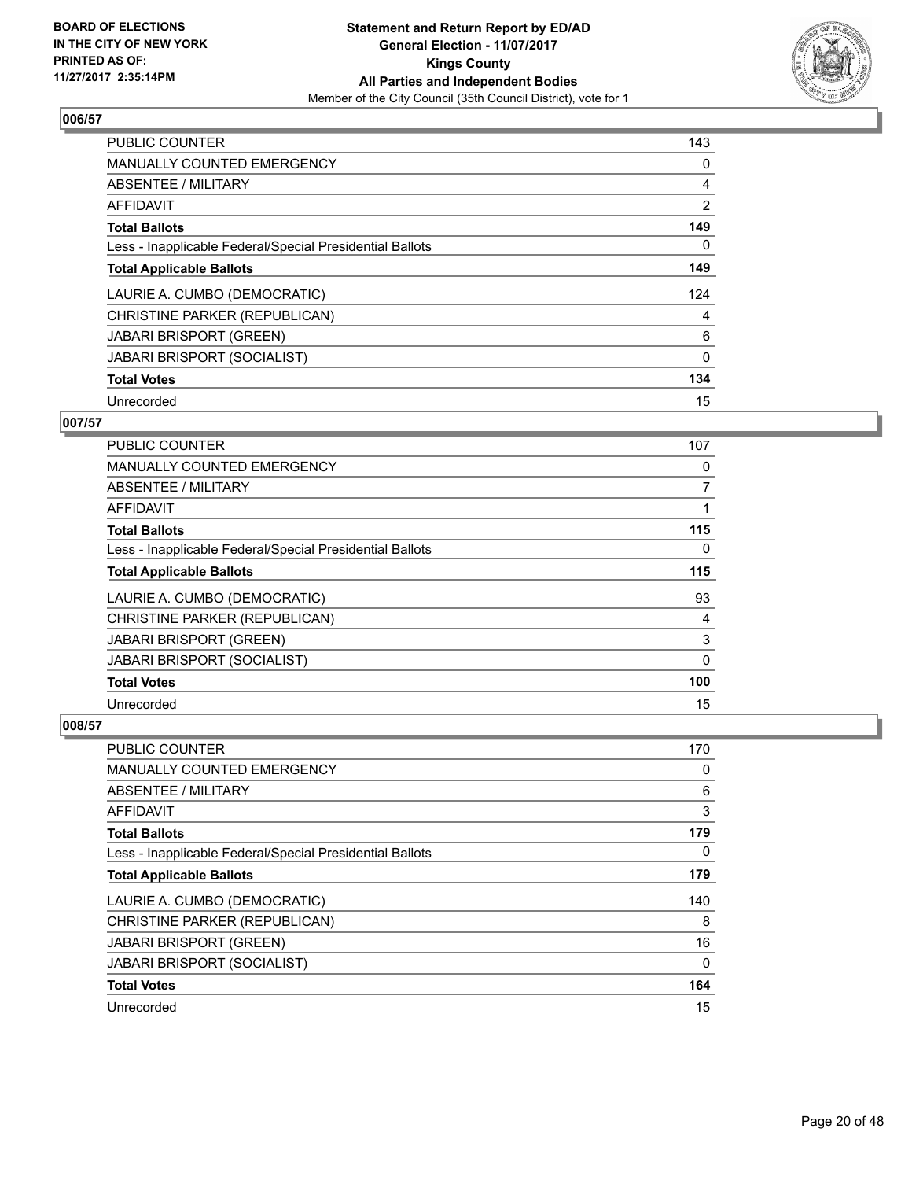**BOARD OF ELECTIONS IN THE CITY OF NEW YORK PRINTED AS OF: 11/27/2017 2:35:14PM**

**Statement and Return Report by ED/AD**
**General Election - 11/07/2017**
**Kings County**
**All Parties and Independent Bodies**
Member of the City Council (35th Council District), vote for 1

### 006/57

| | |
|---|---|
| PUBLIC COUNTER | 143 |
| MANUALLY COUNTED EMERGENCY | 0 |
| ABSENTEE / MILITARY | 4 |
| AFFIDAVIT | 2 |
| **Total Ballots** | **149** |
| Less - Inapplicable Federal/Special Presidential Ballots | 0 |
| **Total Applicable Ballots** | **149** |
| LAURIE A. CUMBO (DEMOCRATIC) | 124 |
| CHRISTINE PARKER (REPUBLICAN) | 4 |
| JABARI BRISPORT (GREEN) | 6 |
| JABARI BRISPORT (SOCIALIST) | 0 |
| **Total Votes** | **134** |
| Unrecorded | 15 |

### 007/57

| | |
|---|---|
| PUBLIC COUNTER | 107 |
| MANUALLY COUNTED EMERGENCY | 0 |
| ABSENTEE / MILITARY | 7 |
| AFFIDAVIT | 1 |
| **Total Ballots** | **115** |
| Less - Inapplicable Federal/Special Presidential Ballots | 0 |
| **Total Applicable Ballots** | **115** |
| LAURIE A. CUMBO (DEMOCRATIC) | 93 |
| CHRISTINE PARKER (REPUBLICAN) | 4 |
| JABARI BRISPORT (GREEN) | 3 |
| JABARI BRISPORT (SOCIALIST) | 0 |
| **Total Votes** | **100** |
| Unrecorded | 15 |

### 008/57

| | |
|---|---|
| PUBLIC COUNTER | 170 |
| MANUALLY COUNTED EMERGENCY | 0 |
| ABSENTEE / MILITARY | 6 |
| AFFIDAVIT | 3 |
| **Total Ballots** | **179** |
| Less - Inapplicable Federal/Special Presidential Ballots | 0 |
| **Total Applicable Ballots** | **179** |
| LAURIE A. CUMBO (DEMOCRATIC) | 140 |
| CHRISTINE PARKER (REPUBLICAN) | 8 |
| JABARI BRISPORT (GREEN) | 16 |
| JABARI BRISPORT (SOCIALIST) | 0 |
| **Total Votes** | **164** |
| Unrecorded | 15 |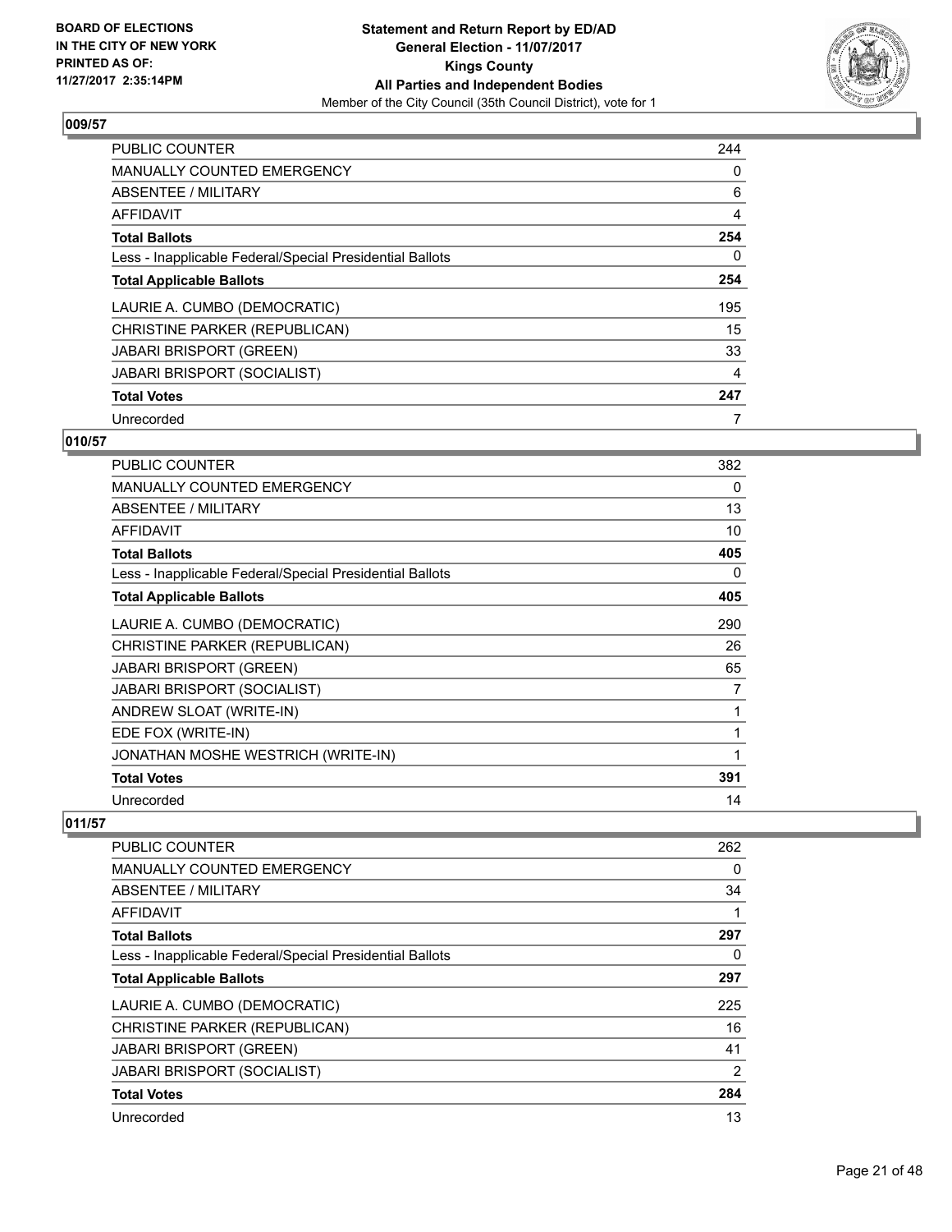**Statement and Return Report by ED/AD**
**General Election - 11/07/2017**
**Kings County**
**All Parties and Independent Bodies**
Member of the City Council (35th Council District), vote for 1

BOARD OF ELECTIONS IN THE CITY OF NEW YORK PRINTED AS OF: 11/27/2017 2:35:14PM

## 009/57

| | |
|---|---|
| PUBLIC COUNTER | 244 |
| MANUALLY COUNTED EMERGENCY | 0 |
| ABSENTEE / MILITARY | 6 |
| AFFIDAVIT | 4 |
| **Total Ballots** | **254** |
| Less - Inapplicable Federal/Special Presidential Ballots | 0 |
| **Total Applicable Ballots** | **254** |
| LAURIE A. CUMBO (DEMOCRATIC) | 195 |
| CHRISTINE PARKER (REPUBLICAN) | 15 |
| JABARI BRISPORT (GREEN) | 33 |
| JABARI BRISPORT (SOCIALIST) | 4 |
| **Total Votes** | **247** |
| Unrecorded | 7 |

## 010/57

| | |
|---|---|
| PUBLIC COUNTER | 382 |
| MANUALLY COUNTED EMERGENCY | 0 |
| ABSENTEE / MILITARY | 13 |
| AFFIDAVIT | 10 |
| **Total Ballots** | **405** |
| Less - Inapplicable Federal/Special Presidential Ballots | 0 |
| **Total Applicable Ballots** | **405** |
| LAURIE A. CUMBO (DEMOCRATIC) | 290 |
| CHRISTINE PARKER (REPUBLICAN) | 26 |
| JABARI BRISPORT (GREEN) | 65 |
| JABARI BRISPORT (SOCIALIST) | 7 |
| ANDREW SLOAT (WRITE-IN) | 1 |
| EDE FOX (WRITE-IN) | 1 |
| JONATHAN MOSHE WESTRICH (WRITE-IN) | 1 |
| **Total Votes** | **391** |
| Unrecorded | 14 |

## 011/57

| | |
|---|---|
| PUBLIC COUNTER | 262 |
| MANUALLY COUNTED EMERGENCY | 0 |
| ABSENTEE / MILITARY | 34 |
| AFFIDAVIT | 1 |
| **Total Ballots** | **297** |
| Less - Inapplicable Federal/Special Presidential Ballots | 0 |
| **Total Applicable Ballots** | **297** |
| LAURIE A. CUMBO (DEMOCRATIC) | 225 |
| CHRISTINE PARKER (REPUBLICAN) | 16 |
| JABARI BRISPORT (GREEN) | 41 |
| JABARI BRISPORT (SOCIALIST) | 2 |
| **Total Votes** | **284** |
| Unrecorded | 13 |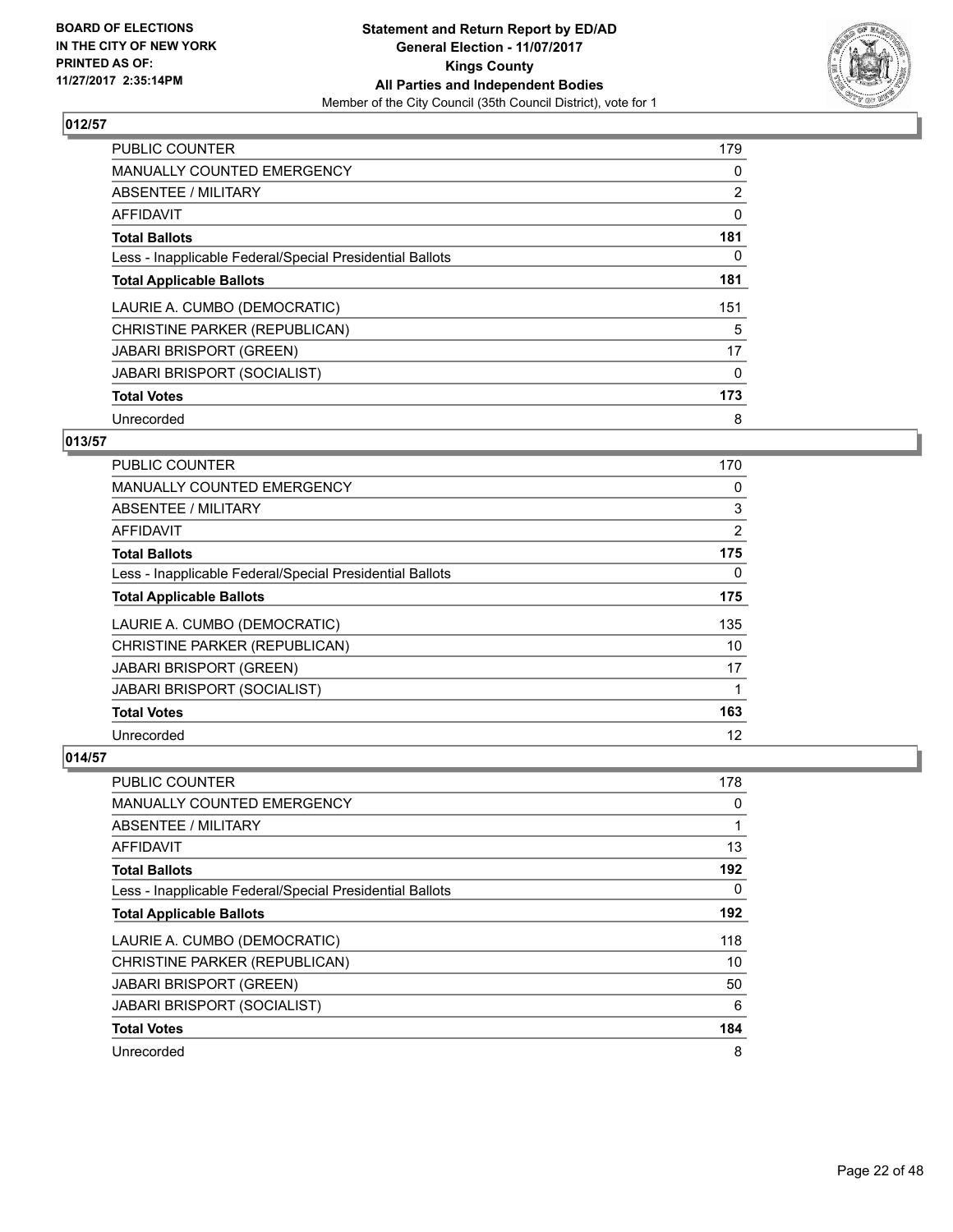**BOARD OF ELECTIONS IN THE CITY OF NEW YORK PRINTED AS OF: 11/27/2017 2:35:14PM**

**Statement and Return Report by ED/AD**
**General Election - 11/07/2017**
**Kings County**
**All Parties and Independent Bodies**
Member of the City Council (35th Council District), vote for 1

### 012/57

| | |
|---|---|
| PUBLIC COUNTER | 179 |
| MANUALLY COUNTED EMERGENCY | 0 |
| ABSENTEE / MILITARY | 2 |
| AFFIDAVIT | 0 |
| **Total Ballots** | **181** |
| Less - Inapplicable Federal/Special Presidential Ballots | 0 |
| **Total Applicable Ballots** | **181** |
| LAURIE A. CUMBO (DEMOCRATIC) | 151 |
| CHRISTINE PARKER (REPUBLICAN) | 5 |
| JABARI BRISPORT (GREEN) | 17 |
| JABARI BRISPORT (SOCIALIST) | 0 |
| **Total Votes** | **173** |
| Unrecorded | 8 |

### 013/57

| | |
|---|---|
| PUBLIC COUNTER | 170 |
| MANUALLY COUNTED EMERGENCY | 0 |
| ABSENTEE / MILITARY | 3 |
| AFFIDAVIT | 2 |
| **Total Ballots** | **175** |
| Less - Inapplicable Federal/Special Presidential Ballots | 0 |
| **Total Applicable Ballots** | **175** |
| LAURIE A. CUMBO (DEMOCRATIC) | 135 |
| CHRISTINE PARKER (REPUBLICAN) | 10 |
| JABARI BRISPORT (GREEN) | 17 |
| JABARI BRISPORT (SOCIALIST) | 1 |
| **Total Votes** | **163** |
| Unrecorded | 12 |

### 014/57

| | |
|---|---|
| PUBLIC COUNTER | 178 |
| MANUALLY COUNTED EMERGENCY | 0 |
| ABSENTEE / MILITARY | 1 |
| AFFIDAVIT | 13 |
| **Total Ballots** | **192** |
| Less - Inapplicable Federal/Special Presidential Ballots | 0 |
| **Total Applicable Ballots** | **192** |
| LAURIE A. CUMBO (DEMOCRATIC) | 118 |
| CHRISTINE PARKER (REPUBLICAN) | 10 |
| JABARI BRISPORT (GREEN) | 50 |
| JABARI BRISPORT (SOCIALIST) | 6 |
| **Total Votes** | **184** |
| Unrecorded | 8 |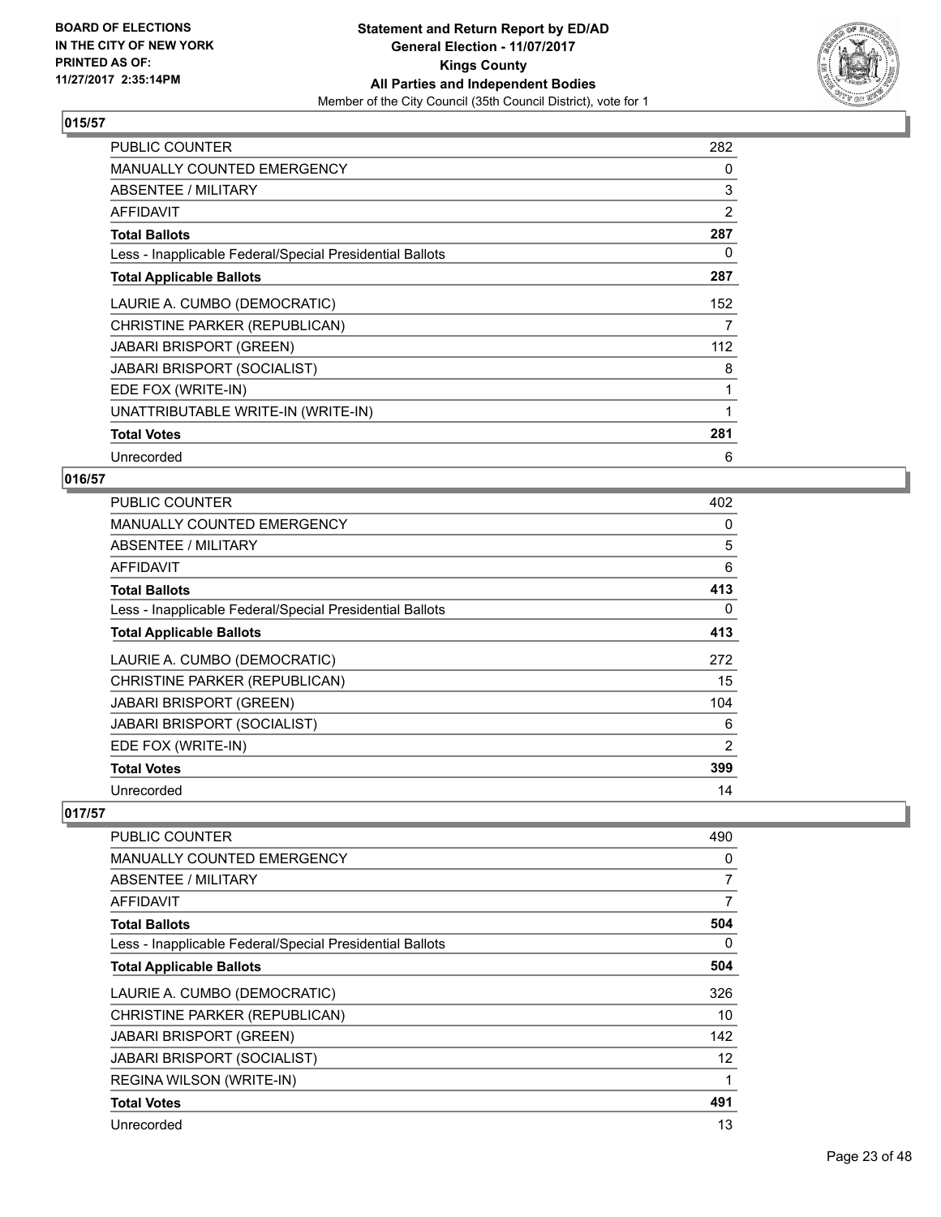**BOARD OF ELECTIONS IN THE CITY OF NEW YORK PRINTED AS OF: 11/27/2017 2:35:14PM**

**Statement and Return Report by ED/AD General Election - 11/07/2017 Kings County All Parties and Independent Bodies**
Member of the City Council (35th Council District), vote for 1

## 015/57

| | |
|---|---|
| PUBLIC COUNTER | 282 |
| MANUALLY COUNTED EMERGENCY | 0 |
| ABSENTEE / MILITARY | 3 |
| AFFIDAVIT | 2 |
| **Total Ballots** | **287** |
| Less - Inapplicable Federal/Special Presidential Ballots | 0 |
| **Total Applicable Ballots** | **287** |
| LAURIE A. CUMBO (DEMOCRATIC) | 152 |
| CHRISTINE PARKER (REPUBLICAN) | 7 |
| JABARI BRISPORT (GREEN) | 112 |
| JABARI BRISPORT (SOCIALIST) | 8 |
| EDE FOX (WRITE-IN) | 1 |
| UNATTRIBUTABLE WRITE-IN (WRITE-IN) | 1 |
| **Total Votes** | **281** |
| Unrecorded | 6 |

## 016/57

| | |
|---|---|
| PUBLIC COUNTER | 402 |
| MANUALLY COUNTED EMERGENCY | 0 |
| ABSENTEE / MILITARY | 5 |
| AFFIDAVIT | 6 |
| **Total Ballots** | **413** |
| Less - Inapplicable Federal/Special Presidential Ballots | 0 |
| **Total Applicable Ballots** | **413** |
| LAURIE A. CUMBO (DEMOCRATIC) | 272 |
| CHRISTINE PARKER (REPUBLICAN) | 15 |
| JABARI BRISPORT (GREEN) | 104 |
| JABARI BRISPORT (SOCIALIST) | 6 |
| EDE FOX (WRITE-IN) | 2 |
| **Total Votes** | **399** |
| Unrecorded | 14 |

## 017/57

| | |
|---|---|
| PUBLIC COUNTER | 490 |
| MANUALLY COUNTED EMERGENCY | 0 |
| ABSENTEE / MILITARY | 7 |
| AFFIDAVIT | 7 |
| **Total Ballots** | **504** |
| Less - Inapplicable Federal/Special Presidential Ballots | 0 |
| **Total Applicable Ballots** | **504** |
| LAURIE A. CUMBO (DEMOCRATIC) | 326 |
| CHRISTINE PARKER (REPUBLICAN) | 10 |
| JABARI BRISPORT (GREEN) | 142 |
| JABARI BRISPORT (SOCIALIST) | 12 |
| REGINA WILSON (WRITE-IN) | 1 |
| **Total Votes** | **491** |
| Unrecorded | 13 |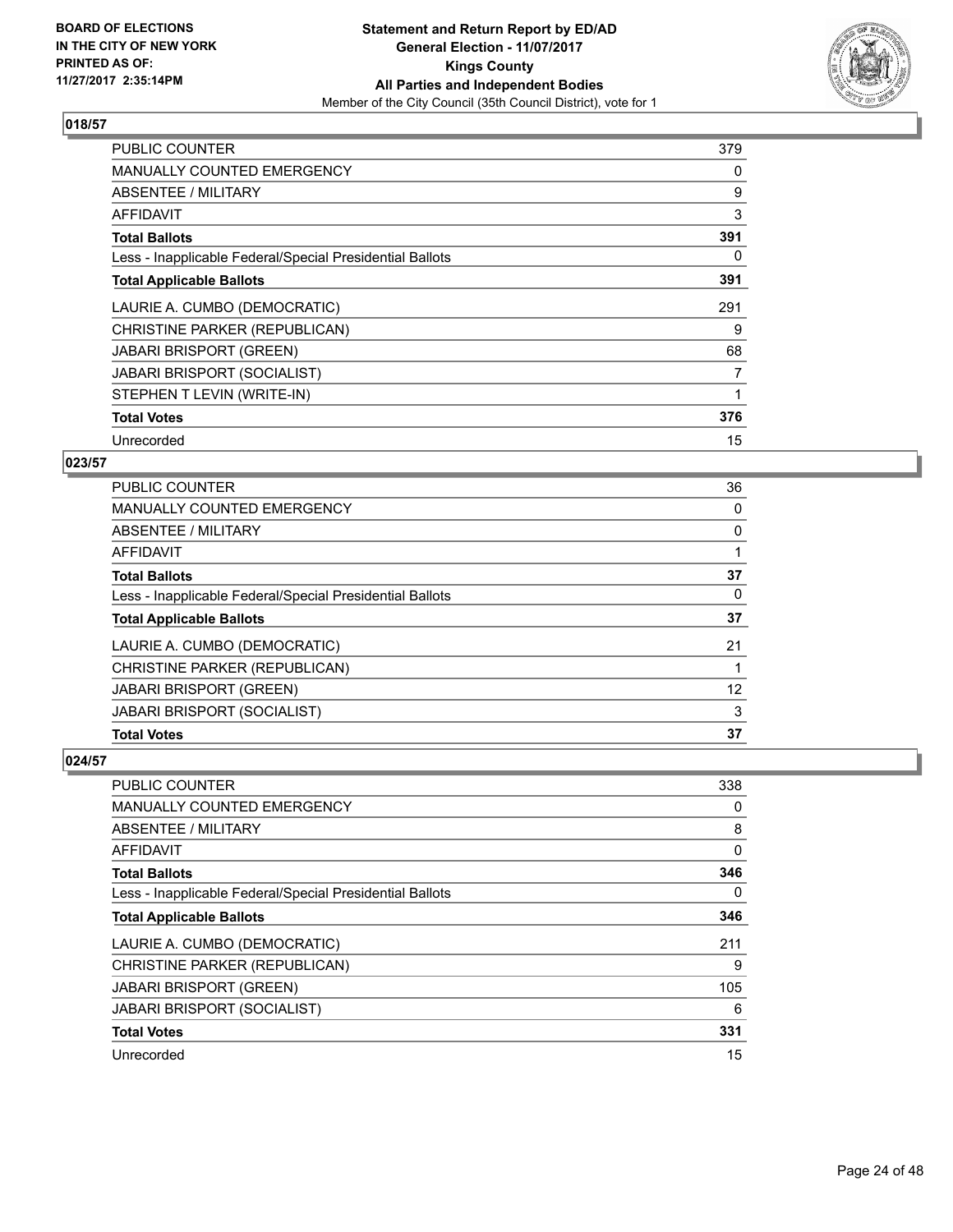BOARD OF ELECTIONS
IN THE CITY OF NEW YORK
PRINTED AS OF:
11/27/2017 2:35:14PM

**Statement and Return Report by ED/AD**
**General Election - 11/07/2017**
**Kings County**
**All Parties and Independent Bodies**
Member of the City Council (35th Council District), vote for 1

### 018/57

| | |
|---|---|
| PUBLIC COUNTER | 379 |
| MANUALLY COUNTED EMERGENCY | 0 |
| ABSENTEE / MILITARY | 9 |
| AFFIDAVIT | 3 |
| **Total Ballots** | **391** |
| Less - Inapplicable Federal/Special Presidential Ballots | 0 |
| **Total Applicable Ballots** | **391** |
| LAURIE A. CUMBO (DEMOCRATIC) | 291 |
| CHRISTINE PARKER (REPUBLICAN) | 9 |
| JABARI BRISPORT (GREEN) | 68 |
| JABARI BRISPORT (SOCIALIST) | 7 |
| STEPHEN T LEVIN (WRITE-IN) | 1 |
| **Total Votes** | **376** |
| Unrecorded | 15 |

### 023/57

| | |
|---|---|
| PUBLIC COUNTER | 36 |
| MANUALLY COUNTED EMERGENCY | 0 |
| ABSENTEE / MILITARY | 0 |
| AFFIDAVIT | 1 |
| **Total Ballots** | **37** |
| Less - Inapplicable Federal/Special Presidential Ballots | 0 |
| **Total Applicable Ballots** | **37** |
| LAURIE A. CUMBO (DEMOCRATIC) | 21 |
| CHRISTINE PARKER (REPUBLICAN) | 1 |
| JABARI BRISPORT (GREEN) | 12 |
| JABARI BRISPORT (SOCIALIST) | 3 |
| **Total Votes** | **37** |

### 024/57

| | |
|---|---|
| PUBLIC COUNTER | 338 |
| MANUALLY COUNTED EMERGENCY | 0 |
| ABSENTEE / MILITARY | 8 |
| AFFIDAVIT | 0 |
| **Total Ballots** | **346** |
| Less - Inapplicable Federal/Special Presidential Ballots | 0 |
| **Total Applicable Ballots** | **346** |
| LAURIE A. CUMBO (DEMOCRATIC) | 211 |
| CHRISTINE PARKER (REPUBLICAN) | 9 |
| JABARI BRISPORT (GREEN) | 105 |
| JABARI BRISPORT (SOCIALIST) | 6 |
| **Total Votes** | **331** |
| Unrecorded | 15 |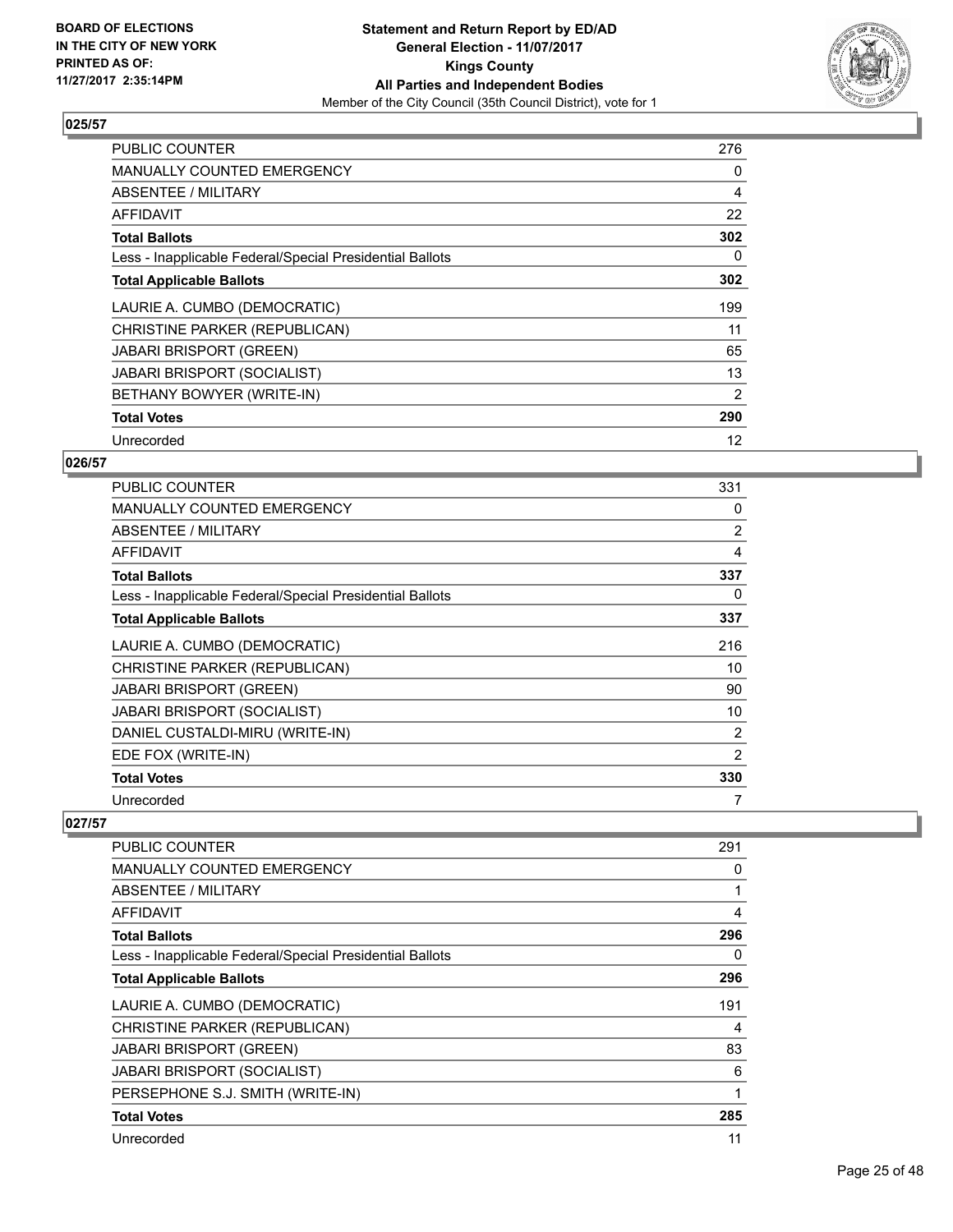**Statement and Return Report by ED/AD**
**General Election - 11/07/2017**
**Kings County**
**All Parties and Independent Bodies**
Member of the City Council (35th Council District), vote for 1

BOARD OF ELECTIONS
IN THE CITY OF NEW YORK
PRINTED AS OF:
11/27/2017 2:35:14PM

### 025/57

| | |
|---|---|
| PUBLIC COUNTER | 276 |
| MANUALLY COUNTED EMERGENCY | 0 |
| ABSENTEE / MILITARY | 4 |
| AFFIDAVIT | 22 |
| **Total Ballots** | **302** |
| Less - Inapplicable Federal/Special Presidential Ballots | 0 |
| **Total Applicable Ballots** | **302** |
| LAURIE A. CUMBO (DEMOCRATIC) | 199 |
| CHRISTINE PARKER (REPUBLICAN) | 11 |
| JABARI BRISPORT (GREEN) | 65 |
| JABARI BRISPORT (SOCIALIST) | 13 |
| BETHANY BOWYER (WRITE-IN) | 2 |
| **Total Votes** | **290** |
| Unrecorded | 12 |

### 026/57

| | |
|---|---|
| PUBLIC COUNTER | 331 |
| MANUALLY COUNTED EMERGENCY | 0 |
| ABSENTEE / MILITARY | 2 |
| AFFIDAVIT | 4 |
| **Total Ballots** | **337** |
| Less - Inapplicable Federal/Special Presidential Ballots | 0 |
| **Total Applicable Ballots** | **337** |
| LAURIE A. CUMBO (DEMOCRATIC) | 216 |
| CHRISTINE PARKER (REPUBLICAN) | 10 |
| JABARI BRISPORT (GREEN) | 90 |
| JABARI BRISPORT (SOCIALIST) | 10 |
| DANIEL CUSTALDI-MIRU (WRITE-IN) | 2 |
| EDE FOX (WRITE-IN) | 2 |
| **Total Votes** | **330** |
| Unrecorded | 7 |

### 027/57

| | |
|---|---|
| PUBLIC COUNTER | 291 |
| MANUALLY COUNTED EMERGENCY | 0 |
| ABSENTEE / MILITARY | 1 |
| AFFIDAVIT | 4 |
| **Total Ballots** | **296** |
| Less - Inapplicable Federal/Special Presidential Ballots | 0 |
| **Total Applicable Ballots** | **296** |
| LAURIE A. CUMBO (DEMOCRATIC) | 191 |
| CHRISTINE PARKER (REPUBLICAN) | 4 |
| JABARI BRISPORT (GREEN) | 83 |
| JABARI BRISPORT (SOCIALIST) | 6 |
| PERSEPHONE S.J. SMITH (WRITE-IN) | 1 |
| **Total Votes** | **285** |
| Unrecorded | 11 |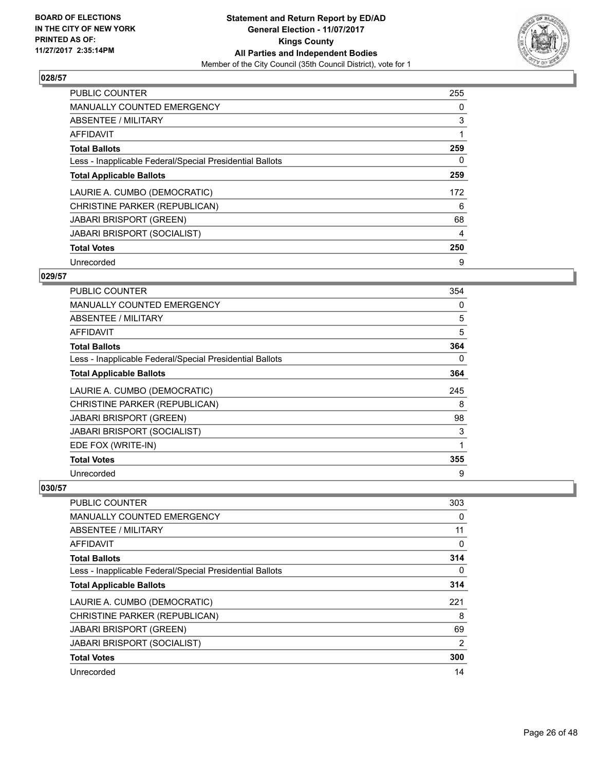**BOARD OF ELECTIONS IN THE CITY OF NEW YORK PRINTED AS OF: 11/27/2017 2:35:14PM**

**Statement and Return Report by ED/AD**
**General Election - 11/07/2017**
**Kings County**
**All Parties and Independent Bodies**
Member of the City Council (35th Council District), vote for 1

## 028/57

| | |
|---|---|
| PUBLIC COUNTER | 255 |
| MANUALLY COUNTED EMERGENCY | 0 |
| ABSENTEE / MILITARY | 3 |
| AFFIDAVIT | 1 |
| **Total Ballots** | **259** |
| Less - Inapplicable Federal/Special Presidential Ballots | 0 |
| **Total Applicable Ballots** | **259** |
| LAURIE A. CUMBO (DEMOCRATIC) | 172 |
| CHRISTINE PARKER (REPUBLICAN) | 6 |
| JABARI BRISPORT (GREEN) | 68 |
| JABARI BRISPORT (SOCIALIST) | 4 |
| **Total Votes** | **250** |
| Unrecorded | 9 |

## 029/57

| | |
|---|---|
| PUBLIC COUNTER | 354 |
| MANUALLY COUNTED EMERGENCY | 0 |
| ABSENTEE / MILITARY | 5 |
| AFFIDAVIT | 5 |
| **Total Ballots** | **364** |
| Less - Inapplicable Federal/Special Presidential Ballots | 0 |
| **Total Applicable Ballots** | **364** |
| LAURIE A. CUMBO (DEMOCRATIC) | 245 |
| CHRISTINE PARKER (REPUBLICAN) | 8 |
| JABARI BRISPORT (GREEN) | 98 |
| JABARI BRISPORT (SOCIALIST) | 3 |
| EDE FOX (WRITE-IN) | 1 |
| **Total Votes** | **355** |
| Unrecorded | 9 |

## 030/57

| | |
|---|---|
| PUBLIC COUNTER | 303 |
| MANUALLY COUNTED EMERGENCY | 0 |
| ABSENTEE / MILITARY | 11 |
| AFFIDAVIT | 0 |
| **Total Ballots** | **314** |
| Less - Inapplicable Federal/Special Presidential Ballots | 0 |
| **Total Applicable Ballots** | **314** |
| LAURIE A. CUMBO (DEMOCRATIC) | 221 |
| CHRISTINE PARKER (REPUBLICAN) | 8 |
| JABARI BRISPORT (GREEN) | 69 |
| JABARI BRISPORT (SOCIALIST) | 2 |
| **Total Votes** | **300** |
| Unrecorded | 14 |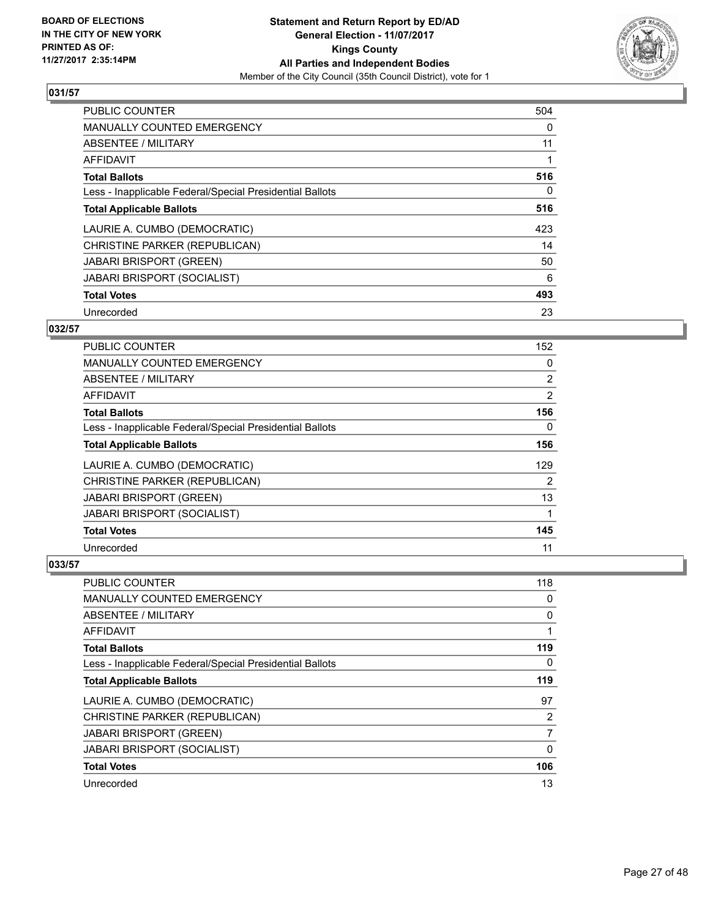**BOARD OF ELECTIONS IN THE CITY OF NEW YORK PRINTED AS OF: 11/27/2017 2:35:14PM**

# Statement and Return Report by ED/AD
## General Election - 11/07/2017
## Kings County
## All Parties and Independent Bodies
Member of the City Council (35th Council District), vote for 1

### 031/57

| | |
|---|---|
| PUBLIC COUNTER | 504 |
| MANUALLY COUNTED EMERGENCY | 0 |
| ABSENTEE / MILITARY | 11 |
| AFFIDAVIT | 1 |
| **Total Ballots** | **516** |
| Less - Inapplicable Federal/Special Presidential Ballots | 0 |
| **Total Applicable Ballots** | **516** |
| LAURIE A. CUMBO (DEMOCRATIC) | 423 |
| CHRISTINE PARKER (REPUBLICAN) | 14 |
| JABARI BRISPORT (GREEN) | 50 |
| JABARI BRISPORT (SOCIALIST) | 6 |
| **Total Votes** | **493** |
| Unrecorded | 23 |

### 032/57

| | |
|---|---|
| PUBLIC COUNTER | 152 |
| MANUALLY COUNTED EMERGENCY | 0 |
| ABSENTEE / MILITARY | 2 |
| AFFIDAVIT | 2 |
| **Total Ballots** | **156** |
| Less - Inapplicable Federal/Special Presidential Ballots | 0 |
| **Total Applicable Ballots** | **156** |
| LAURIE A. CUMBO (DEMOCRATIC) | 129 |
| CHRISTINE PARKER (REPUBLICAN) | 2 |
| JABARI BRISPORT (GREEN) | 13 |
| JABARI BRISPORT (SOCIALIST) | 1 |
| **Total Votes** | **145** |
| Unrecorded | 11 |

### 033/57

| | |
|---|---|
| PUBLIC COUNTER | 118 |
| MANUALLY COUNTED EMERGENCY | 0 |
| ABSENTEE / MILITARY | 0 |
| AFFIDAVIT | 1 |
| **Total Ballots** | **119** |
| Less - Inapplicable Federal/Special Presidential Ballots | 0 |
| **Total Applicable Ballots** | **119** |
| LAURIE A. CUMBO (DEMOCRATIC) | 97 |
| CHRISTINE PARKER (REPUBLICAN) | 2 |
| JABARI BRISPORT (GREEN) | 7 |
| JABARI BRISPORT (SOCIALIST) | 0 |
| **Total Votes** | **106** |
| Unrecorded | 13 |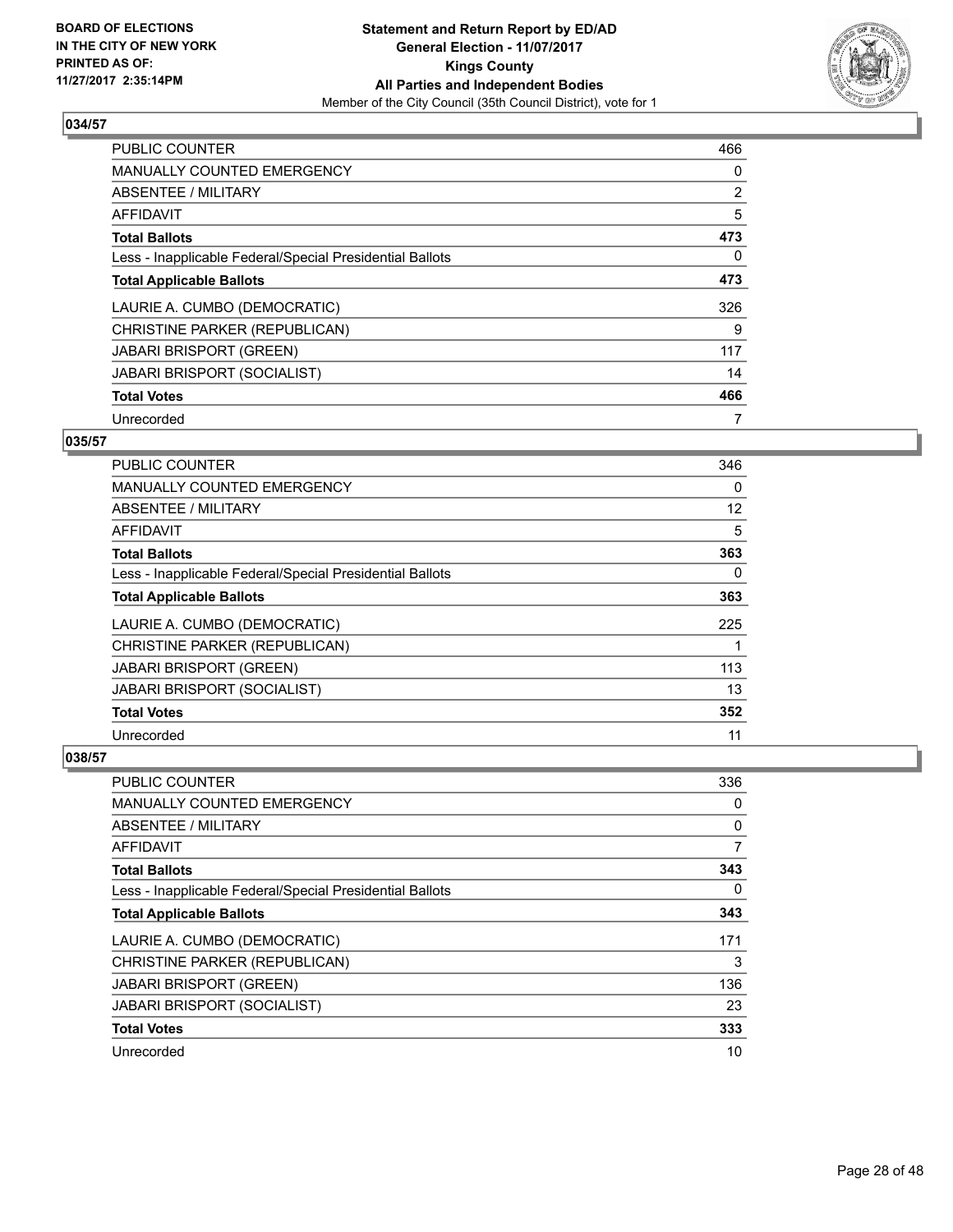## 034/57

| | |
|---|---|
| PUBLIC COUNTER | 466 |
| MANUALLY COUNTED EMERGENCY | 0 |
| ABSENTEE / MILITARY | 2 |
| AFFIDAVIT | 5 |
| **Total Ballots** | **473** |
| Less - Inapplicable Federal/Special Presidential Ballots | 0 |
| **Total Applicable Ballots** | **473** |
| LAURIE A. CUMBO (DEMOCRATIC) | 326 |
| CHRISTINE PARKER (REPUBLICAN) | 9 |
| JABARI BRISPORT (GREEN) | 117 |
| JABARI BRISPORT (SOCIALIST) | 14 |
| **Total Votes** | **466** |
| Unrecorded | 7 |

## 035/57

| | |
|---|---|
| PUBLIC COUNTER | 346 |
| MANUALLY COUNTED EMERGENCY | 0 |
| ABSENTEE / MILITARY | 12 |
| AFFIDAVIT | 5 |
| **Total Ballots** | **363** |
| Less - Inapplicable Federal/Special Presidential Ballots | 0 |
| **Total Applicable Ballots** | **363** |
| LAURIE A. CUMBO (DEMOCRATIC) | 225 |
| CHRISTINE PARKER (REPUBLICAN) | 1 |
| JABARI BRISPORT (GREEN) | 113 |
| JABARI BRISPORT (SOCIALIST) | 13 |
| **Total Votes** | **352** |
| Unrecorded | 11 |

## 038/57

| | |
|---|---|
| PUBLIC COUNTER | 336 |
| MANUALLY COUNTED EMERGENCY | 0 |
| ABSENTEE / MILITARY | 0 |
| AFFIDAVIT | 7 |
| **Total Ballots** | **343** |
| Less - Inapplicable Federal/Special Presidential Ballots | 0 |
| **Total Applicable Ballots** | **343** |
| LAURIE A. CUMBO (DEMOCRATIC) | 171 |
| CHRISTINE PARKER (REPUBLICAN) | 3 |
| JABARI BRISPORT (GREEN) | 136 |
| JABARI BRISPORT (SOCIALIST) | 23 |
| **Total Votes** | **333** |
| Unrecorded | 10 |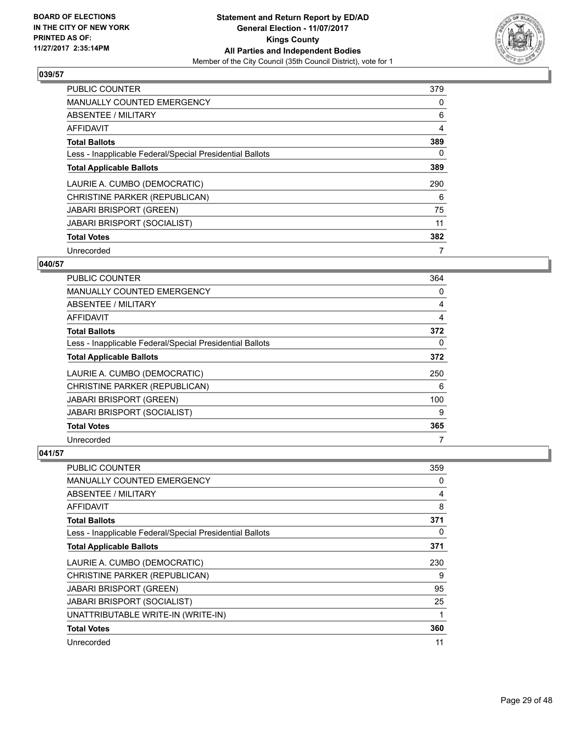**BOARD OF ELECTIONS IN THE CITY OF NEW YORK PRINTED AS OF: 11/27/2017 2:35:14PM**

**Statement and Return Report by ED/AD General Election - 11/07/2017 Kings County All Parties and Independent Bodies**

Member of the City Council (35th Council District), vote for 1

## 039/57

| | |
|---|---|
| PUBLIC COUNTER | 379 |
| MANUALLY COUNTED EMERGENCY | 0 |
| ABSENTEE / MILITARY | 6 |
| AFFIDAVIT | 4 |
| **Total Ballots** | **389** |
| Less - Inapplicable Federal/Special Presidential Ballots | 0 |
| **Total Applicable Ballots** | **389** |
| LAURIE A. CUMBO (DEMOCRATIC) | 290 |
| CHRISTINE PARKER (REPUBLICAN) | 6 |
| JABARI BRISPORT (GREEN) | 75 |
| JABARI BRISPORT (SOCIALIST) | 11 |
| **Total Votes** | **382** |
| Unrecorded | 7 |

## 040/57

| | |
|---|---|
| PUBLIC COUNTER | 364 |
| MANUALLY COUNTED EMERGENCY | 0 |
| ABSENTEE / MILITARY | 4 |
| AFFIDAVIT | 4 |
| **Total Ballots** | **372** |
| Less - Inapplicable Federal/Special Presidential Ballots | 0 |
| **Total Applicable Ballots** | **372** |
| LAURIE A. CUMBO (DEMOCRATIC) | 250 |
| CHRISTINE PARKER (REPUBLICAN) | 6 |
| JABARI BRISPORT (GREEN) | 100 |
| JABARI BRISPORT (SOCIALIST) | 9 |
| **Total Votes** | **365** |
| Unrecorded | 7 |

## 041/57

| | |
|---|---|
| PUBLIC COUNTER | 359 |
| MANUALLY COUNTED EMERGENCY | 0 |
| ABSENTEE / MILITARY | 4 |
| AFFIDAVIT | 8 |
| **Total Ballots** | **371** |
| Less - Inapplicable Federal/Special Presidential Ballots | 0 |
| **Total Applicable Ballots** | **371** |
| LAURIE A. CUMBO (DEMOCRATIC) | 230 |
| CHRISTINE PARKER (REPUBLICAN) | 9 |
| JABARI BRISPORT (GREEN) | 95 |
| JABARI BRISPORT (SOCIALIST) | 25 |
| UNATTRIBUTABLE WRITE-IN (WRITE-IN) | 1 |
| **Total Votes** | **360** |
| Unrecorded | 11 |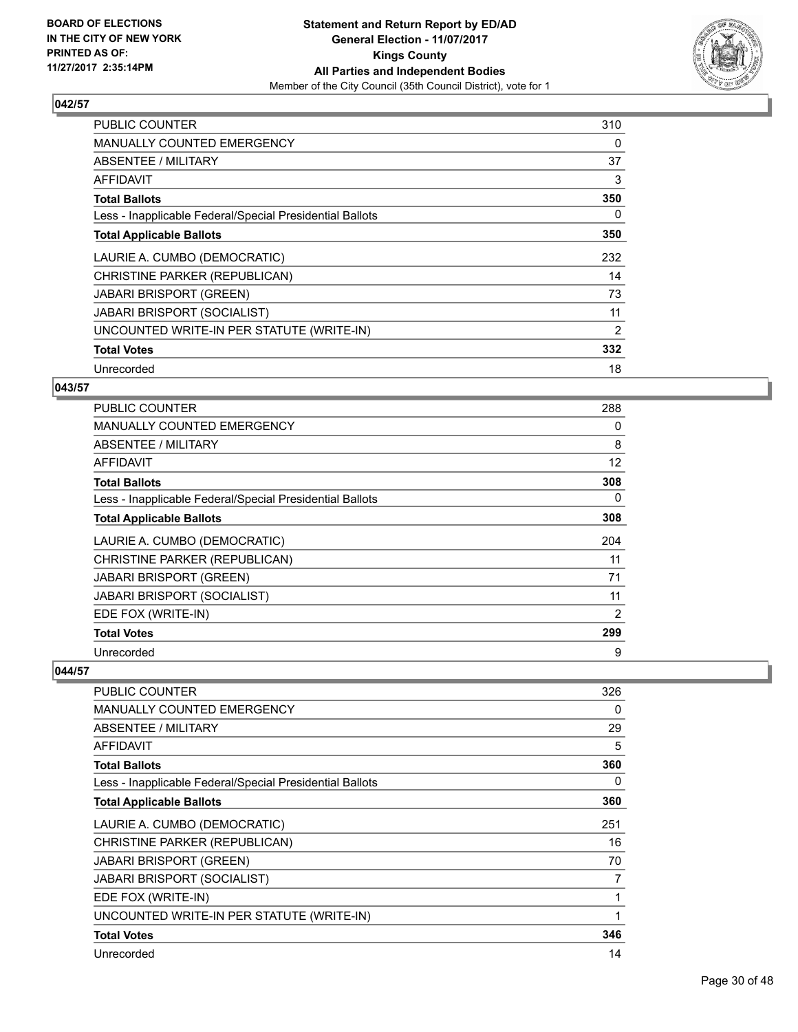BOARD OF ELECTIONS
IN THE CITY OF NEW YORK
PRINTED AS OF:
11/27/2017 2:35:14PM

**Statement and Return Report by ED/AD**
**General Election - 11/07/2017**
**Kings County**
**All Parties and Independent Bodies**
Member of the City Council (35th Council District), vote for 1

### 042/57

| | |
|---|---|
| PUBLIC COUNTER | 310 |
| MANUALLY COUNTED EMERGENCY | 0 |
| ABSENTEE / MILITARY | 37 |
| AFFIDAVIT | 3 |
| **Total Ballots** | **350** |
| Less - Inapplicable Federal/Special Presidential Ballots | 0 |
| **Total Applicable Ballots** | **350** |
| LAURIE A. CUMBO (DEMOCRATIC) | 232 |
| CHRISTINE PARKER (REPUBLICAN) | 14 |
| JABARI BRISPORT (GREEN) | 73 |
| JABARI BRISPORT (SOCIALIST) | 11 |
| UNCOUNTED WRITE-IN PER STATUTE (WRITE-IN) | 2 |
| **Total Votes** | **332** |
| Unrecorded | 18 |

### 043/57

| | |
|---|---|
| PUBLIC COUNTER | 288 |
| MANUALLY COUNTED EMERGENCY | 0 |
| ABSENTEE / MILITARY | 8 |
| AFFIDAVIT | 12 |
| **Total Ballots** | **308** |
| Less - Inapplicable Federal/Special Presidential Ballots | 0 |
| **Total Applicable Ballots** | **308** |
| LAURIE A. CUMBO (DEMOCRATIC) | 204 |
| CHRISTINE PARKER (REPUBLICAN) | 11 |
| JABARI BRISPORT (GREEN) | 71 |
| JABARI BRISPORT (SOCIALIST) | 11 |
| EDE FOX (WRITE-IN) | 2 |
| **Total Votes** | **299** |
| Unrecorded | 9 |

### 044/57

| | |
|---|---|
| PUBLIC COUNTER | 326 |
| MANUALLY COUNTED EMERGENCY | 0 |
| ABSENTEE / MILITARY | 29 |
| AFFIDAVIT | 5 |
| **Total Ballots** | **360** |
| Less - Inapplicable Federal/Special Presidential Ballots | 0 |
| **Total Applicable Ballots** | **360** |
| LAURIE A. CUMBO (DEMOCRATIC) | 251 |
| CHRISTINE PARKER (REPUBLICAN) | 16 |
| JABARI BRISPORT (GREEN) | 70 |
| JABARI BRISPORT (SOCIALIST) | 7 |
| EDE FOX (WRITE-IN) | 1 |
| UNCOUNTED WRITE-IN PER STATUTE (WRITE-IN) | 1 |
| **Total Votes** | **346** |
| Unrecorded | 14 |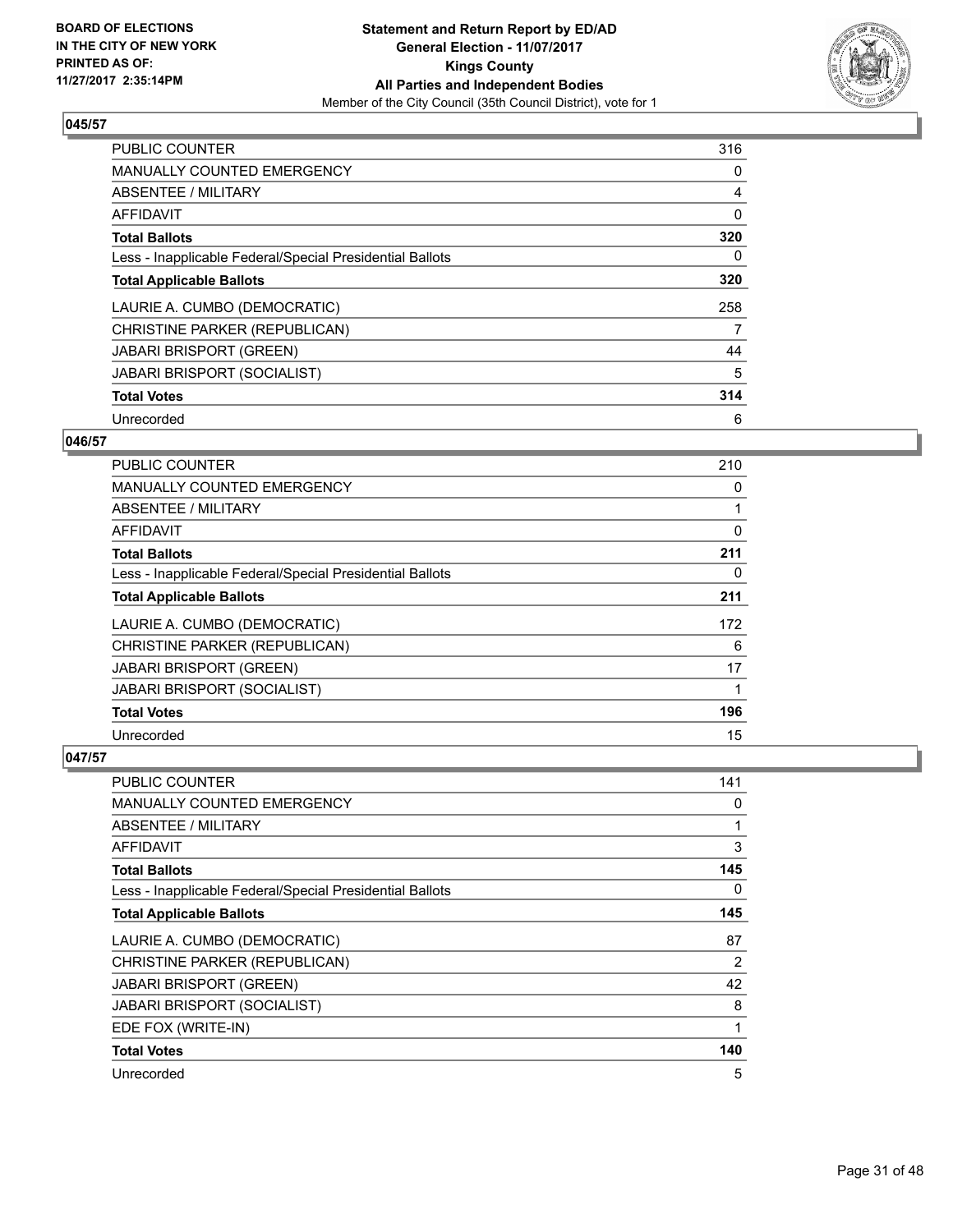BOARD OF ELECTIONS
IN THE CITY OF NEW YORK
PRINTED AS OF:
11/27/2017 2:35:14PM

**Statement and Return Report by ED/AD**
**General Election - 11/07/2017**
**Kings County**
**All Parties and Independent Bodies**
Member of the City Council (35th Council District), vote for 1

### 045/57

| | |
|---|---|
| PUBLIC COUNTER | 316 |
| MANUALLY COUNTED EMERGENCY | 0 |
| ABSENTEE / MILITARY | 4 |
| AFFIDAVIT | 0 |
| **Total Ballots** | **320** |
| Less - Inapplicable Federal/Special Presidential Ballots | 0 |
| **Total Applicable Ballots** | **320** |
| LAURIE A. CUMBO (DEMOCRATIC) | 258 |
| CHRISTINE PARKER (REPUBLICAN) | 7 |
| JABARI BRISPORT (GREEN) | 44 |
| JABARI BRISPORT (SOCIALIST) | 5 |
| **Total Votes** | **314** |
| Unrecorded | 6 |

### 046/57

| | |
|---|---|
| PUBLIC COUNTER | 210 |
| MANUALLY COUNTED EMERGENCY | 0 |
| ABSENTEE / MILITARY | 1 |
| AFFIDAVIT | 0 |
| **Total Ballots** | **211** |
| Less - Inapplicable Federal/Special Presidential Ballots | 0 |
| **Total Applicable Ballots** | **211** |
| LAURIE A. CUMBO (DEMOCRATIC) | 172 |
| CHRISTINE PARKER (REPUBLICAN) | 6 |
| JABARI BRISPORT (GREEN) | 17 |
| JABARI BRISPORT (SOCIALIST) | 1 |
| **Total Votes** | **196** |
| Unrecorded | 15 |

### 047/57

| | |
|---|---|
| PUBLIC COUNTER | 141 |
| MANUALLY COUNTED EMERGENCY | 0 |
| ABSENTEE / MILITARY | 1 |
| AFFIDAVIT | 3 |
| **Total Ballots** | **145** |
| Less - Inapplicable Federal/Special Presidential Ballots | 0 |
| **Total Applicable Ballots** | **145** |
| LAURIE A. CUMBO (DEMOCRATIC) | 87 |
| CHRISTINE PARKER (REPUBLICAN) | 2 |
| JABARI BRISPORT (GREEN) | 42 |
| JABARI BRISPORT (SOCIALIST) | 8 |
| EDE FOX (WRITE-IN) | 1 |
| **Total Votes** | **140** |
| Unrecorded | 5 |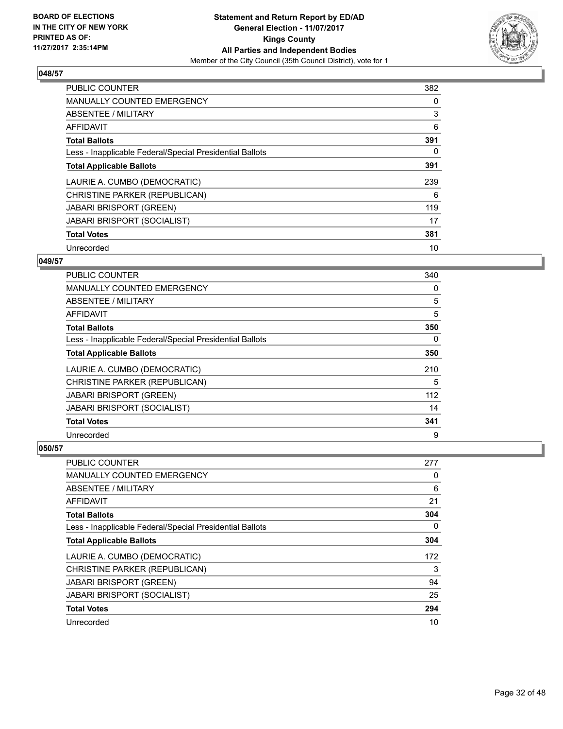**BOARD OF ELECTIONS IN THE CITY OF NEW YORK PRINTED AS OF: 11/27/2017 2:35:14PM**

**Statement and Return Report by ED/AD**
**General Election - 11/07/2017**
**Kings County**
**All Parties and Independent Bodies**
Member of the City Council (35th Council District), vote for 1

### 048/57

| | |
|---|---|
| PUBLIC COUNTER | 382 |
| MANUALLY COUNTED EMERGENCY | 0 |
| ABSENTEE / MILITARY | 3 |
| AFFIDAVIT | 6 |
| **Total Ballots** | **391** |
| Less - Inapplicable Federal/Special Presidential Ballots | 0 |
| **Total Applicable Ballots** | **391** |
| LAURIE A. CUMBO (DEMOCRATIC) | 239 |
| CHRISTINE PARKER (REPUBLICAN) | 6 |
| JABARI BRISPORT (GREEN) | 119 |
| JABARI BRISPORT (SOCIALIST) | 17 |
| **Total Votes** | **381** |
| Unrecorded | 10 |

### 049/57

| | |
|---|---|
| PUBLIC COUNTER | 340 |
| MANUALLY COUNTED EMERGENCY | 0 |
| ABSENTEE / MILITARY | 5 |
| AFFIDAVIT | 5 |
| **Total Ballots** | **350** |
| Less - Inapplicable Federal/Special Presidential Ballots | 0 |
| **Total Applicable Ballots** | **350** |
| LAURIE A. CUMBO (DEMOCRATIC) | 210 |
| CHRISTINE PARKER (REPUBLICAN) | 5 |
| JABARI BRISPORT (GREEN) | 112 |
| JABARI BRISPORT (SOCIALIST) | 14 |
| **Total Votes** | **341** |
| Unrecorded | 9 |

### 050/57

| | |
|---|---|
| PUBLIC COUNTER | 277 |
| MANUALLY COUNTED EMERGENCY | 0 |
| ABSENTEE / MILITARY | 6 |
| AFFIDAVIT | 21 |
| **Total Ballots** | **304** |
| Less - Inapplicable Federal/Special Presidential Ballots | 0 |
| **Total Applicable Ballots** | **304** |
| LAURIE A. CUMBO (DEMOCRATIC) | 172 |
| CHRISTINE PARKER (REPUBLICAN) | 3 |
| JABARI BRISPORT (GREEN) | 94 |
| JABARI BRISPORT (SOCIALIST) | 25 |
| **Total Votes** | **294** |
| Unrecorded | 10 |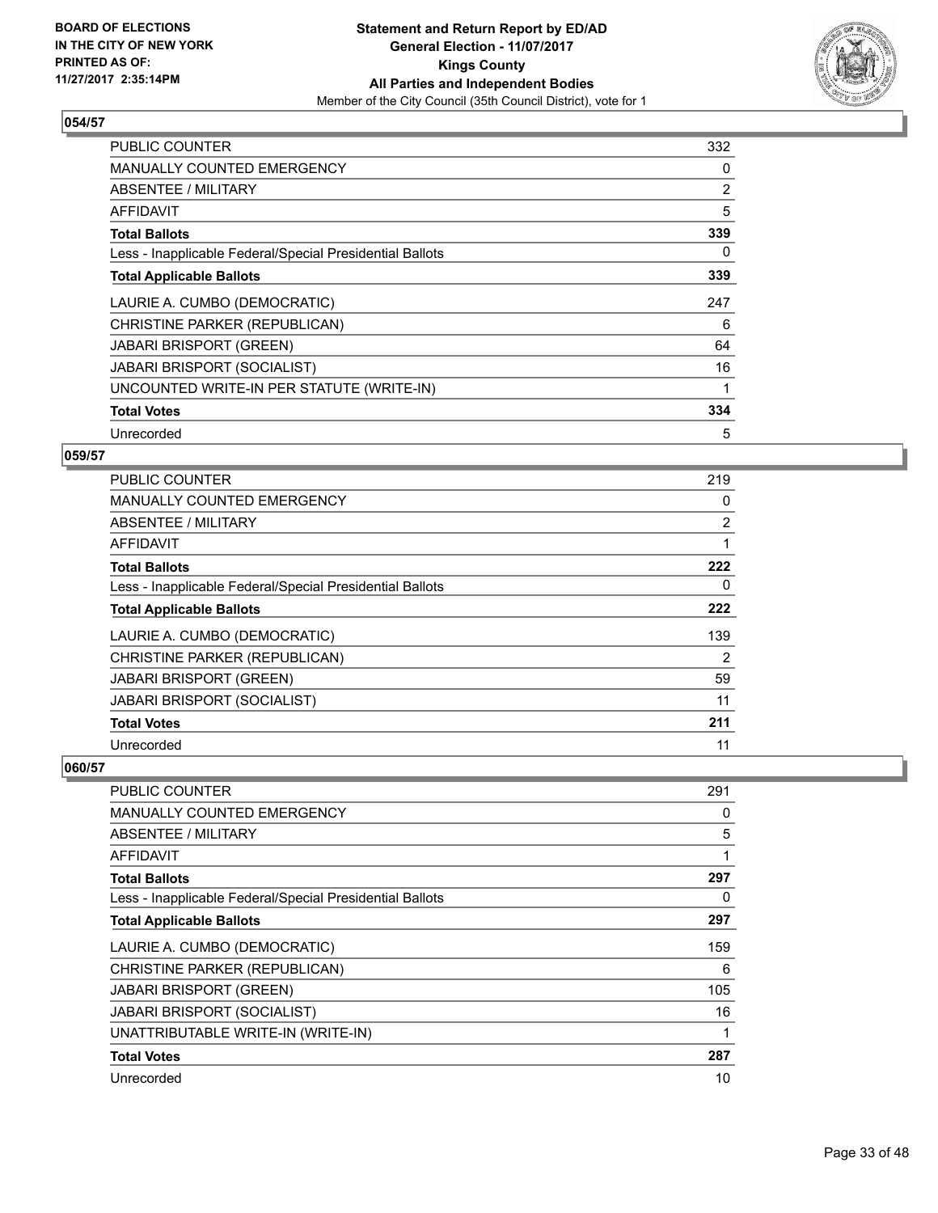**BOARD OF ELECTIONS IN THE CITY OF NEW YORK PRINTED AS OF: 11/27/2017 2:35:14PM**

**Statement and Return Report by ED/AD General Election - 11/07/2017 Kings County All Parties and Independent Bodies**

Member of the City Council (35th Council District), vote for 1

### 054/57

| | |
|---|---|
| PUBLIC COUNTER | 332 |
| MANUALLY COUNTED EMERGENCY | 0 |
| ABSENTEE / MILITARY | 2 |
| AFFIDAVIT | 5 |
| **Total Ballots** | **339** |
| Less - Inapplicable Federal/Special Presidential Ballots | 0 |
| **Total Applicable Ballots** | **339** |
| LAURIE A. CUMBO (DEMOCRATIC) | 247 |
| CHRISTINE PARKER (REPUBLICAN) | 6 |
| JABARI BRISPORT (GREEN) | 64 |
| JABARI BRISPORT (SOCIALIST) | 16 |
| UNCOUNTED WRITE-IN PER STATUTE (WRITE-IN) | 1 |
| **Total Votes** | **334** |
| Unrecorded | 5 |

### 059/57

| | |
|---|---|
| PUBLIC COUNTER | 219 |
| MANUALLY COUNTED EMERGENCY | 0 |
| ABSENTEE / MILITARY | 2 |
| AFFIDAVIT | 1 |
| **Total Ballots** | **222** |
| Less - Inapplicable Federal/Special Presidential Ballots | 0 |
| **Total Applicable Ballots** | **222** |
| LAURIE A. CUMBO (DEMOCRATIC) | 139 |
| CHRISTINE PARKER (REPUBLICAN) | 2 |
| JABARI BRISPORT (GREEN) | 59 |
| JABARI BRISPORT (SOCIALIST) | 11 |
| **Total Votes** | **211** |
| Unrecorded | 11 |

### 060/57

| | |
|---|---|
| PUBLIC COUNTER | 291 |
| MANUALLY COUNTED EMERGENCY | 0 |
| ABSENTEE / MILITARY | 5 |
| AFFIDAVIT | 1 |
| **Total Ballots** | **297** |
| Less - Inapplicable Federal/Special Presidential Ballots | 0 |
| **Total Applicable Ballots** | **297** |
| LAURIE A. CUMBO (DEMOCRATIC) | 159 |
| CHRISTINE PARKER (REPUBLICAN) | 6 |
| JABARI BRISPORT (GREEN) | 105 |
| JABARI BRISPORT (SOCIALIST) | 16 |
| UNATTRIBUTABLE WRITE-IN (WRITE-IN) | 1 |
| **Total Votes** | **287** |
| Unrecorded | 10 |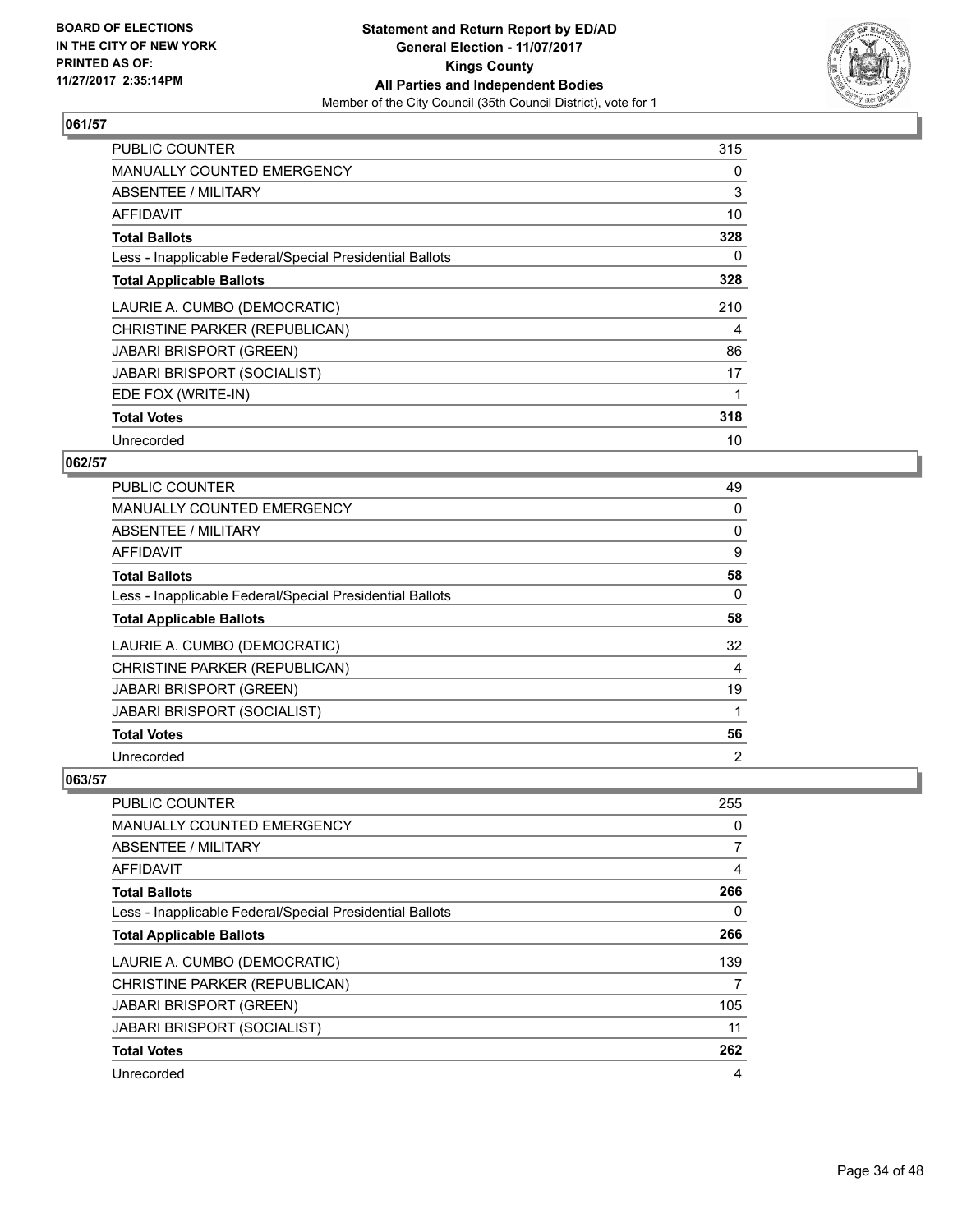BOARD OF ELECTIONS
IN THE CITY OF NEW YORK
PRINTED AS OF:
11/27/2017 2:35:14PM

**Statement and Return Report by ED/AD**
**General Election - 11/07/2017**
**Kings County**
**All Parties and Independent Bodies**
Member of the City Council (35th Council District), vote for 1

### 061/57

| | |
|---|---|
| PUBLIC COUNTER | 315 |
| MANUALLY COUNTED EMERGENCY | 0 |
| ABSENTEE / MILITARY | 3 |
| AFFIDAVIT | 10 |
| **Total Ballots** | **328** |
| Less - Inapplicable Federal/Special Presidential Ballots | 0 |
| **Total Applicable Ballots** | **328** |
| LAURIE A. CUMBO (DEMOCRATIC) | 210 |
| CHRISTINE PARKER (REPUBLICAN) | 4 |
| JABARI BRISPORT (GREEN) | 86 |
| JABARI BRISPORT (SOCIALIST) | 17 |
| EDE FOX (WRITE-IN) | 1 |
| **Total Votes** | **318** |
| Unrecorded | 10 |

### 062/57

| | |
|---|---|
| PUBLIC COUNTER | 49 |
| MANUALLY COUNTED EMERGENCY | 0 |
| ABSENTEE / MILITARY | 0 |
| AFFIDAVIT | 9 |
| **Total Ballots** | **58** |
| Less - Inapplicable Federal/Special Presidential Ballots | 0 |
| **Total Applicable Ballots** | **58** |
| LAURIE A. CUMBO (DEMOCRATIC) | 32 |
| CHRISTINE PARKER (REPUBLICAN) | 4 |
| JABARI BRISPORT (GREEN) | 19 |
| JABARI BRISPORT (SOCIALIST) | 1 |
| **Total Votes** | **56** |
| Unrecorded | 2 |

### 063/57

| | |
|---|---|
| PUBLIC COUNTER | 255 |
| MANUALLY COUNTED EMERGENCY | 0 |
| ABSENTEE / MILITARY | 7 |
| AFFIDAVIT | 4 |
| **Total Ballots** | **266** |
| Less - Inapplicable Federal/Special Presidential Ballots | 0 |
| **Total Applicable Ballots** | **266** |
| LAURIE A. CUMBO (DEMOCRATIC) | 139 |
| CHRISTINE PARKER (REPUBLICAN) | 7 |
| JABARI BRISPORT (GREEN) | 105 |
| JABARI BRISPORT (SOCIALIST) | 11 |
| **Total Votes** | **262** |
| Unrecorded | 4 |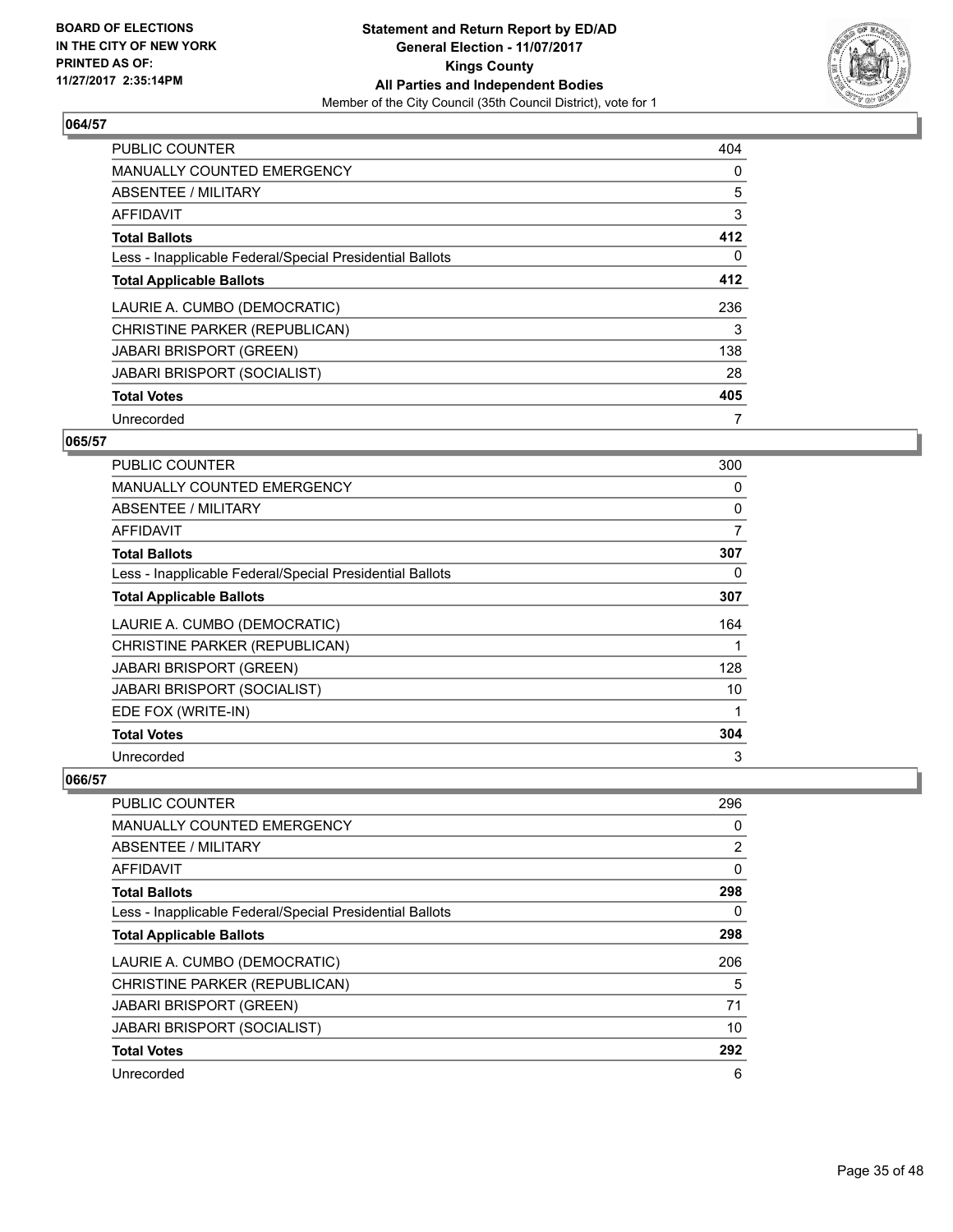**Statement and Return Report by ED/AD**
**General Election - 11/07/2017**
**Kings County**
**All Parties and Independent Bodies**
Member of the City Council (35th Council District), vote for 1

BOARD OF ELECTIONS IN THE CITY OF NEW YORK
PRINTED AS OF: 11/27/2017 2:35:14PM

### 064/57

| | |
|---|---|
| PUBLIC COUNTER | 404 |
| MANUALLY COUNTED EMERGENCY | 0 |
| ABSENTEE / MILITARY | 5 |
| AFFIDAVIT | 3 |
| **Total Ballots** | **412** |
| Less - Inapplicable Federal/Special Presidential Ballots | 0 |
| **Total Applicable Ballots** | **412** |
| LAURIE A. CUMBO (DEMOCRATIC) | 236 |
| CHRISTINE PARKER (REPUBLICAN) | 3 |
| JABARI BRISPORT (GREEN) | 138 |
| JABARI BRISPORT (SOCIALIST) | 28 |
| **Total Votes** | **405** |
| Unrecorded | 7 |

### 065/57

| | |
|---|---|
| PUBLIC COUNTER | 300 |
| MANUALLY COUNTED EMERGENCY | 0 |
| ABSENTEE / MILITARY | 0 |
| AFFIDAVIT | 7 |
| **Total Ballots** | **307** |
| Less - Inapplicable Federal/Special Presidential Ballots | 0 |
| **Total Applicable Ballots** | **307** |
| LAURIE A. CUMBO (DEMOCRATIC) | 164 |
| CHRISTINE PARKER (REPUBLICAN) | 1 |
| JABARI BRISPORT (GREEN) | 128 |
| JABARI BRISPORT (SOCIALIST) | 10 |
| EDE FOX (WRITE-IN) | 1 |
| **Total Votes** | **304** |
| Unrecorded | 3 |

### 066/57

| | |
|---|---|
| PUBLIC COUNTER | 296 |
| MANUALLY COUNTED EMERGENCY | 0 |
| ABSENTEE / MILITARY | 2 |
| AFFIDAVIT | 0 |
| **Total Ballots** | **298** |
| Less - Inapplicable Federal/Special Presidential Ballots | 0 |
| **Total Applicable Ballots** | **298** |
| LAURIE A. CUMBO (DEMOCRATIC) | 206 |
| CHRISTINE PARKER (REPUBLICAN) | 5 |
| JABARI BRISPORT (GREEN) | 71 |
| JABARI BRISPORT (SOCIALIST) | 10 |
| **Total Votes** | **292** |
| Unrecorded | 6 |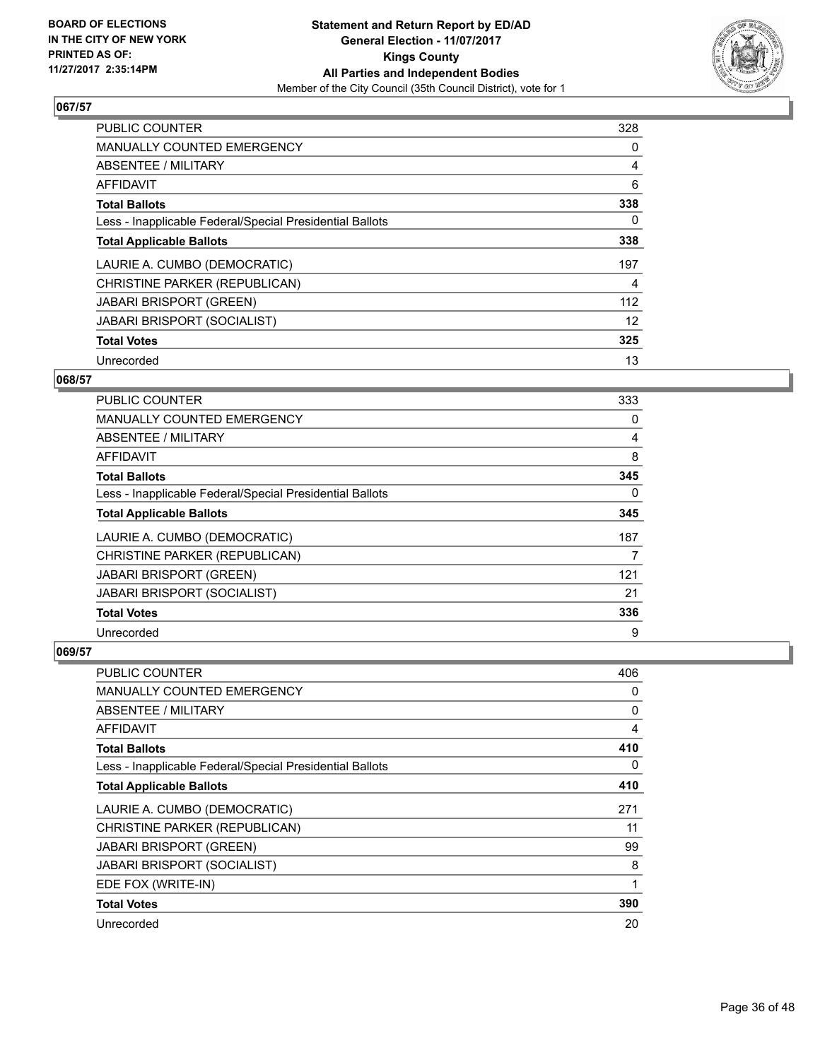**BOARD OF ELECTIONS IN THE CITY OF NEW YORK PRINTED AS OF: 11/27/2017 2:35:14PM**

**Statement and Return Report by ED/AD General Election - 11/07/2017 Kings County All Parties and Independent Bodies**

Member of the City Council (35th Council District), vote for 1

## 067/57

| | |
|---|---|
| PUBLIC COUNTER | 328 |
| MANUALLY COUNTED EMERGENCY | 0 |
| ABSENTEE / MILITARY | 4 |
| AFFIDAVIT | 6 |
| **Total Ballots** | **338** |
| Less - Inapplicable Federal/Special Presidential Ballots | 0 |
| **Total Applicable Ballots** | **338** |
| LAURIE A. CUMBO (DEMOCRATIC) | 197 |
| CHRISTINE PARKER (REPUBLICAN) | 4 |
| JABARI BRISPORT (GREEN) | 112 |
| JABARI BRISPORT (SOCIALIST) | 12 |
| **Total Votes** | **325** |
| Unrecorded | 13 |

## 068/57

| | |
|---|---|
| PUBLIC COUNTER | 333 |
| MANUALLY COUNTED EMERGENCY | 0 |
| ABSENTEE / MILITARY | 4 |
| AFFIDAVIT | 8 |
| **Total Ballots** | **345** |
| Less - Inapplicable Federal/Special Presidential Ballots | 0 |
| **Total Applicable Ballots** | **345** |
| LAURIE A. CUMBO (DEMOCRATIC) | 187 |
| CHRISTINE PARKER (REPUBLICAN) | 7 |
| JABARI BRISPORT (GREEN) | 121 |
| JABARI BRISPORT (SOCIALIST) | 21 |
| **Total Votes** | **336** |
| Unrecorded | 9 |

## 069/57

| | |
|---|---|
| PUBLIC COUNTER | 406 |
| MANUALLY COUNTED EMERGENCY | 0 |
| ABSENTEE / MILITARY | 0 |
| AFFIDAVIT | 4 |
| **Total Ballots** | **410** |
| Less - Inapplicable Federal/Special Presidential Ballots | 0 |
| **Total Applicable Ballots** | **410** |
| LAURIE A. CUMBO (DEMOCRATIC) | 271 |
| CHRISTINE PARKER (REPUBLICAN) | 11 |
| JABARI BRISPORT (GREEN) | 99 |
| JABARI BRISPORT (SOCIALIST) | 8 |
| EDE FOX (WRITE-IN) | 1 |
| **Total Votes** | **390** |
| Unrecorded | 20 |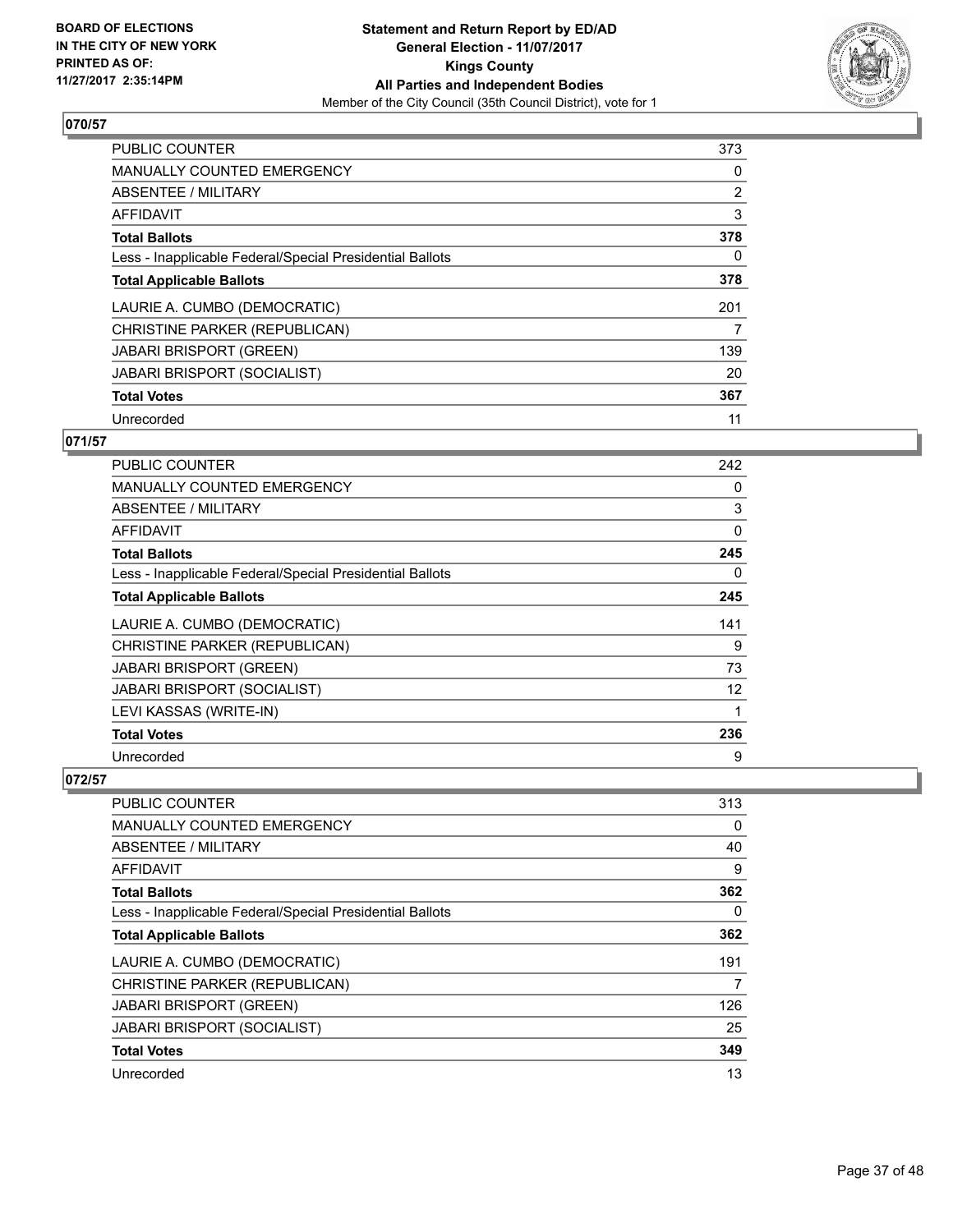BOARD OF ELECTIONS
IN THE CITY OF NEW YORK
PRINTED AS OF:
11/27/2017 2:35:14PM

**Statement and Return Report by ED/AD**
**General Election - 11/07/2017**
**Kings County**
**All Parties and Independent Bodies**
Member of the City Council (35th Council District), vote for 1

## 070/57

| | |
|---|---|
| PUBLIC COUNTER | 373 |
| MANUALLY COUNTED EMERGENCY | 0 |
| ABSENTEE / MILITARY | 2 |
| AFFIDAVIT | 3 |
| **Total Ballots** | **378** |
| Less - Inapplicable Federal/Special Presidential Ballots | 0 |
| **Total Applicable Ballots** | **378** |
| LAURIE A. CUMBO (DEMOCRATIC) | 201 |
| CHRISTINE PARKER (REPUBLICAN) | 7 |
| JABARI BRISPORT (GREEN) | 139 |
| JABARI BRISPORT (SOCIALIST) | 20 |
| **Total Votes** | **367** |
| Unrecorded | 11 |

## 071/57

| | |
|---|---|
| PUBLIC COUNTER | 242 |
| MANUALLY COUNTED EMERGENCY | 0 |
| ABSENTEE / MILITARY | 3 |
| AFFIDAVIT | 0 |
| **Total Ballots** | **245** |
| Less - Inapplicable Federal/Special Presidential Ballots | 0 |
| **Total Applicable Ballots** | **245** |
| LAURIE A. CUMBO (DEMOCRATIC) | 141 |
| CHRISTINE PARKER (REPUBLICAN) | 9 |
| JABARI BRISPORT (GREEN) | 73 |
| JABARI BRISPORT (SOCIALIST) | 12 |
| LEVI KASSAS (WRITE-IN) | 1 |
| **Total Votes** | **236** |
| Unrecorded | 9 |

## 072/57

| | |
|---|---|
| PUBLIC COUNTER | 313 |
| MANUALLY COUNTED EMERGENCY | 0 |
| ABSENTEE / MILITARY | 40 |
| AFFIDAVIT | 9 |
| **Total Ballots** | **362** |
| Less - Inapplicable Federal/Special Presidential Ballots | 0 |
| **Total Applicable Ballots** | **362** |
| LAURIE A. CUMBO (DEMOCRATIC) | 191 |
| CHRISTINE PARKER (REPUBLICAN) | 7 |
| JABARI BRISPORT (GREEN) | 126 |
| JABARI BRISPORT (SOCIALIST) | 25 |
| **Total Votes** | **349** |
| Unrecorded | 13 |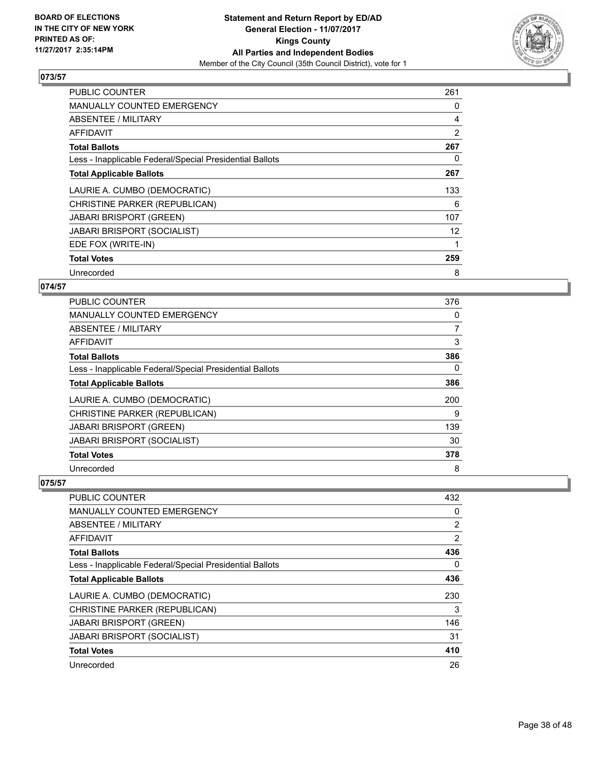**BOARD OF ELECTIONS IN THE CITY OF NEW YORK PRINTED AS OF: 11/27/2017 2:35:14PM**

**Statement and Return Report by ED/AD General Election - 11/07/2017 Kings County All Parties and Independent Bodies**

Member of the City Council (35th Council District), vote for 1

### 073/57

| | |
|---|---|
| PUBLIC COUNTER | 261 |
| MANUALLY COUNTED EMERGENCY | 0 |
| ABSENTEE / MILITARY | 4 |
| AFFIDAVIT | 2 |
| **Total Ballots** | **267** |
| Less - Inapplicable Federal/Special Presidential Ballots | 0 |
| **Total Applicable Ballots** | **267** |
| LAURIE A. CUMBO (DEMOCRATIC) | 133 |
| CHRISTINE PARKER (REPUBLICAN) | 6 |
| JABARI BRISPORT (GREEN) | 107 |
| JABARI BRISPORT (SOCIALIST) | 12 |
| EDE FOX (WRITE-IN) | 1 |
| **Total Votes** | **259** |
| Unrecorded | 8 |

### 074/57

| | |
|---|---|
| PUBLIC COUNTER | 376 |
| MANUALLY COUNTED EMERGENCY | 0 |
| ABSENTEE / MILITARY | 7 |
| AFFIDAVIT | 3 |
| **Total Ballots** | **386** |
| Less - Inapplicable Federal/Special Presidential Ballots | 0 |
| **Total Applicable Ballots** | **386** |
| LAURIE A. CUMBO (DEMOCRATIC) | 200 |
| CHRISTINE PARKER (REPUBLICAN) | 9 |
| JABARI BRISPORT (GREEN) | 139 |
| JABARI BRISPORT (SOCIALIST) | 30 |
| **Total Votes** | **378** |
| Unrecorded | 8 |

### 075/57

| | |
|---|---|
| PUBLIC COUNTER | 432 |
| MANUALLY COUNTED EMERGENCY | 0 |
| ABSENTEE / MILITARY | 2 |
| AFFIDAVIT | 2 |
| **Total Ballots** | **436** |
| Less - Inapplicable Federal/Special Presidential Ballots | 0 |
| **Total Applicable Ballots** | **436** |
| LAURIE A. CUMBO (DEMOCRATIC) | 230 |
| CHRISTINE PARKER (REPUBLICAN) | 3 |
| JABARI BRISPORT (GREEN) | 146 |
| JABARI BRISPORT (SOCIALIST) | 31 |
| **Total Votes** | **410** |
| Unrecorded | 26 |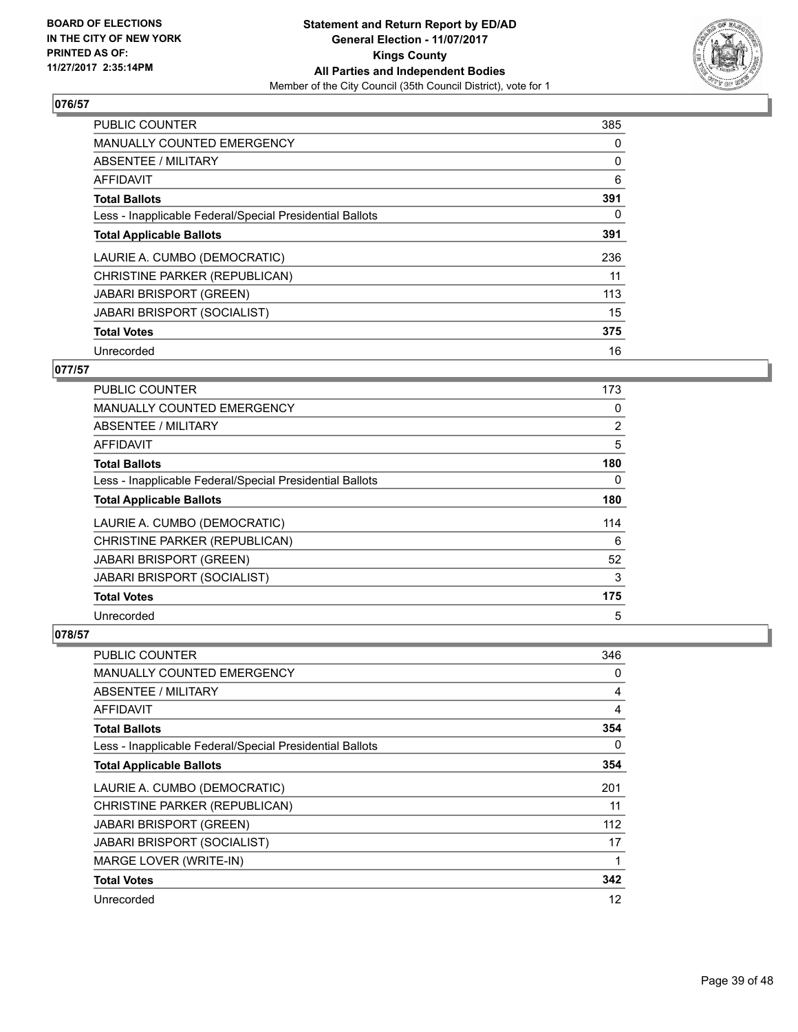**BOARD OF ELECTIONS IN THE CITY OF NEW YORK PRINTED AS OF: 11/27/2017 2:35:14PM**

**Statement and Return Report by ED/AD**
**General Election - 11/07/2017**
**Kings County**
**All Parties and Independent Bodies**
Member of the City Council (35th Council District), vote for 1

### 076/57

| | |
|---|---|
| PUBLIC COUNTER | 385 |
| MANUALLY COUNTED EMERGENCY | 0 |
| ABSENTEE / MILITARY | 0 |
| AFFIDAVIT | 6 |
| **Total Ballots** | **391** |
| Less - Inapplicable Federal/Special Presidential Ballots | 0 |
| **Total Applicable Ballots** | **391** |
| LAURIE A. CUMBO (DEMOCRATIC) | 236 |
| CHRISTINE PARKER (REPUBLICAN) | 11 |
| JABARI BRISPORT (GREEN) | 113 |
| JABARI BRISPORT (SOCIALIST) | 15 |
| **Total Votes** | **375** |
| Unrecorded | 16 |

### 077/57

| | |
|---|---|
| PUBLIC COUNTER | 173 |
| MANUALLY COUNTED EMERGENCY | 0 |
| ABSENTEE / MILITARY | 2 |
| AFFIDAVIT | 5 |
| **Total Ballots** | **180** |
| Less - Inapplicable Federal/Special Presidential Ballots | 0 |
| **Total Applicable Ballots** | **180** |
| LAURIE A. CUMBO (DEMOCRATIC) | 114 |
| CHRISTINE PARKER (REPUBLICAN) | 6 |
| JABARI BRISPORT (GREEN) | 52 |
| JABARI BRISPORT (SOCIALIST) | 3 |
| **Total Votes** | **175** |
| Unrecorded | 5 |

### 078/57

| | |
|---|---|
| PUBLIC COUNTER | 346 |
| MANUALLY COUNTED EMERGENCY | 0 |
| ABSENTEE / MILITARY | 4 |
| AFFIDAVIT | 4 |
| **Total Ballots** | **354** |
| Less - Inapplicable Federal/Special Presidential Ballots | 0 |
| **Total Applicable Ballots** | **354** |
| LAURIE A. CUMBO (DEMOCRATIC) | 201 |
| CHRISTINE PARKER (REPUBLICAN) | 11 |
| JABARI BRISPORT (GREEN) | 112 |
| JABARI BRISPORT (SOCIALIST) | 17 |
| MARGE LOVER (WRITE-IN) | 1 |
| **Total Votes** | **342** |
| Unrecorded | 12 |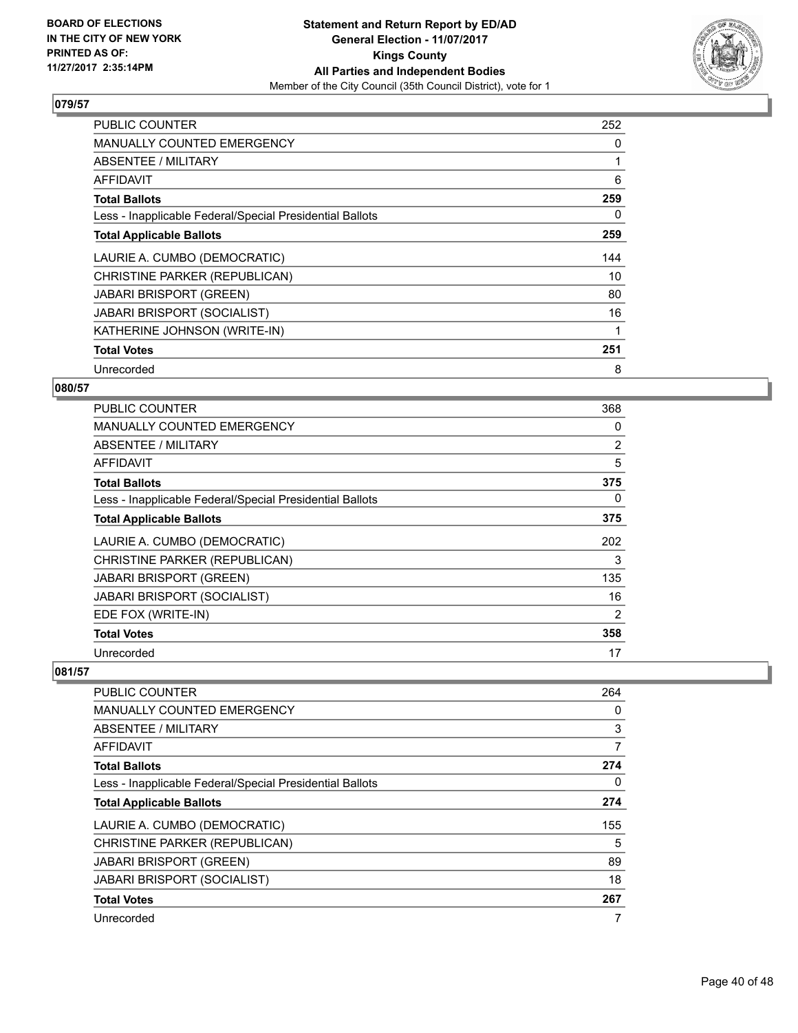## 079/57

| | |
|---|---|
| PUBLIC COUNTER | 252 |
| MANUALLY COUNTED EMERGENCY | 0 |
| ABSENTEE / MILITARY | 1 |
| AFFIDAVIT | 6 |
| **Total Ballots** | **259** |
| Less - Inapplicable Federal/Special Presidential Ballots | 0 |
| **Total Applicable Ballots** | **259** |
| LAURIE A. CUMBO (DEMOCRATIC) | 144 |
| CHRISTINE PARKER (REPUBLICAN) | 10 |
| JABARI BRISPORT (GREEN) | 80 |
| JABARI BRISPORT (SOCIALIST) | 16 |
| KATHERINE JOHNSON (WRITE-IN) | 1 |
| **Total Votes** | **251** |
| Unrecorded | 8 |

## 080/57

| | |
|---|---|
| PUBLIC COUNTER | 368 |
| MANUALLY COUNTED EMERGENCY | 0 |
| ABSENTEE / MILITARY | 2 |
| AFFIDAVIT | 5 |
| **Total Ballots** | **375** |
| Less - Inapplicable Federal/Special Presidential Ballots | 0 |
| **Total Applicable Ballots** | **375** |
| LAURIE A. CUMBO (DEMOCRATIC) | 202 |
| CHRISTINE PARKER (REPUBLICAN) | 3 |
| JABARI BRISPORT (GREEN) | 135 |
| JABARI BRISPORT (SOCIALIST) | 16 |
| EDE FOX (WRITE-IN) | 2 |
| **Total Votes** | **358** |
| Unrecorded | 17 |

## 081/57

| | |
|---|---|
| PUBLIC COUNTER | 264 |
| MANUALLY COUNTED EMERGENCY | 0 |
| ABSENTEE / MILITARY | 3 |
| AFFIDAVIT | 7 |
| **Total Ballots** | **274** |
| Less - Inapplicable Federal/Special Presidential Ballots | 0 |
| **Total Applicable Ballots** | **274** |
| LAURIE A. CUMBO (DEMOCRATIC) | 155 |
| CHRISTINE PARKER (REPUBLICAN) | 5 |
| JABARI BRISPORT (GREEN) | 89 |
| JABARI BRISPORT (SOCIALIST) | 18 |
| **Total Votes** | **267** |
| Unrecorded | 7 |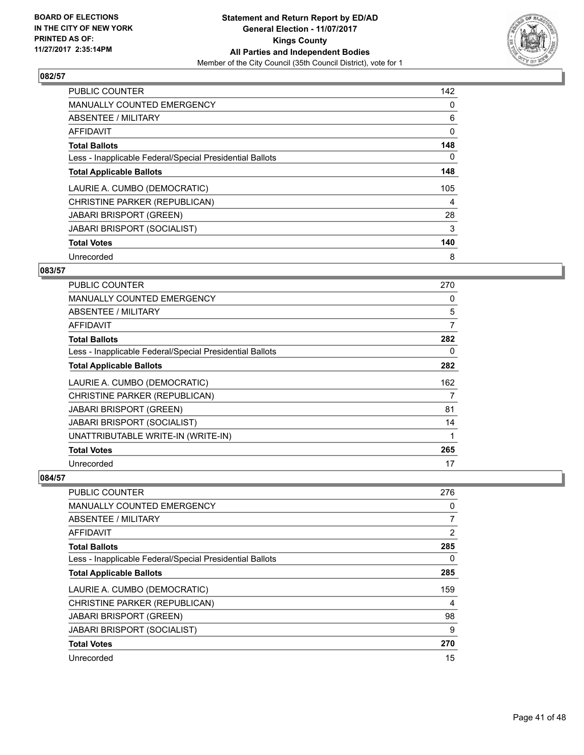**BOARD OF ELECTIONS IN THE CITY OF NEW YORK PRINTED AS OF: 11/27/2017 2:35:14PM**

**Statement and Return Report by ED/AD General Election - 11/07/2017 Kings County All Parties and Independent Bodies**

Member of the City Council (35th Council District), vote for 1

### 082/57

| | |
|---|---|
| PUBLIC COUNTER | 142 |
| MANUALLY COUNTED EMERGENCY | 0 |
| ABSENTEE / MILITARY | 6 |
| AFFIDAVIT | 0 |
| **Total Ballots** | **148** |
| Less - Inapplicable Federal/Special Presidential Ballots | 0 |
| **Total Applicable Ballots** | **148** |
| LAURIE A. CUMBO (DEMOCRATIC) | 105 |
| CHRISTINE PARKER (REPUBLICAN) | 4 |
| JABARI BRISPORT (GREEN) | 28 |
| JABARI BRISPORT (SOCIALIST) | 3 |
| **Total Votes** | **140** |
| Unrecorded | 8 |

### 083/57

| | |
|---|---|
| PUBLIC COUNTER | 270 |
| MANUALLY COUNTED EMERGENCY | 0 |
| ABSENTEE / MILITARY | 5 |
| AFFIDAVIT | 7 |
| **Total Ballots** | **282** |
| Less - Inapplicable Federal/Special Presidential Ballots | 0 |
| **Total Applicable Ballots** | **282** |
| LAURIE A. CUMBO (DEMOCRATIC) | 162 |
| CHRISTINE PARKER (REPUBLICAN) | 7 |
| JABARI BRISPORT (GREEN) | 81 |
| JABARI BRISPORT (SOCIALIST) | 14 |
| UNATTRIBUTABLE WRITE-IN (WRITE-IN) | 1 |
| **Total Votes** | **265** |
| Unrecorded | 17 |

### 084/57

| | |
|---|---|
| PUBLIC COUNTER | 276 |
| MANUALLY COUNTED EMERGENCY | 0 |
| ABSENTEE / MILITARY | 7 |
| AFFIDAVIT | 2 |
| **Total Ballots** | **285** |
| Less - Inapplicable Federal/Special Presidential Ballots | 0 |
| **Total Applicable Ballots** | **285** |
| LAURIE A. CUMBO (DEMOCRATIC) | 159 |
| CHRISTINE PARKER (REPUBLICAN) | 4 |
| JABARI BRISPORT (GREEN) | 98 |
| JABARI BRISPORT (SOCIALIST) | 9 |
| **Total Votes** | **270** |
| Unrecorded | 15 |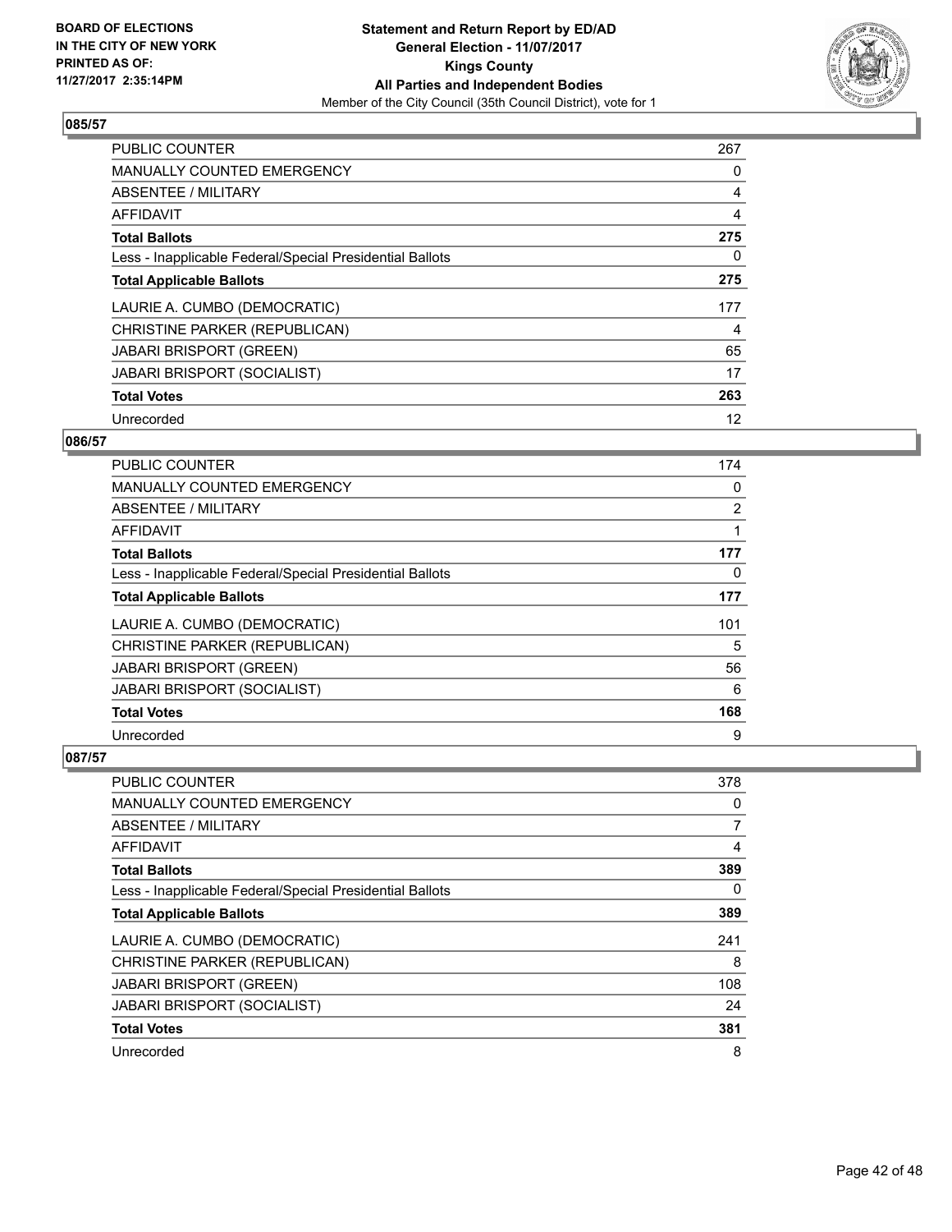**BOARD OF ELECTIONS IN THE CITY OF NEW YORK PRINTED AS OF: 11/27/2017 2:35:14PM**

**Statement and Return Report by ED/AD General Election - 11/07/2017 Kings County All Parties and Independent Bodies**

Member of the City Council (35th Council District), vote for 1

### 085/57

| | |
|---|---|
| PUBLIC COUNTER | 267 |
| MANUALLY COUNTED EMERGENCY | 0 |
| ABSENTEE / MILITARY | 4 |
| AFFIDAVIT | 4 |
| **Total Ballots** | **275** |
| Less - Inapplicable Federal/Special Presidential Ballots | 0 |
| **Total Applicable Ballots** | **275** |
| LAURIE A. CUMBO (DEMOCRATIC) | 177 |
| CHRISTINE PARKER (REPUBLICAN) | 4 |
| JABARI BRISPORT (GREEN) | 65 |
| JABARI BRISPORT (SOCIALIST) | 17 |
| **Total Votes** | **263** |
| Unrecorded | 12 |

### 086/57

| | |
|---|---|
| PUBLIC COUNTER | 174 |
| MANUALLY COUNTED EMERGENCY | 0 |
| ABSENTEE / MILITARY | 2 |
| AFFIDAVIT | 1 |
| **Total Ballots** | **177** |
| Less - Inapplicable Federal/Special Presidential Ballots | 0 |
| **Total Applicable Ballots** | **177** |
| LAURIE A. CUMBO (DEMOCRATIC) | 101 |
| CHRISTINE PARKER (REPUBLICAN) | 5 |
| JABARI BRISPORT (GREEN) | 56 |
| JABARI BRISPORT (SOCIALIST) | 6 |
| **Total Votes** | **168** |
| Unrecorded | 9 |

### 087/57

| | |
|---|---|
| PUBLIC COUNTER | 378 |
| MANUALLY COUNTED EMERGENCY | 0 |
| ABSENTEE / MILITARY | 7 |
| AFFIDAVIT | 4 |
| **Total Ballots** | **389** |
| Less - Inapplicable Federal/Special Presidential Ballots | 0 |
| **Total Applicable Ballots** | **389** |
| LAURIE A. CUMBO (DEMOCRATIC) | 241 |
| CHRISTINE PARKER (REPUBLICAN) | 8 |
| JABARI BRISPORT (GREEN) | 108 |
| JABARI BRISPORT (SOCIALIST) | 24 |
| **Total Votes** | **381** |
| Unrecorded | 8 |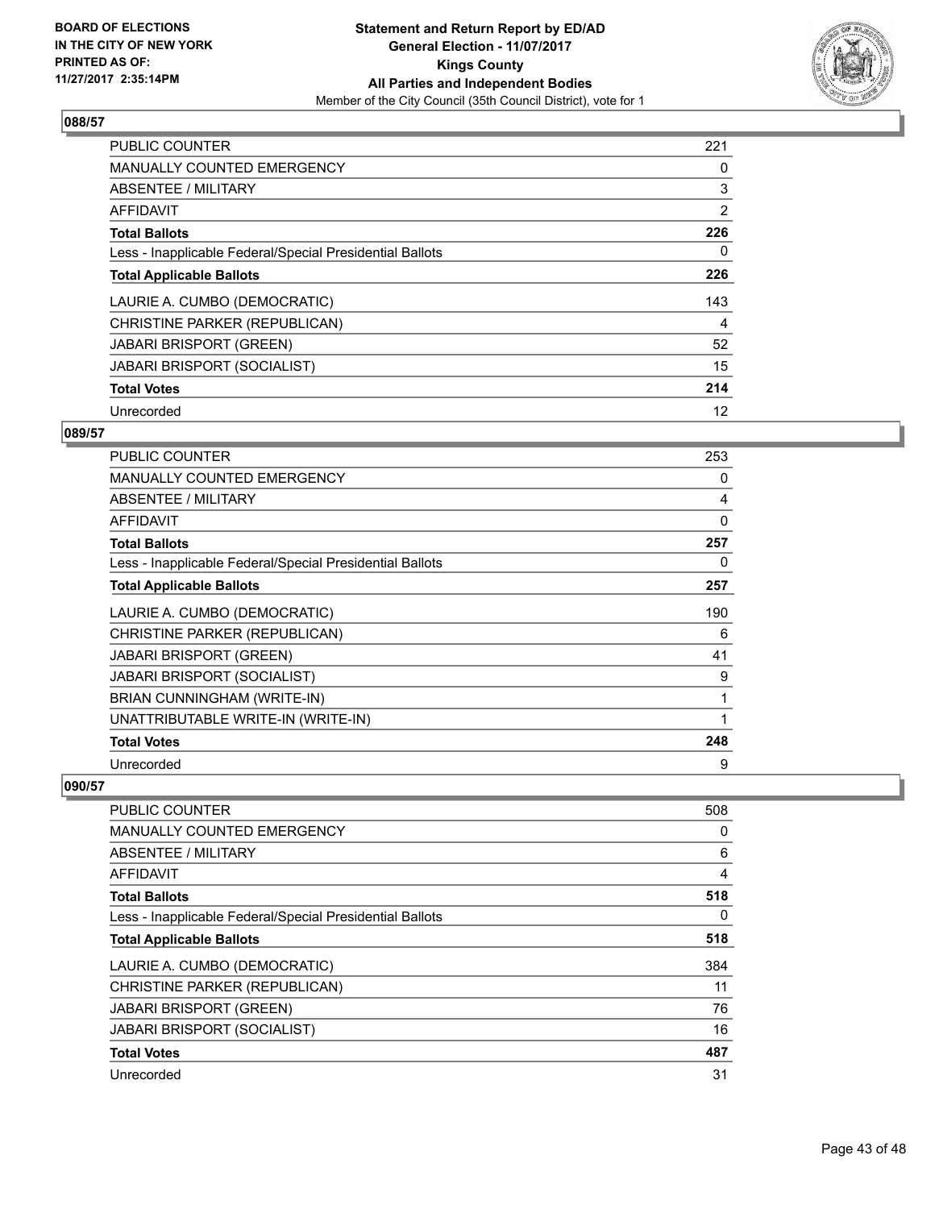## 088/57

| | |
|---|---|
| PUBLIC COUNTER | 221 |
| MANUALLY COUNTED EMERGENCY | 0 |
| ABSENTEE / MILITARY | 3 |
| AFFIDAVIT | 2 |
| **Total Ballots** | **226** |
| Less - Inapplicable Federal/Special Presidential Ballots | 0 |
| **Total Applicable Ballots** | **226** |
| LAURIE A. CUMBO (DEMOCRATIC) | 143 |
| CHRISTINE PARKER (REPUBLICAN) | 4 |
| JABARI BRISPORT (GREEN) | 52 |
| JABARI BRISPORT (SOCIALIST) | 15 |
| **Total Votes** | **214** |
| Unrecorded | 12 |

## 089/57

| | |
|---|---|
| PUBLIC COUNTER | 253 |
| MANUALLY COUNTED EMERGENCY | 0 |
| ABSENTEE / MILITARY | 4 |
| AFFIDAVIT | 0 |
| **Total Ballots** | **257** |
| Less - Inapplicable Federal/Special Presidential Ballots | 0 |
| **Total Applicable Ballots** | **257** |
| LAURIE A. CUMBO (DEMOCRATIC) | 190 |
| CHRISTINE PARKER (REPUBLICAN) | 6 |
| JABARI BRISPORT (GREEN) | 41 |
| JABARI BRISPORT (SOCIALIST) | 9 |
| BRIAN CUNNINGHAM (WRITE-IN) | 1 |
| UNATTRIBUTABLE WRITE-IN (WRITE-IN) | 1 |
| **Total Votes** | **248** |
| Unrecorded | 9 |

## 090/57

| | |
|---|---|
| PUBLIC COUNTER | 508 |
| MANUALLY COUNTED EMERGENCY | 0 |
| ABSENTEE / MILITARY | 6 |
| AFFIDAVIT | 4 |
| **Total Ballots** | **518** |
| Less - Inapplicable Federal/Special Presidential Ballots | 0 |
| **Total Applicable Ballots** | **518** |
| LAURIE A. CUMBO (DEMOCRATIC) | 384 |
| CHRISTINE PARKER (REPUBLICAN) | 11 |
| JABARI BRISPORT (GREEN) | 76 |
| JABARI BRISPORT (SOCIALIST) | 16 |
| **Total Votes** | **487** |
| Unrecorded | 31 |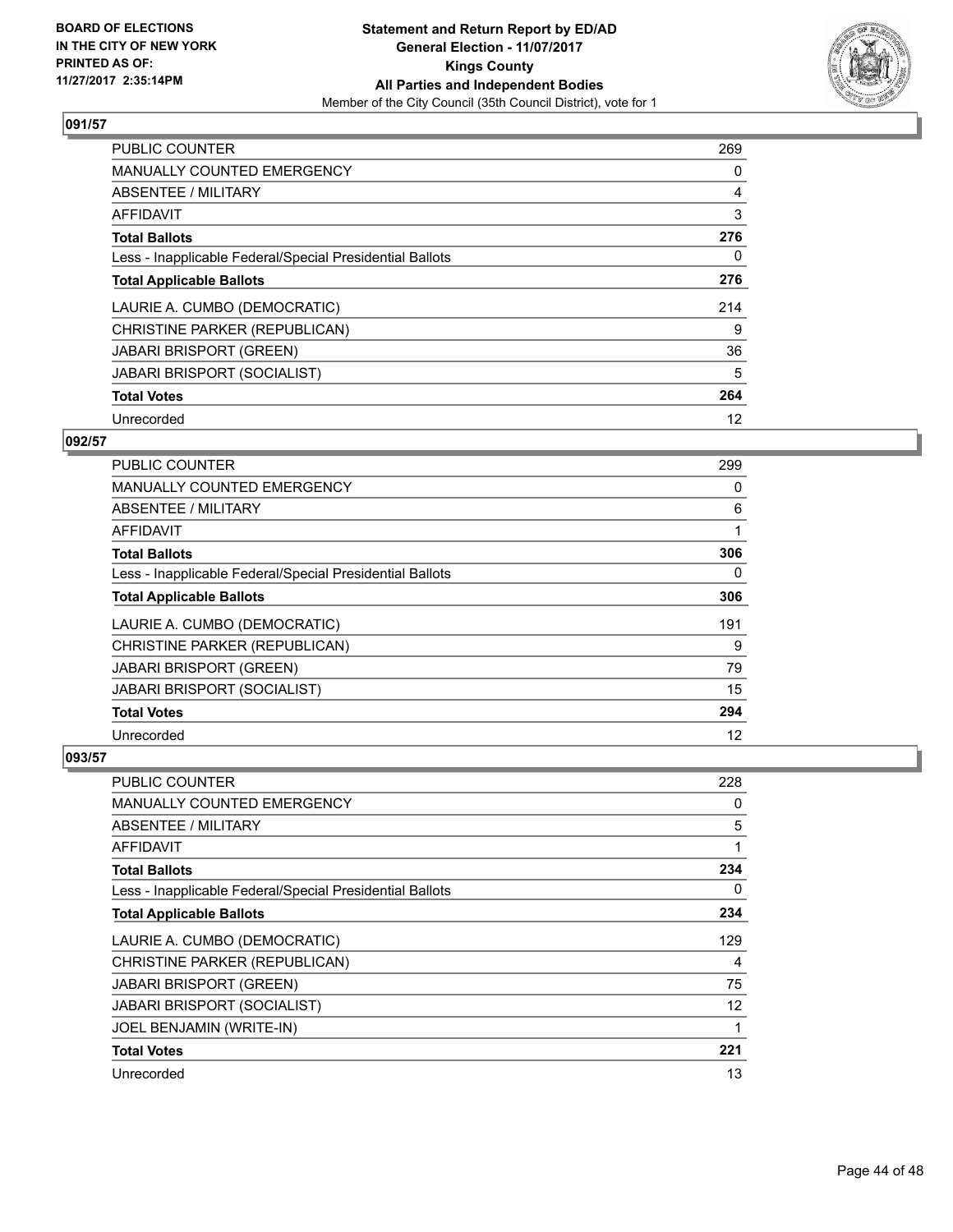### 091/57

| | |
|---|---|
| PUBLIC COUNTER | 269 |
| MANUALLY COUNTED EMERGENCY | 0 |
| ABSENTEE / MILITARY | 4 |
| AFFIDAVIT | 3 |
| **Total Ballots** | **276** |
| Less - Inapplicable Federal/Special Presidential Ballots | 0 |
| **Total Applicable Ballots** | **276** |
| LAURIE A. CUMBO (DEMOCRATIC) | 214 |
| CHRISTINE PARKER (REPUBLICAN) | 9 |
| JABARI BRISPORT (GREEN) | 36 |
| JABARI BRISPORT (SOCIALIST) | 5 |
| **Total Votes** | **264** |
| Unrecorded | 12 |

### 092/57

| | |
|---|---|
| PUBLIC COUNTER | 299 |
| MANUALLY COUNTED EMERGENCY | 0 |
| ABSENTEE / MILITARY | 6 |
| AFFIDAVIT | 1 |
| **Total Ballots** | **306** |
| Less - Inapplicable Federal/Special Presidential Ballots | 0 |
| **Total Applicable Ballots** | **306** |
| LAURIE A. CUMBO (DEMOCRATIC) | 191 |
| CHRISTINE PARKER (REPUBLICAN) | 9 |
| JABARI BRISPORT (GREEN) | 79 |
| JABARI BRISPORT (SOCIALIST) | 15 |
| **Total Votes** | **294** |
| Unrecorded | 12 |

### 093/57

| | |
|---|---|
| PUBLIC COUNTER | 228 |
| MANUALLY COUNTED EMERGENCY | 0 |
| ABSENTEE / MILITARY | 5 |
| AFFIDAVIT | 1 |
| **Total Ballots** | **234** |
| Less - Inapplicable Federal/Special Presidential Ballots | 0 |
| **Total Applicable Ballots** | **234** |
| LAURIE A. CUMBO (DEMOCRATIC) | 129 |
| CHRISTINE PARKER (REPUBLICAN) | 4 |
| JABARI BRISPORT (GREEN) | 75 |
| JABARI BRISPORT (SOCIALIST) | 12 |
| JOEL BENJAMIN (WRITE-IN) | 1 |
| **Total Votes** | **221** |
| Unrecorded | 13 |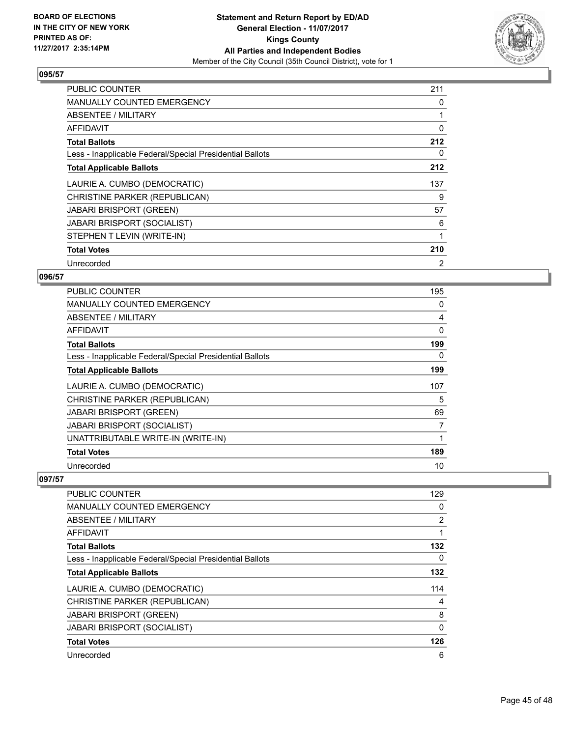**BOARD OF ELECTIONS IN THE CITY OF NEW YORK PRINTED AS OF: 11/27/2017 2:35:14PM**

**Statement and Return Report by ED/AD**
**General Election - 11/07/2017**
**Kings County**
**All Parties and Independent Bodies**
Member of the City Council (35th Council District), vote for 1

## 095/57

| | |
|---|---|
| PUBLIC COUNTER | 211 |
| MANUALLY COUNTED EMERGENCY | 0 |
| ABSENTEE / MILITARY | 1 |
| AFFIDAVIT | 0 |
| **Total Ballots** | **212** |
| Less - Inapplicable Federal/Special Presidential Ballots | 0 |
| **Total Applicable Ballots** | **212** |
| LAURIE A. CUMBO (DEMOCRATIC) | 137 |
| CHRISTINE PARKER (REPUBLICAN) | 9 |
| JABARI BRISPORT (GREEN) | 57 |
| JABARI BRISPORT (SOCIALIST) | 6 |
| STEPHEN T LEVIN (WRITE-IN) | 1 |
| **Total Votes** | **210** |
| Unrecorded | 2 |

## 096/57

| | |
|---|---|
| PUBLIC COUNTER | 195 |
| MANUALLY COUNTED EMERGENCY | 0 |
| ABSENTEE / MILITARY | 4 |
| AFFIDAVIT | 0 |
| **Total Ballots** | **199** |
| Less - Inapplicable Federal/Special Presidential Ballots | 0 |
| **Total Applicable Ballots** | **199** |
| LAURIE A. CUMBO (DEMOCRATIC) | 107 |
| CHRISTINE PARKER (REPUBLICAN) | 5 |
| JABARI BRISPORT (GREEN) | 69 |
| JABARI BRISPORT (SOCIALIST) | 7 |
| UNATTRIBUTABLE WRITE-IN (WRITE-IN) | 1 |
| **Total Votes** | **189** |
| Unrecorded | 10 |

## 097/57

| | |
|---|---|
| PUBLIC COUNTER | 129 |
| MANUALLY COUNTED EMERGENCY | 0 |
| ABSENTEE / MILITARY | 2 |
| AFFIDAVIT | 1 |
| **Total Ballots** | **132** |
| Less - Inapplicable Federal/Special Presidential Ballots | 0 |
| **Total Applicable Ballots** | **132** |
| LAURIE A. CUMBO (DEMOCRATIC) | 114 |
| CHRISTINE PARKER (REPUBLICAN) | 4 |
| JABARI BRISPORT (GREEN) | 8 |
| JABARI BRISPORT (SOCIALIST) | 0 |
| **Total Votes** | **126** |
| Unrecorded | 6 |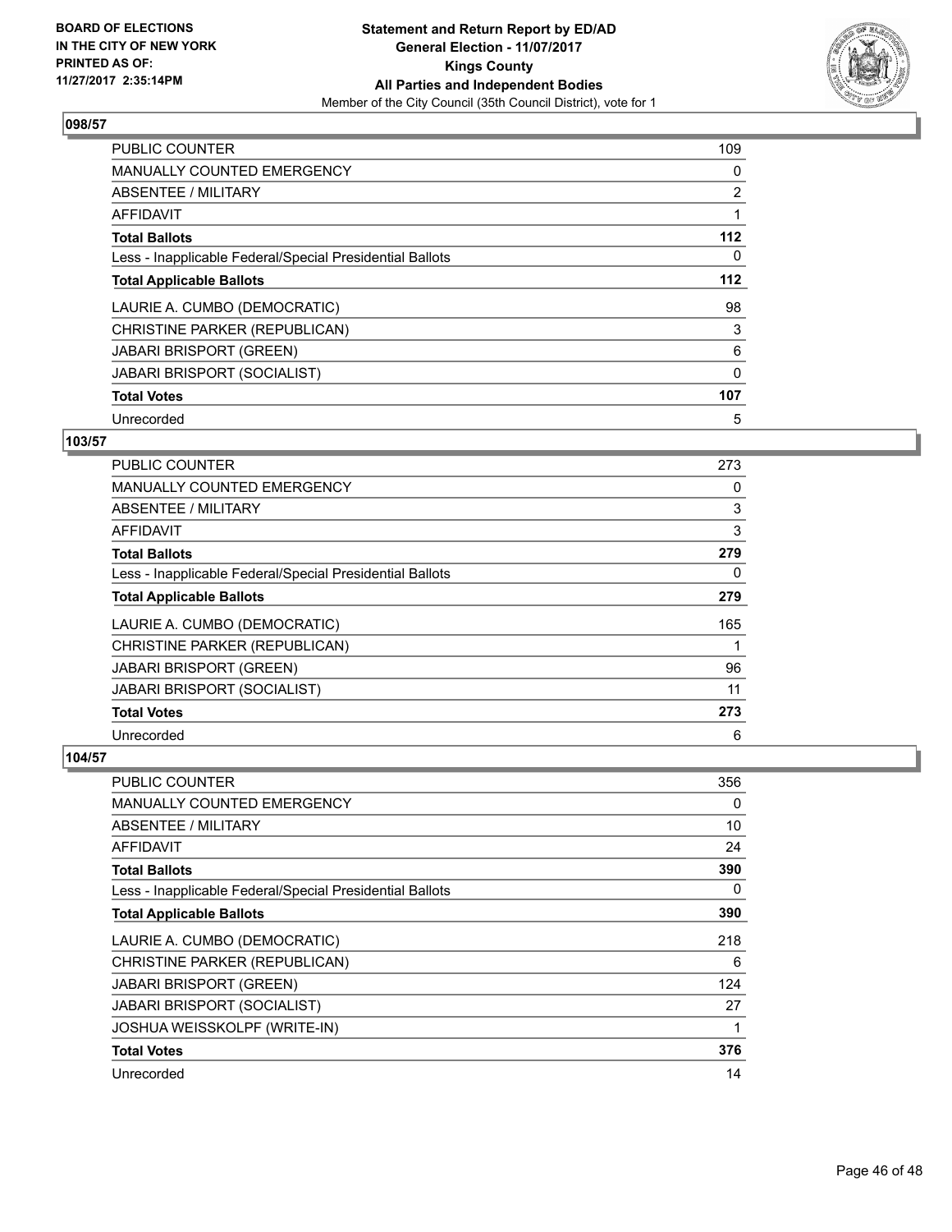**BOARD OF ELECTIONS IN THE CITY OF NEW YORK PRINTED AS OF: 11/27/2017 2:35:14PM**

**Statement and Return Report by ED/AD**
**General Election - 11/07/2017**
**Kings County**
**All Parties and Independent Bodies**
Member of the City Council (35th Council District), vote for 1

### 098/57

| | |
|---|---|
| PUBLIC COUNTER | 109 |
| MANUALLY COUNTED EMERGENCY | 0 |
| ABSENTEE / MILITARY | 2 |
| AFFIDAVIT | 1 |
| **Total Ballots** | **112** |
| Less - Inapplicable Federal/Special Presidential Ballots | 0 |
| **Total Applicable Ballots** | **112** |
| LAURIE A. CUMBO (DEMOCRATIC) | 98 |
| CHRISTINE PARKER (REPUBLICAN) | 3 |
| JABARI BRISPORT (GREEN) | 6 |
| JABARI BRISPORT (SOCIALIST) | 0 |
| **Total Votes** | **107** |
| Unrecorded | 5 |

### 103/57

| | |
|---|---|
| PUBLIC COUNTER | 273 |
| MANUALLY COUNTED EMERGENCY | 0 |
| ABSENTEE / MILITARY | 3 |
| AFFIDAVIT | 3 |
| **Total Ballots** | **279** |
| Less - Inapplicable Federal/Special Presidential Ballots | 0 |
| **Total Applicable Ballots** | **279** |
| LAURIE A. CUMBO (DEMOCRATIC) | 165 |
| CHRISTINE PARKER (REPUBLICAN) | 1 |
| JABARI BRISPORT (GREEN) | 96 |
| JABARI BRISPORT (SOCIALIST) | 11 |
| **Total Votes** | **273** |
| Unrecorded | 6 |

### 104/57

| | |
|---|---|
| PUBLIC COUNTER | 356 |
| MANUALLY COUNTED EMERGENCY | 0 |
| ABSENTEE / MILITARY | 10 |
| AFFIDAVIT | 24 |
| **Total Ballots** | **390** |
| Less - Inapplicable Federal/Special Presidential Ballots | 0 |
| **Total Applicable Ballots** | **390** |
| LAURIE A. CUMBO (DEMOCRATIC) | 218 |
| CHRISTINE PARKER (REPUBLICAN) | 6 |
| JABARI BRISPORT (GREEN) | 124 |
| JABARI BRISPORT (SOCIALIST) | 27 |
| JOSHUA WEISSKOLPF (WRITE-IN) | 1 |
| **Total Votes** | **376** |
| Unrecorded | 14 |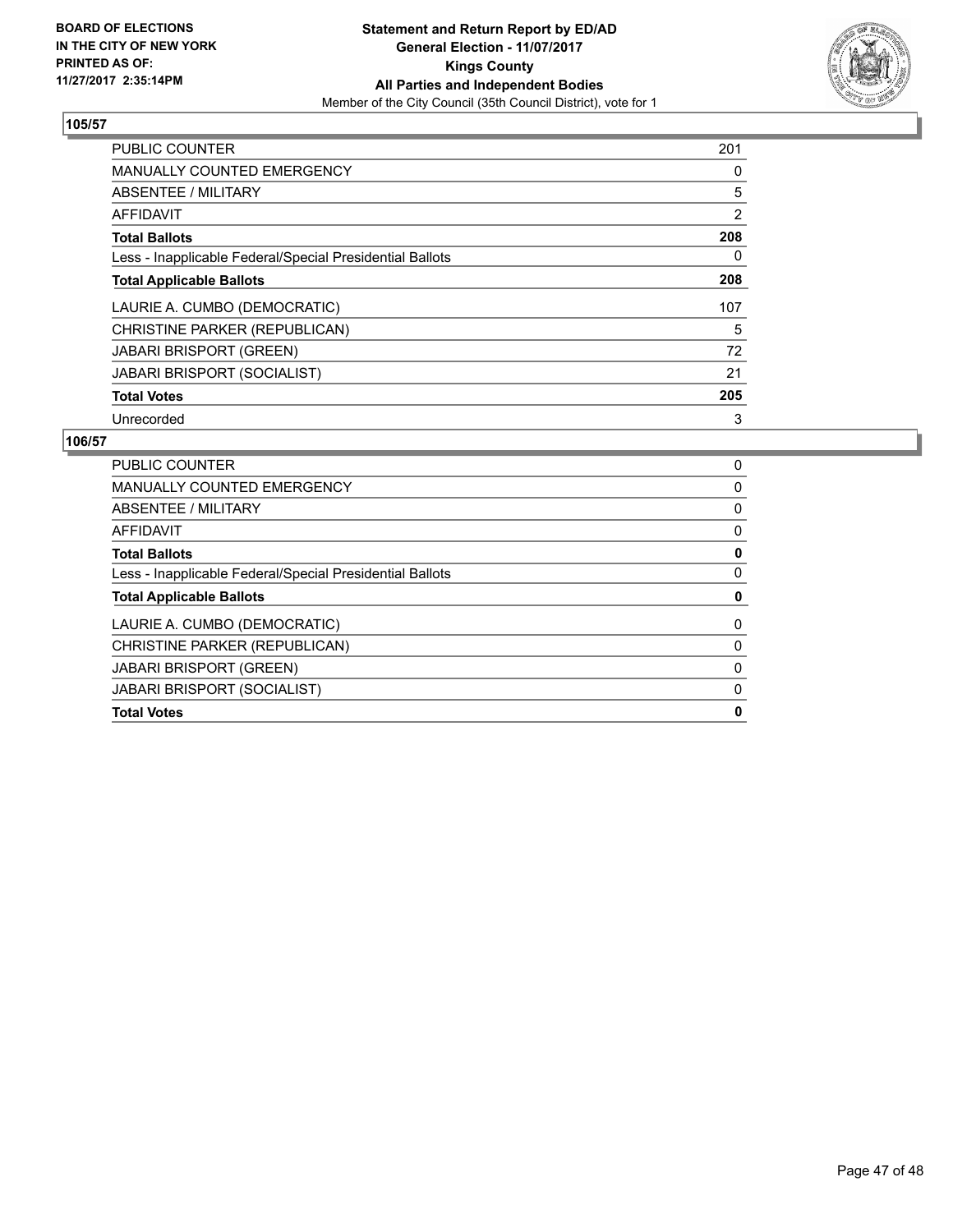**BOARD OF ELECTIONS IN THE CITY OF NEW YORK PRINTED AS OF: 11/27/2017 2:35:14PM**

**Statement and Return Report by ED/AD**
**General Election - 11/07/2017**
**Kings County**
**All Parties and Independent Bodies**
Member of the City Council (35th Council District), vote for 1

## 105/57

| | |
|---|---|
| PUBLIC COUNTER | 201 |
| MANUALLY COUNTED EMERGENCY | 0 |
| ABSENTEE / MILITARY | 5 |
| AFFIDAVIT | 2 |
| **Total Ballots** | **208** |
| Less - Inapplicable Federal/Special Presidential Ballots | 0 |
| **Total Applicable Ballots** | **208** |
| LAURIE A. CUMBO (DEMOCRATIC) | 107 |
| CHRISTINE PARKER (REPUBLICAN) | 5 |
| JABARI BRISPORT (GREEN) | 72 |
| JABARI BRISPORT (SOCIALIST) | 21 |
| **Total Votes** | **205** |
| Unrecorded | 3 |

## 106/57

| | |
|---|---|
| PUBLIC COUNTER | 0 |
| MANUALLY COUNTED EMERGENCY | 0 |
| ABSENTEE / MILITARY | 0 |
| AFFIDAVIT | 0 |
| **Total Ballots** | **0** |
| Less - Inapplicable Federal/Special Presidential Ballots | 0 |
| **Total Applicable Ballots** | **0** |
| LAURIE A. CUMBO (DEMOCRATIC) | 0 |
| CHRISTINE PARKER (REPUBLICAN) | 0 |
| JABARI BRISPORT (GREEN) | 0 |
| JABARI BRISPORT (SOCIALIST) | 0 |
| **Total Votes** | **0** |